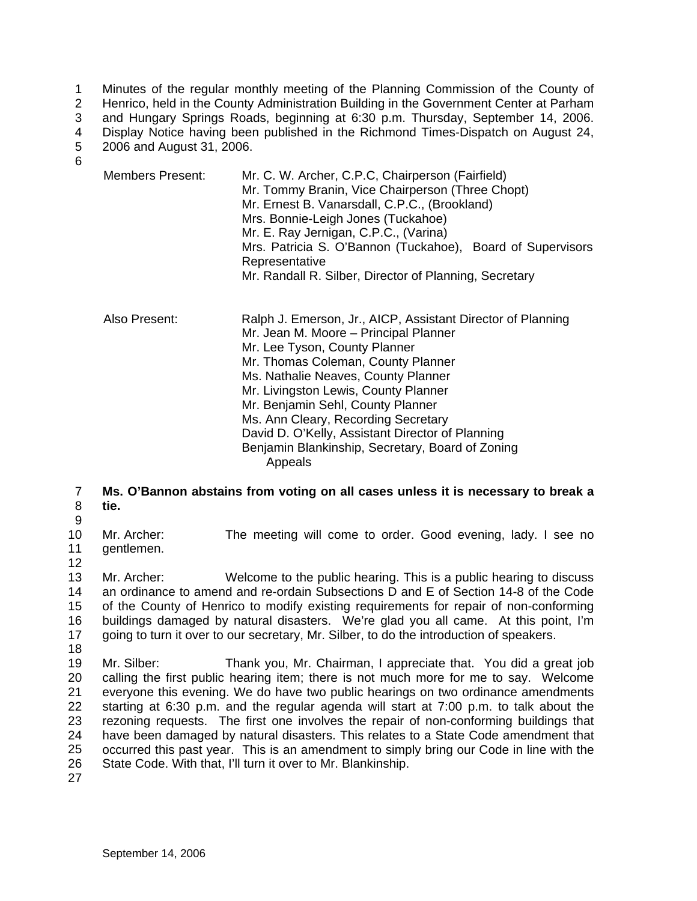Minutes of the regular monthly meeting of the Planning Commission of the County of Henrico, held in the County Administration Building in the Government Center at Parham and Hungary Springs Roads, beginning at 6:30 p.m. Thursday, September 14, 2006. Display Notice having been published in the Richmond Times-Dispatch on August 24, 2006 and August 31, 2006.

Members Present: Mr. C. W. Archer, C.P.C, Chairperson (Fairfield)
Mr. Tommy Branin, Vice Chairperson (Three Chopt)
Mr. Ernest B. Vanarsdall, C.P.C., (Brookland)
Mrs. Bonnie-Leigh Jones (Tuckahoe)
Mr. E. Ray Jernigan, C.P.C., (Varina)
Mrs. Patricia S. O'Bannon (Tuckahoe), Board of Supervisors Representative
Mr. Randall R. Silber, Director of Planning, Secretary

Also Present: Ralph J. Emerson, Jr., AICP, Assistant Director of Planning
Mr. Jean M. Moore – Principal Planner
Mr. Lee Tyson, County Planner
Mr. Thomas Coleman, County Planner
Ms. Nathalie Neaves, County Planner
Mr. Livingston Lewis, County Planner
Mr. Benjamin Sehl, County Planner
Ms. Ann Cleary, Recording Secretary
David D. O'Kelly, Assistant Director of Planning
Benjamin Blankinship, Secretary, Board of Zoning Appeals

**Ms. O'Bannon abstains from voting on all cases unless it is necessary to break a tie.**

Mr. Archer: The meeting will come to order. Good evening, lady. I see no gentlemen.

Mr. Archer: Welcome to the public hearing. This is a public hearing to discuss an ordinance to amend and re-ordain Subsections D and E of Section 14-8 of the Code of the County of Henrico to modify existing requirements for repair of non-conforming buildings damaged by natural disasters. We're glad you all came. At this point, I'm going to turn it over to our secretary, Mr. Silber, to do the introduction of speakers.

Mr. Silber: Thank you, Mr. Chairman, I appreciate that. You did a great job calling the first public hearing item; there is not much more for me to say. Welcome everyone this evening. We do have two public hearings on two ordinance amendments starting at 6:30 p.m. and the regular agenda will start at 7:00 p.m. to talk about the rezoning requests. The first one involves the repair of non-conforming buildings that have been damaged by natural disasters. This relates to a State Code amendment that occurred this past year. This is an amendment to simply bring our Code in line with the State Code. With that, I'll turn it over to Mr. Blankinship.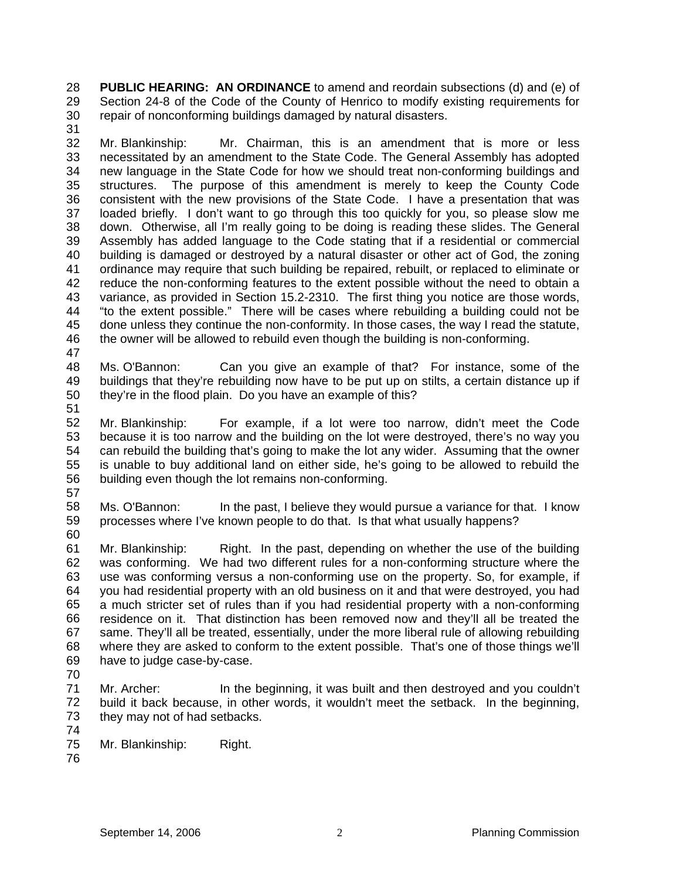**PUBLIC HEARING: AN ORDINANCE** to amend and reordain subsections (d) and (e) of Section 24-8 of the Code of the County of Henrico to modify existing requirements for repair of nonconforming buildings damaged by natural disasters.

Mr. Blankinship: Mr. Chairman, this is an amendment that is more or less necessitated by an amendment to the State Code. The General Assembly has adopted new language in the State Code for how we should treat non-conforming buildings and structures. The purpose of this amendment is merely to keep the County Code consistent with the new provisions of the State Code. I have a presentation that was loaded briefly. I don't want to go through this too quickly for you, so please slow me down. Otherwise, all I'm really going to be doing is reading these slides. The General Assembly has added language to the Code stating that if a residential or commercial building is damaged or destroyed by a natural disaster or other act of God, the zoning ordinance may require that such building be repaired, rebuilt, or replaced to eliminate or reduce the non-conforming features to the extent possible without the need to obtain a variance, as provided in Section 15.2-2310. The first thing you notice are those words, "to the extent possible." There will be cases where rebuilding a building could not be done unless they continue the non-conformity. In those cases, the way I read the statute, the owner will be allowed to rebuild even though the building is non-conforming.

Ms. O'Bannon: Can you give an example of that? For instance, some of the buildings that they're rebuilding now have to be put up on stilts, a certain distance up if they're in the flood plain. Do you have an example of this?

Mr. Blankinship: For example, if a lot were too narrow, didn't meet the Code because it is too narrow and the building on the lot were destroyed, there's no way you can rebuild the building that's going to make the lot any wider. Assuming that the owner is unable to buy additional land on either side, he's going to be allowed to rebuild the building even though the lot remains non-conforming.

Ms. O'Bannon: In the past, I believe they would pursue a variance for that. I know processes where I've known people to do that. Is that what usually happens?

Mr. Blankinship: Right. In the past, depending on whether the use of the building was conforming. We had two different rules for a non-conforming structure where the use was conforming versus a non-conforming use on the property. So, for example, if you had residential property with an old business on it and that were destroyed, you had a much stricter set of rules than if you had residential property with a non-conforming residence on it. That distinction has been removed now and they'll all be treated the same. They'll all be treated, essentially, under the more liberal rule of allowing rebuilding where they are asked to conform to the extent possible. That's one of those things we'll have to judge case-by-case.

Mr. Archer: In the beginning, it was built and then destroyed and you couldn't build it back because, in other words, it wouldn't meet the setback. In the beginning, they may not of had setbacks.

Mr. Blankinship: Right.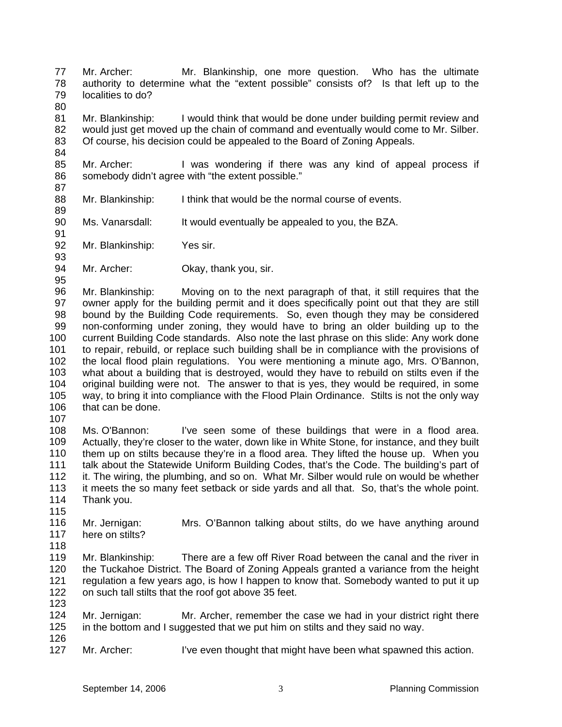Mr. Archer: Mr. Blankinship, one more question. Who has the ultimate authority to determine what the "extent possible" consists of? Is that left up to the localities to do?

Mr. Blankinship: I would think that would be done under building permit review and would just get moved up the chain of command and eventually would come to Mr. Silber. Of course, his decision could be appealed to the Board of Zoning Appeals.

Mr. Archer: I was wondering if there was any kind of appeal process if somebody didn't agree with "the extent possible."

Mr. Blankinship: I think that would be the normal course of events.

Ms. Vanarsdall: It would eventually be appealed to you, the BZA.

Mr. Blankinship: Yes sir.

Mr. Archer: Okay, thank you, sir.

Mr. Blankinship: Moving on to the next paragraph of that, it still requires that the owner apply for the building permit and it does specifically point out that they are still bound by the Building Code requirements. So, even though they may be considered non-conforming under zoning, they would have to bring an older building up to the current Building Code standards. Also note the last phrase on this slide: Any work done to repair, rebuild, or replace such building shall be in compliance with the provisions of the local flood plain regulations. You were mentioning a minute ago, Mrs. O'Bannon, what about a building that is destroyed, would they have to rebuild on stilts even if the original building were not. The answer to that is yes, they would be required, in some way, to bring it into compliance with the Flood Plain Ordinance. Stilts is not the only way that can be done.

Ms. O'Bannon: I've seen some of these buildings that were in a flood area. Actually, they're closer to the water, down like in White Stone, for instance, and they built them up on stilts because they're in a flood area. They lifted the house up. When you talk about the Statewide Uniform Building Codes, that's the Code. The building's part of it. The wiring, the plumbing, and so on. What Mr. Silber would rule on would be whether it meets the so many feet setback or side yards and all that. So, that's the whole point. Thank you.

Mr. Jernigan: Mrs. O'Bannon talking about stilts, do we have anything around here on stilts?

Mr. Blankinship: There are a few off River Road between the canal and the river in the Tuckahoe District. The Board of Zoning Appeals granted a variance from the height regulation a few years ago, is how I happen to know that. Somebody wanted to put it up on such tall stilts that the roof got above 35 feet.

Mr. Jernigan: Mr. Archer, remember the case we had in your district right there in the bottom and I suggested that we put him on stilts and they said no way.

Mr. Archer: I've even thought that might have been what spawned this action.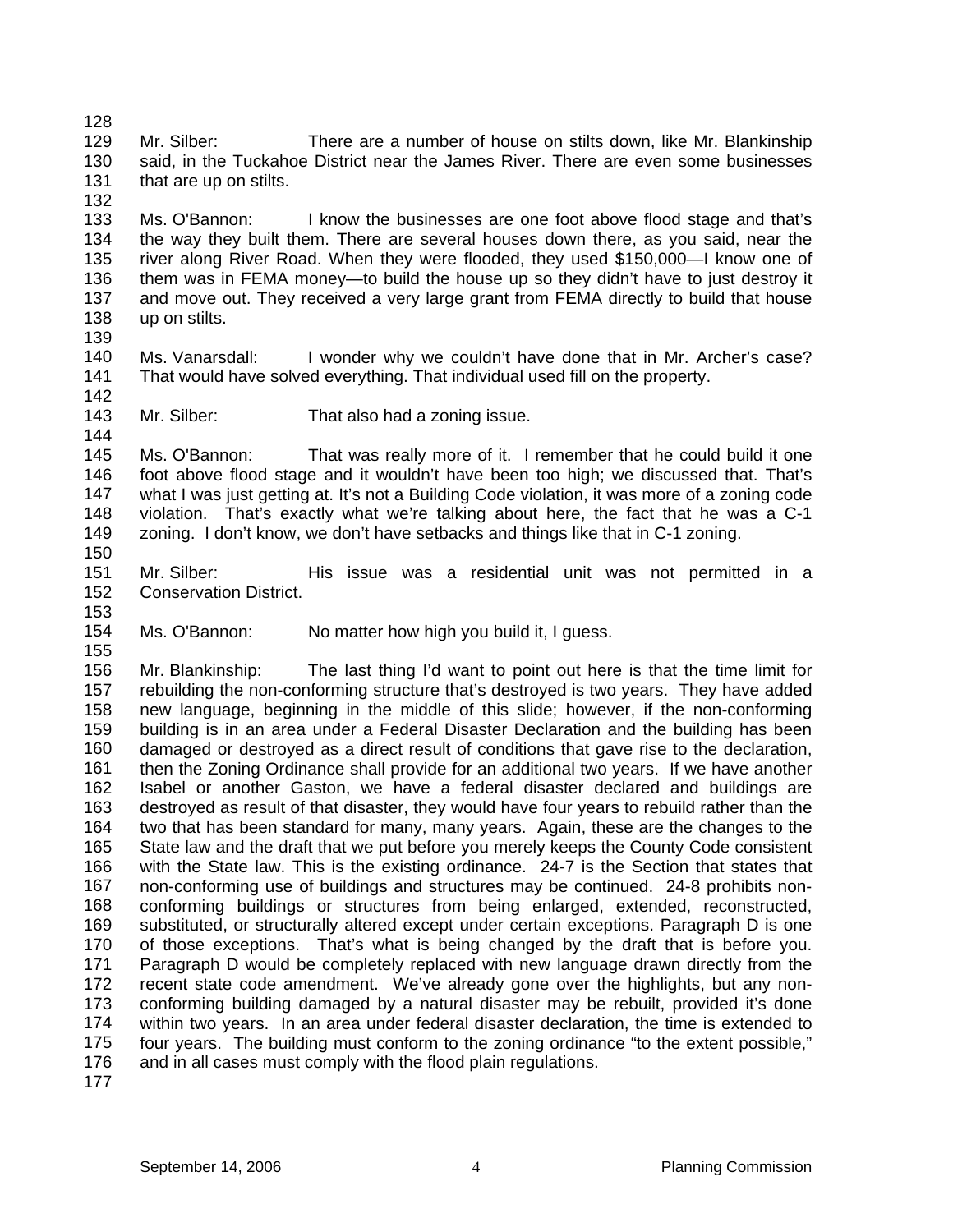Mr. Silber: There are a number of house on stilts down, like Mr. Blankinship said, in the Tuckahoe District near the James River. There are even some businesses that are up on stilts.

Ms. O'Bannon: I know the businesses are one foot above flood stage and that's the way they built them. There are several houses down there, as you said, near the river along River Road. When they were flooded, they used $150,000—I know one of them was in FEMA money—to build the house up so they didn't have to just destroy it and move out. They received a very large grant from FEMA directly to build that house up on stilts.

Ms. Vanarsdall: I wonder why we couldn't have done that in Mr. Archer's case? That would have solved everything. That individual used fill on the property.

Mr. Silber: That also had a zoning issue.

Ms. O'Bannon: That was really more of it. I remember that he could build it one foot above flood stage and it wouldn't have been too high; we discussed that. That's what I was just getting at. It's not a Building Code violation, it was more of a zoning code violation. That's exactly what we're talking about here, the fact that he was a C-1 zoning. I don't know, we don't have setbacks and things like that in C-1 zoning.

Mr. Silber: His issue was a residential unit was not permitted in a Conservation District.

Ms. O'Bannon: No matter how high you build it, I guess.

Mr. Blankinship: The last thing I'd want to point out here is that the time limit for rebuilding the non-conforming structure that's destroyed is two years. They have added new language, beginning in the middle of this slide; however, if the non-conforming building is in an area under a Federal Disaster Declaration and the building has been damaged or destroyed as a direct result of conditions that gave rise to the declaration, then the Zoning Ordinance shall provide for an additional two years. If we have another Isabel or another Gaston, we have a federal disaster declared and buildings are destroyed as result of that disaster, they would have four years to rebuild rather than the two that has been standard for many, many years. Again, these are the changes to the State law and the draft that we put before you merely keeps the County Code consistent with the State law. This is the existing ordinance. 24-7 is the Section that states that non-conforming use of buildings and structures may be continued. 24-8 prohibits non-conforming buildings or structures from being enlarged, extended, reconstructed, substituted, or structurally altered except under certain exceptions. Paragraph D is one of those exceptions. That's what is being changed by the draft that is before you. Paragraph D would be completely replaced with new language drawn directly from the recent state code amendment. We've already gone over the highlights, but any non-conforming building damaged by a natural disaster may be rebuilt, provided it's done within two years. In an area under federal disaster declaration, the time is extended to four years. The building must conform to the zoning ordinance "to the extent possible," and in all cases must comply with the flood plain regulations.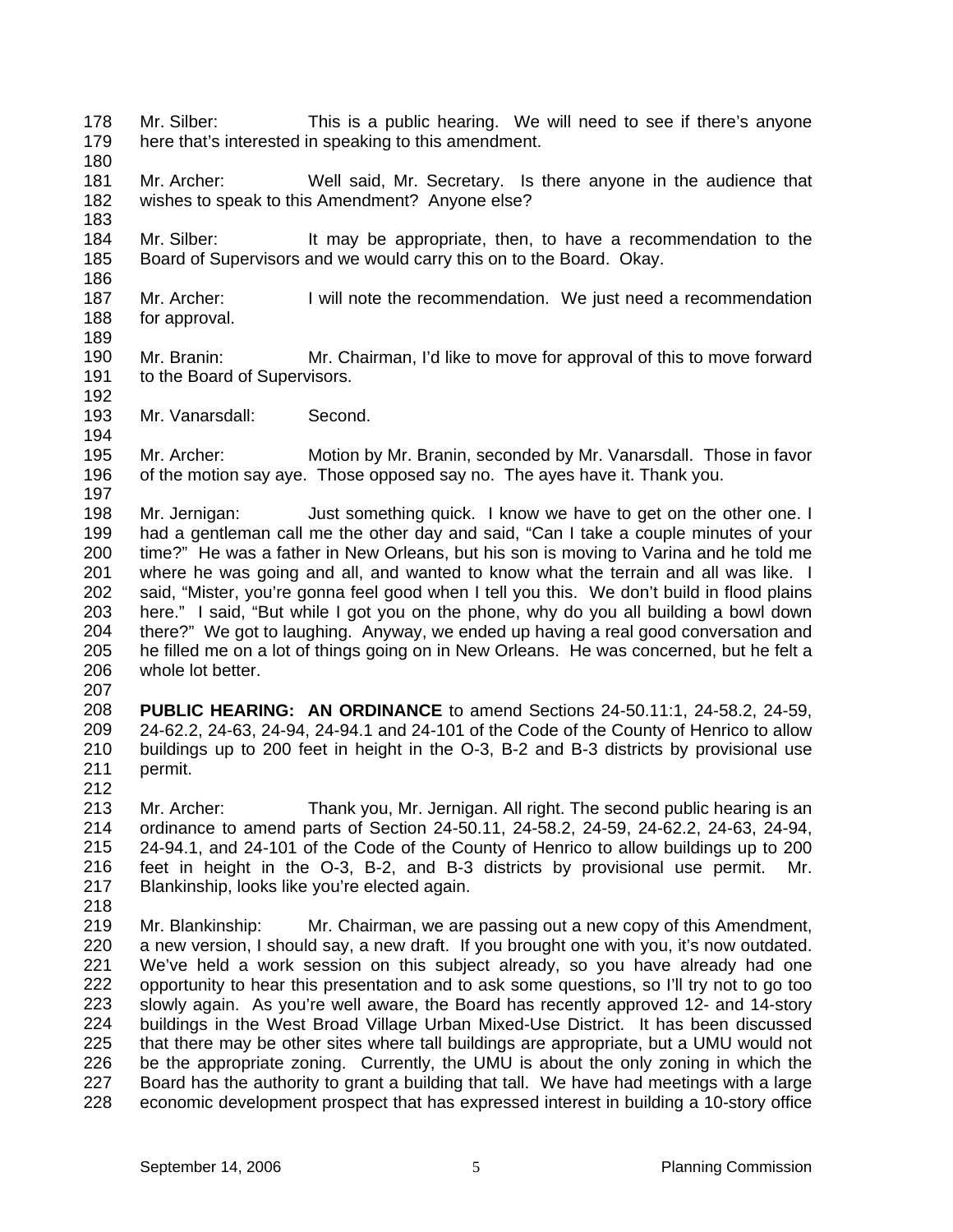Mr. Silber: This is a public hearing. We will need to see if there's anyone here that's interested in speaking to this amendment.

Mr. Archer: Well said, Mr. Secretary. Is there anyone in the audience that wishes to speak to this Amendment? Anyone else?

Mr. Silber: It may be appropriate, then, to have a recommendation to the Board of Supervisors and we would carry this on to the Board. Okay.

Mr. Archer: I will note the recommendation. We just need a recommendation for approval.

Mr. Branin: Mr. Chairman, I'd like to move for approval of this to move forward to the Board of Supervisors.

Mr. Vanarsdall: Second.

Mr. Archer: Motion by Mr. Branin, seconded by Mr. Vanarsdall. Those in favor of the motion say aye. Those opposed say no. The ayes have it. Thank you.

Mr. Jernigan: Just something quick. I know we have to get on the other one. I had a gentleman call me the other day and said, "Can I take a couple minutes of your time?" He was a father in New Orleans, but his son is moving to Varina and he told me where he was going and all, and wanted to know what the terrain and all was like. I said, "Mister, you're gonna feel good when I tell you this. We don't build in flood plains here." I said, "But while I got you on the phone, why do you all building a bowl down there?" We got to laughing. Anyway, we ended up having a real good conversation and he filled me on a lot of things going on in New Orleans. He was concerned, but he felt a whole lot better.

**PUBLIC HEARING: AN ORDINANCE** to amend Sections 24-50.11:1, 24-58.2, 24-59, 24-62.2, 24-63, 24-94, 24-94.1 and 24-101 of the Code of the County of Henrico to allow buildings up to 200 feet in height in the O-3, B-2 and B-3 districts by provisional use permit.

Mr. Archer: Thank you, Mr. Jernigan. All right. The second public hearing is an ordinance to amend parts of Section 24-50.11, 24-58.2, 24-59, 24-62.2, 24-63, 24-94, 24-94.1, and 24-101 of the Code of the County of Henrico to allow buildings up to 200 feet in height in the O-3, B-2, and B-3 districts by provisional use permit. Mr. Blankinship, looks like you're elected again.

Mr. Blankinship: Mr. Chairman, we are passing out a new copy of this Amendment, a new version, I should say, a new draft. If you brought one with you, it's now outdated. We've held a work session on this subject already, so you have already had one opportunity to hear this presentation and to ask some questions, so I'll try not to go too slowly again. As you're well aware, the Board has recently approved 12- and 14-story buildings in the West Broad Village Urban Mixed-Use District. It has been discussed that there may be other sites where tall buildings are appropriate, but a UMU would not be the appropriate zoning. Currently, the UMU is about the only zoning in which the Board has the authority to grant a building that tall. We have had meetings with a large economic development prospect that has expressed interest in building a 10-story office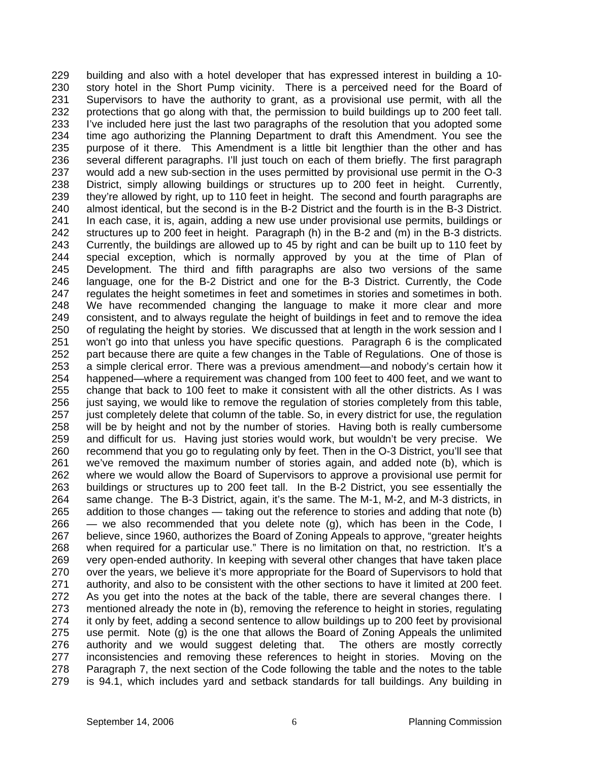building and also with a hotel developer that has expressed interest in building a 10-story hotel in the Short Pump vicinity. There is a perceived need for the Board of Supervisors to have the authority to grant, as a provisional use permit, with all the protections that go along with that, the permission to build buildings up to 200 feet tall. I've included here just the last two paragraphs of the resolution that you adopted some time ago authorizing the Planning Department to draft this Amendment. You see the purpose of it there. This Amendment is a little bit lengthier than the other and has several different paragraphs. I'll just touch on each of them briefly. The first paragraph would add a new sub-section in the uses permitted by provisional use permit in the O-3 District, simply allowing buildings or structures up to 200 feet in height. Currently, they're allowed by right, up to 110 feet in height. The second and fourth paragraphs are almost identical, but the second is in the B-2 District and the fourth is in the B-3 District. In each case, it is, again, adding a new use under provisional use permits, buildings or structures up to 200 feet in height. Paragraph (h) in the B-2 and (m) in the B-3 districts. Currently, the buildings are allowed up to 45 by right and can be built up to 110 feet by special exception, which is normally approved by you at the time of Plan of Development. The third and fifth paragraphs are also two versions of the same language, one for the B-2 District and one for the B-3 District. Currently, the Code regulates the height sometimes in feet and sometimes in stories and sometimes in both. We have recommended changing the language to make it more clear and more consistent, and to always regulate the height of buildings in feet and to remove the idea of regulating the height by stories. We discussed that at length in the work session and I won't go into that unless you have specific questions. Paragraph 6 is the complicated part because there are quite a few changes in the Table of Regulations. One of those is a simple clerical error. There was a previous amendment—and nobody's certain how it happened—where a requirement was changed from 100 feet to 400 feet, and we want to change that back to 100 feet to make it consistent with all the other districts. As I was just saying, we would like to remove the regulation of stories completely from this table, just completely delete that column of the table. So, in every district for use, the regulation will be by height and not by the number of stories. Having both is really cumbersome and difficult for us. Having just stories would work, but wouldn't be very precise. We recommend that you go to regulating only by feet. Then in the O-3 District, you'll see that we've removed the maximum number of stories again, and added note (b), which is where we would allow the Board of Supervisors to approve a provisional use permit for buildings or structures up to 200 feet tall. In the B-2 District, you see essentially the same change. The B-3 District, again, it's the same. The M-1, M-2, and M-3 districts, in addition to those changes — taking out the reference to stories and adding that note (b) — we also recommended that you delete note (g), which has been in the Code, I believe, since 1960, authorizes the Board of Zoning Appeals to approve, "greater heights when required for a particular use." There is no limitation on that, no restriction. It's a very open-ended authority. In keeping with several other changes that have taken place over the years, we believe it's more appropriate for the Board of Supervisors to hold that authority, and also to be consistent with the other sections to have it limited at 200 feet. As you get into the notes at the back of the table, there are several changes there. I mentioned already the note in (b), removing the reference to height in stories, regulating it only by feet, adding a second sentence to allow buildings up to 200 feet by provisional use permit. Note (g) is the one that allows the Board of Zoning Appeals the unlimited authority and we would suggest deleting that. The others are mostly correctly inconsistencies and removing these references to height in stories. Moving on the Paragraph 7, the next section of the Code following the table and the notes to the table is 94.1, which includes yard and setback standards for tall buildings. Any building in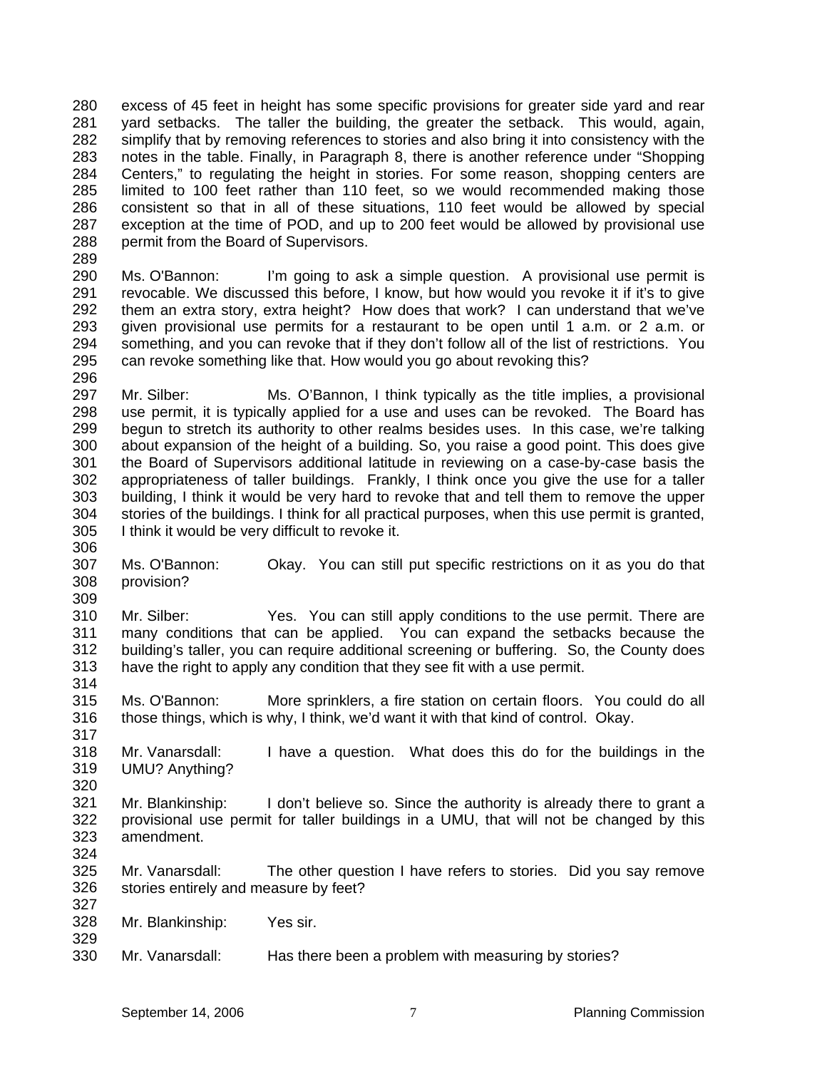excess of 45 feet in height has some specific provisions for greater side yard and rear yard setbacks. The taller the building, the greater the setback. This would, again, simplify that by removing references to stories and also bring it into consistency with the notes in the table. Finally, in Paragraph 8, there is another reference under "Shopping Centers," to regulating the height in stories. For some reason, shopping centers are limited to 100 feet rather than 110 feet, so we would recommended making those consistent so that in all of these situations, 110 feet would be allowed by special exception at the time of POD, and up to 200 feet would be allowed by provisional use permit from the Board of Supervisors.

Ms. O'Bannon: I'm going to ask a simple question. A provisional use permit is revocable. We discussed this before, I know, but how would you revoke it if it's to give them an extra story, extra height? How does that work? I can understand that we've given provisional use permits for a restaurant to be open until 1 a.m. or 2 a.m. or something, and you can revoke that if they don't follow all of the list of restrictions. You can revoke something like that. How would you go about revoking this?

Mr. Silber: Ms. O'Bannon, I think typically as the title implies, a provisional use permit, it is typically applied for a use and uses can be revoked. The Board has begun to stretch its authority to other realms besides uses. In this case, we're talking about expansion of the height of a building. So, you raise a good point. This does give the Board of Supervisors additional latitude in reviewing on a case-by-case basis the appropriateness of taller buildings. Frankly, I think once you give the use for a taller building, I think it would be very hard to revoke that and tell them to remove the upper stories of the buildings. I think for all practical purposes, when this use permit is granted, I think it would be very difficult to revoke it.

Ms. O'Bannon: Okay. You can still put specific restrictions on it as you do that provision?

Mr. Silber: Yes. You can still apply conditions to the use permit. There are many conditions that can be applied. You can expand the setbacks because the building's taller, you can require additional screening or buffering. So, the County does have the right to apply any condition that they see fit with a use permit.

Ms. O'Bannon: More sprinklers, a fire station on certain floors. You could do all those things, which is why, I think, we'd want it with that kind of control. Okay.

Mr. Vanarsdall: I have a question. What does this do for the buildings in the UMU? Anything?

Mr. Blankinship: I don't believe so. Since the authority is already there to grant a provisional use permit for taller buildings in a UMU, that will not be changed by this amendment.

Mr. Vanarsdall: The other question I have refers to stories. Did you say remove stories entirely and measure by feet?

Mr. Blankinship: Yes sir.

Mr. Vanarsdall: Has there been a problem with measuring by stories?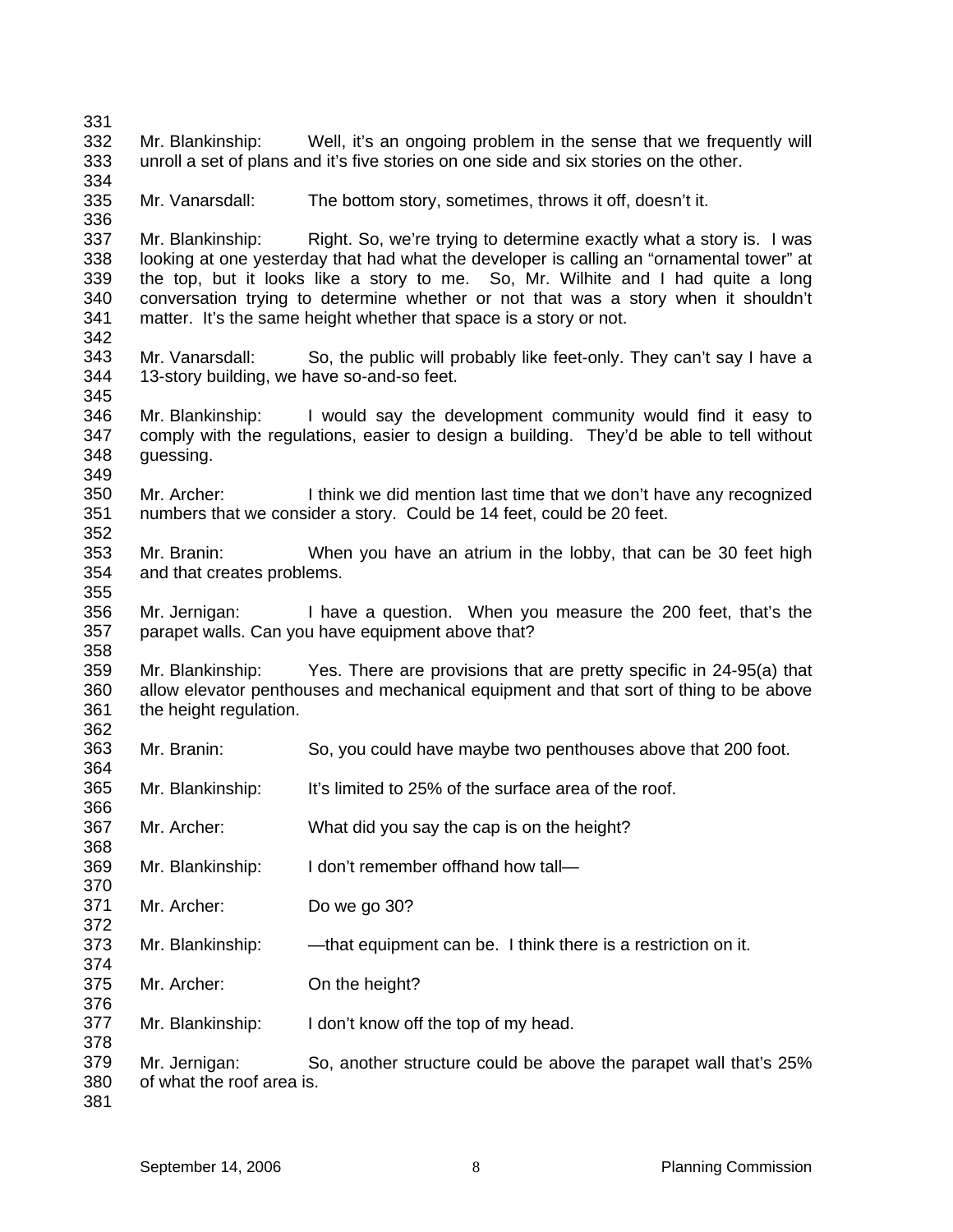Mr. Blankinship: Well, it's an ongoing problem in the sense that we frequently will unroll a set of plans and it's five stories on one side and six stories on the other.

Mr. Vanarsdall: The bottom story, sometimes, throws it off, doesn't it.

Mr. Blankinship: Right. So, we're trying to determine exactly what a story is. I was looking at one yesterday that had what the developer is calling an "ornamental tower" at the top, but it looks like a story to me. So, Mr. Wilhite and I had quite a long conversation trying to determine whether or not that was a story when it shouldn't matter. It's the same height whether that space is a story or not.

Mr. Vanarsdall: So, the public will probably like feet-only. They can't say I have a 13-story building, we have so-and-so feet.

Mr. Blankinship: I would say the development community would find it easy to comply with the regulations, easier to design a building. They'd be able to tell without guessing.

Mr. Archer: I think we did mention last time that we don't have any recognized numbers that we consider a story. Could be 14 feet, could be 20 feet.

Mr. Branin: When you have an atrium in the lobby, that can be 30 feet high and that creates problems.

Mr. Jernigan: I have a question. When you measure the 200 feet, that's the parapet walls. Can you have equipment above that?

Mr. Blankinship: Yes. There are provisions that are pretty specific in 24-95(a) that allow elevator penthouses and mechanical equipment and that sort of thing to be above the height regulation.

Mr. Branin: So, you could have maybe two penthouses above that 200 foot.

Mr. Blankinship: It's limited to 25% of the surface area of the roof.

Mr. Archer: What did you say the cap is on the height?

Mr. Blankinship: I don't remember offhand how tall—

Mr. Archer: Do we go 30?

Mr. Blankinship: —that equipment can be. I think there is a restriction on it.

Mr. Archer: On the height?

Mr. Blankinship: I don't know off the top of my head.

Mr. Jernigan: So, another structure could be above the parapet wall that's 25% of what the roof area is.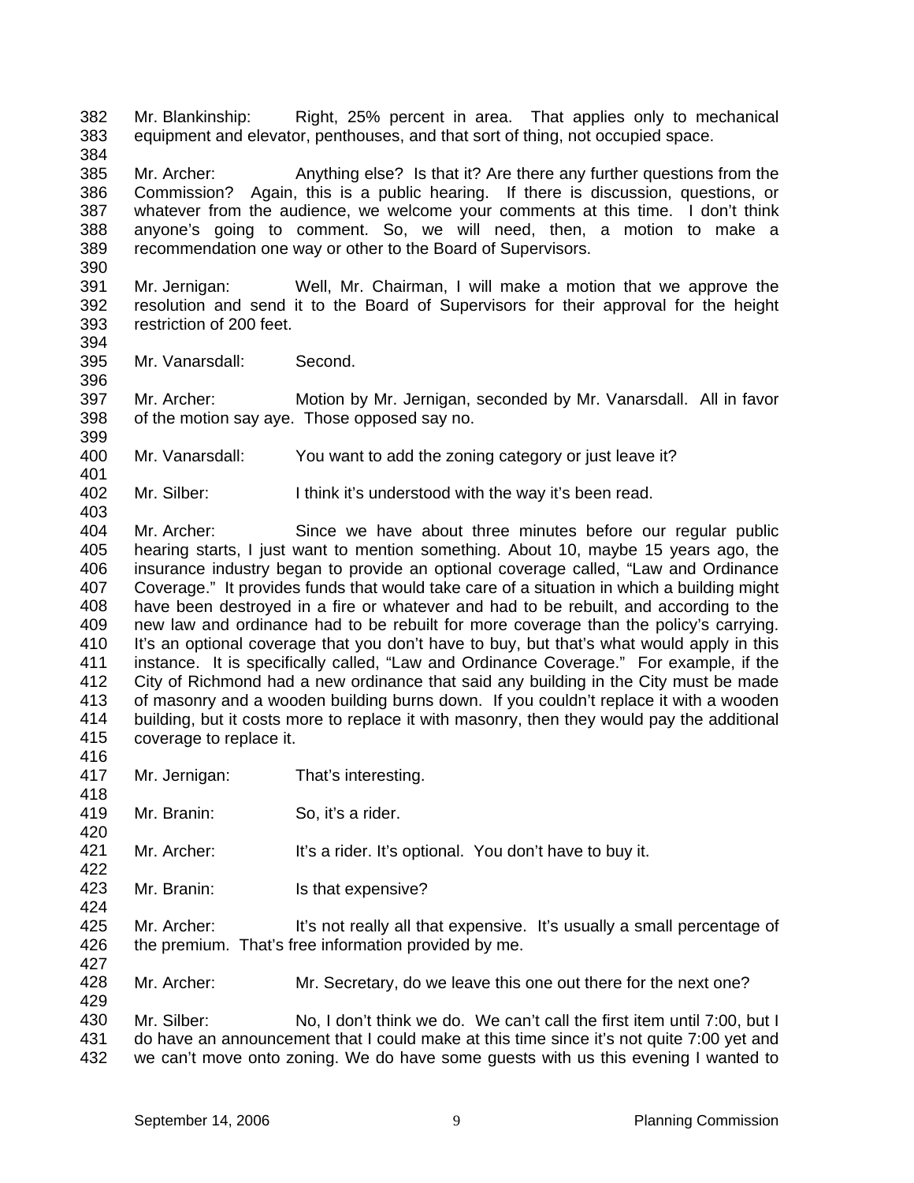Mr. Blankinship: Right, 25% percent in area. That applies only to mechanical equipment and elevator, penthouses, and that sort of thing, not occupied space.

Mr. Archer: Anything else? Is that it? Are there any further questions from the Commission? Again, this is a public hearing. If there is discussion, questions, or whatever from the audience, we welcome your comments at this time. I don't think anyone's going to comment. So, we will need, then, a motion to make a recommendation one way or other to the Board of Supervisors.

Mr. Jernigan: Well, Mr. Chairman, I will make a motion that we approve the resolution and send it to the Board of Supervisors for their approval for the height restriction of 200 feet.

Mr. Vanarsdall: Second.

Mr. Archer: Motion by Mr. Jernigan, seconded by Mr. Vanarsdall. All in favor of the motion say aye. Those opposed say no.

Mr. Vanarsdall: You want to add the zoning category or just leave it?

Mr. Silber: I think it's understood with the way it's been read.

Mr. Archer: Since we have about three minutes before our regular public hearing starts, I just want to mention something. About 10, maybe 15 years ago, the insurance industry began to provide an optional coverage called, "Law and Ordinance Coverage." It provides funds that would take care of a situation in which a building might have been destroyed in a fire or whatever and had to be rebuilt, and according to the new law and ordinance had to be rebuilt for more coverage than the policy's carrying. It's an optional coverage that you don't have to buy, but that's what would apply in this instance. It is specifically called, "Law and Ordinance Coverage." For example, if the City of Richmond had a new ordinance that said any building in the City must be made of masonry and a wooden building burns down. If you couldn't replace it with a wooden building, but it costs more to replace it with masonry, then they would pay the additional coverage to replace it.

Mr. Jernigan: That's interesting.

Mr. Branin: So, it's a rider.

Mr. Archer: It's a rider. It's optional. You don't have to buy it.

Mr. Branin: Is that expensive?

Mr. Archer: It's not really all that expensive. It's usually a small percentage of the premium. That's free information provided by me.

Mr. Archer: Mr. Secretary, do we leave this one out there for the next one?

Mr. Silber: No, I don't think we do. We can't call the first item until 7:00, but I do have an announcement that I could make at this time since it's not quite 7:00 yet and we can't move onto zoning. We do have some guests with us this evening I wanted to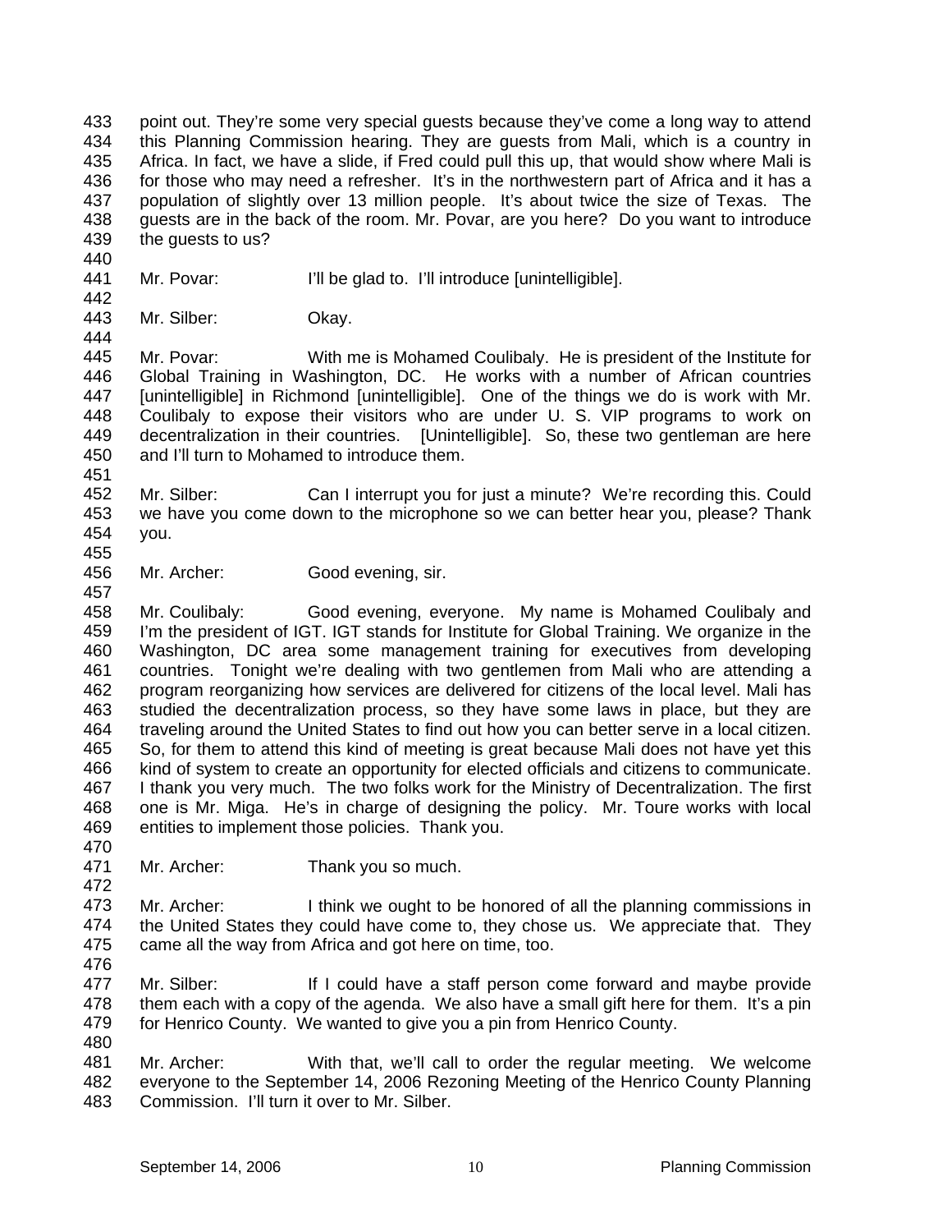point out. They're some very special guests because they've come a long way to attend this Planning Commission hearing. They are guests from Mali, which is a country in Africa. In fact, we have a slide, if Fred could pull this up, that would show where Mali is for those who may need a refresher. It's in the northwestern part of Africa and it has a population of slightly over 13 million people. It's about twice the size of Texas. The guests are in the back of the room. Mr. Povar, are you here? Do you want to introduce the guests to us?

Mr. Povar: I'll be glad to. I'll introduce [unintelligible].

Mr. Silber: Okay.

Mr. Povar: With me is Mohamed Coulibaly. He is president of the Institute for Global Training in Washington, DC. He works with a number of African countries [unintelligible] in Richmond [unintelligible]. One of the things we do is work with Mr. Coulibaly to expose their visitors who are under U. S. VIP programs to work on decentralization in their countries. [Unintelligible]. So, these two gentleman are here and I'll turn to Mohamed to introduce them.

Mr. Silber: Can I interrupt you for just a minute? We're recording this. Could we have you come down to the microphone so we can better hear you, please? Thank you.

Mr. Archer: Good evening, sir.

Mr. Coulibaly: Good evening, everyone. My name is Mohamed Coulibaly and I'm the president of IGT. IGT stands for Institute for Global Training. We organize in the Washington, DC area some management training for executives from developing countries. Tonight we're dealing with two gentlemen from Mali who are attending a program reorganizing how services are delivered for citizens of the local level. Mali has studied the decentralization process, so they have some laws in place, but they are traveling around the United States to find out how you can better serve in a local citizen. So, for them to attend this kind of meeting is great because Mali does not have yet this kind of system to create an opportunity for elected officials and citizens to communicate. I thank you very much. The two folks work for the Ministry of Decentralization. The first one is Mr. Miga. He's in charge of designing the policy. Mr. Toure works with local entities to implement those policies. Thank you.

Mr. Archer: Thank you so much.

Mr. Archer: I think we ought to be honored of all the planning commissions in the United States they could have come to, they chose us. We appreciate that. They came all the way from Africa and got here on time, too.

Mr. Silber: If I could have a staff person come forward and maybe provide them each with a copy of the agenda. We also have a small gift here for them. It's a pin for Henrico County. We wanted to give you a pin from Henrico County.

Mr. Archer: With that, we'll call to order the regular meeting. We welcome everyone to the September 14, 2006 Rezoning Meeting of the Henrico County Planning Commission. I'll turn it over to Mr. Silber.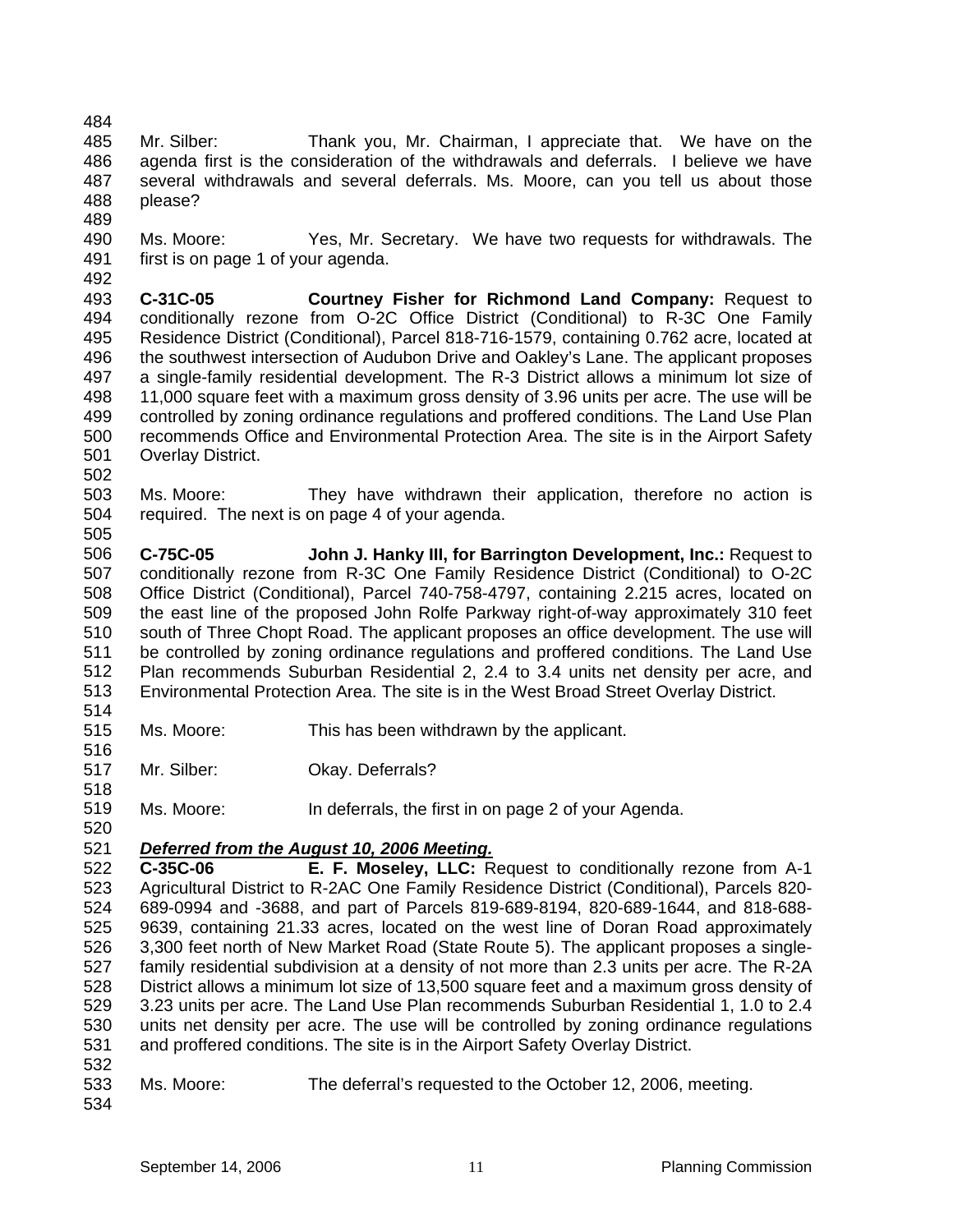Mr. Silber: Thank you, Mr. Chairman, I appreciate that. We have on the agenda first is the consideration of the withdrawals and deferrals. I believe we have several withdrawals and several deferrals. Ms. Moore, can you tell us about those please?

Ms. Moore: Yes, Mr. Secretary. We have two requests for withdrawals. The first is on page 1 of your agenda.

**C-31C-05 Courtney Fisher for Richmond Land Company:** Request to conditionally rezone from O-2C Office District (Conditional) to R-3C One Family Residence District (Conditional), Parcel 818-716-1579, containing 0.762 acre, located at the southwest intersection of Audubon Drive and Oakley's Lane. The applicant proposes a single-family residential development. The R-3 District allows a minimum lot size of 11,000 square feet with a maximum gross density of 3.96 units per acre. The use will be controlled by zoning ordinance regulations and proffered conditions. The Land Use Plan recommends Office and Environmental Protection Area. The site is in the Airport Safety Overlay District.

Ms. Moore: They have withdrawn their application, therefore no action is required. The next is on page 4 of your agenda.

**C-75C-05 John J. Hanky III, for Barrington Development, Inc.:** Request to conditionally rezone from R-3C One Family Residence District (Conditional) to O-2C Office District (Conditional), Parcel 740-758-4797, containing 2.215 acres, located on the east line of the proposed John Rolfe Parkway right-of-way approximately 310 feet south of Three Chopt Road. The applicant proposes an office development. The use will be controlled by zoning ordinance regulations and proffered conditions. The Land Use Plan recommends Suburban Residential 2, 2.4 to 3.4 units net density per acre, and Environmental Protection Area. The site is in the West Broad Street Overlay District.

Ms. Moore: This has been withdrawn by the applicant.

Mr. Silber: Okay. Deferrals?

Ms. Moore: In deferrals, the first in on page 2 of your Agenda.

***Deferred from the August 10, 2006 Meeting.***

**C-35C-06 E. F. Moseley, LLC:** Request to conditionally rezone from A-1 Agricultural District to R-2AC One Family Residence District (Conditional), Parcels 820-689-0994 and -3688, and part of Parcels 819-689-8194, 820-689-1644, and 818-688-9639, containing 21.33 acres, located on the west line of Doran Road approximately 3,300 feet north of New Market Road (State Route 5). The applicant proposes a single-family residential subdivision at a density of not more than 2.3 units per acre. The R-2A District allows a minimum lot size of 13,500 square feet and a maximum gross density of 3.23 units per acre. The Land Use Plan recommends Suburban Residential 1, 1.0 to 2.4 units net density per acre. The use will be controlled by zoning ordinance regulations and proffered conditions. The site is in the Airport Safety Overlay District.

Ms. Moore: The deferral's requested to the October 12, 2006, meeting.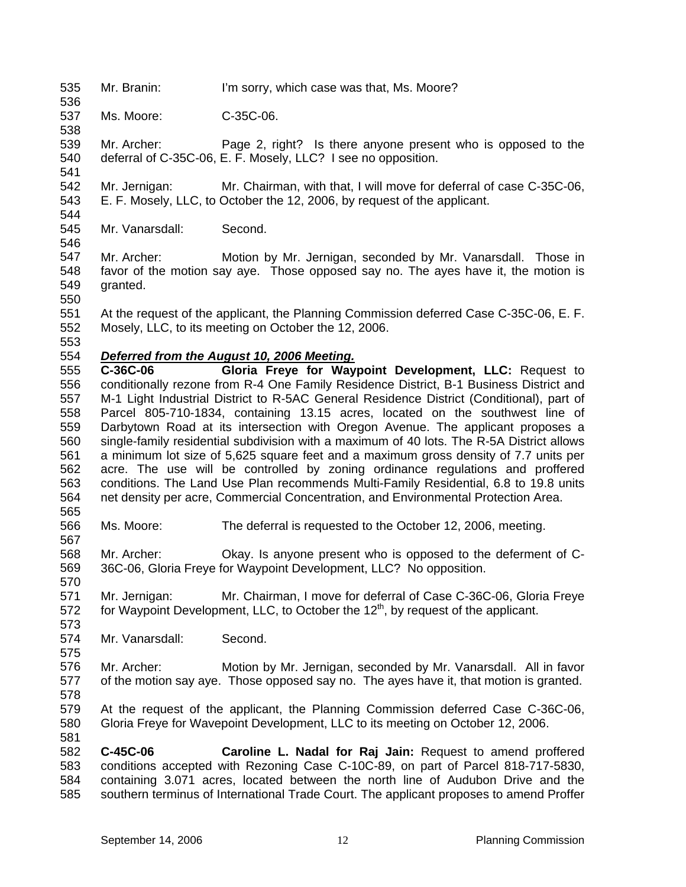Mr. Branin: I'm sorry, which case was that, Ms. Moore?

Ms. Moore: C-35C-06.

Mr. Archer: Page 2, right? Is there anyone present who is opposed to the deferral of C-35C-06, E. F. Mosely, LLC? I see no opposition.

Mr. Jernigan: Mr. Chairman, with that, I will move for deferral of case C-35C-06, E. F. Mosely, LLC, to October the 12, 2006, by request of the applicant.

Mr. Vanarsdall: Second.

Mr. Archer: Motion by Mr. Jernigan, seconded by Mr. Vanarsdall. Those in favor of the motion say aye. Those opposed say no. The ayes have it, the motion is granted.

At the request of the applicant, the Planning Commission deferred Case C-35C-06, E. F. Mosely, LLC, to its meeting on October the 12, 2006.

***Deferred from the August 10, 2006 Meeting.***

**C-36C-06 Gloria Freye for Waypoint Development, LLC:** Request to conditionally rezone from R-4 One Family Residence District, B-1 Business District and M-1 Light Industrial District to R-5AC General Residence District (Conditional), part of Parcel 805-710-1834, containing 13.15 acres, located on the southwest line of Darbytown Road at its intersection with Oregon Avenue. The applicant proposes a single-family residential subdivision with a maximum of 40 lots. The R-5A District allows a minimum lot size of 5,625 square feet and a maximum gross density of 7.7 units per acre. The use will be controlled by zoning ordinance regulations and proffered conditions. The Land Use Plan recommends Multi-Family Residential, 6.8 to 19.8 units net density per acre, Commercial Concentration, and Environmental Protection Area.

Ms. Moore: The deferral is requested to the October 12, 2006, meeting.

Mr. Archer: Okay. Is anyone present who is opposed to the deferment of C-36C-06, Gloria Freye for Waypoint Development, LLC? No opposition.

Mr. Jernigan: Mr. Chairman, I move for deferral of Case C-36C-06, Gloria Freye for Waypoint Development, LLC, to October the 12th, by request of the applicant.

Mr. Vanarsdall: Second.

Mr. Archer: Motion by Mr. Jernigan, seconded by Mr. Vanarsdall. All in favor of the motion say aye. Those opposed say no. The ayes have it, that motion is granted.

At the request of the applicant, the Planning Commission deferred Case C-36C-06, Gloria Freye for Wavepoint Development, LLC to its meeting on October 12, 2006.

**C-45C-06 Caroline L. Nadal for Raj Jain:** Request to amend proffered conditions accepted with Rezoning Case C-10C-89, on part of Parcel 818-717-5830, containing 3.071 acres, located between the north line of Audubon Drive and the southern terminus of International Trade Court. The applicant proposes to amend Proffer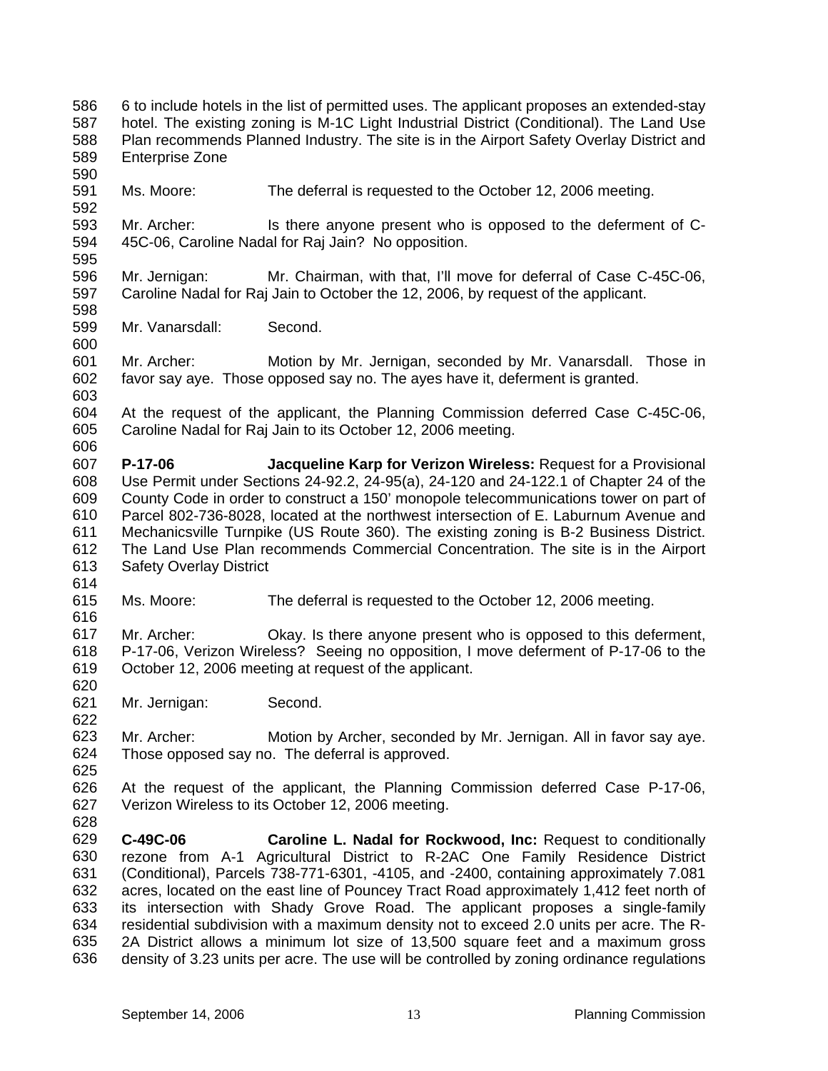6 to include hotels in the list of permitted uses. The applicant proposes an extended-stay hotel. The existing zoning is M-1C Light Industrial District (Conditional). The Land Use Plan recommends Planned Industry. The site is in the Airport Safety Overlay District and Enterprise Zone

Ms. Moore: The deferral is requested to the October 12, 2006 meeting.

Mr. Archer: Is there anyone present who is opposed to the deferment of C-45C-06, Caroline Nadal for Raj Jain? No opposition.

Mr. Jernigan: Mr. Chairman, with that, I'll move for deferral of Case C-45C-06, Caroline Nadal for Raj Jain to October the 12, 2006, by request of the applicant.

Mr. Vanarsdall: Second.

Mr. Archer: Motion by Mr. Jernigan, seconded by Mr. Vanarsdall. Those in favor say aye. Those opposed say no. The ayes have it, deferment is granted.

At the request of the applicant, the Planning Commission deferred Case C-45C-06, Caroline Nadal for Raj Jain to its October 12, 2006 meeting.

**P-17-06 Jacqueline Karp for Verizon Wireless:** Request for a Provisional Use Permit under Sections 24-92.2, 24-95(a), 24-120 and 24-122.1 of Chapter 24 of the County Code in order to construct a 150' monopole telecommunications tower on part of Parcel 802-736-8028, located at the northwest intersection of E. Laburnum Avenue and Mechanicsville Turnpike (US Route 360). The existing zoning is B-2 Business District. The Land Use Plan recommends Commercial Concentration. The site is in the Airport Safety Overlay District

Ms. Moore: The deferral is requested to the October 12, 2006 meeting.

Mr. Archer: Okay. Is there anyone present who is opposed to this deferment, P-17-06, Verizon Wireless? Seeing no opposition, I move deferment of P-17-06 to the October 12, 2006 meeting at request of the applicant.

Mr. Jernigan: Second.

Mr. Archer: Motion by Archer, seconded by Mr. Jernigan. All in favor say aye. Those opposed say no. The deferral is approved.

At the request of the applicant, the Planning Commission deferred Case P-17-06, Verizon Wireless to its October 12, 2006 meeting.

**C-49C-06 Caroline L. Nadal for Rockwood, Inc:** Request to conditionally rezone from A-1 Agricultural District to R-2AC One Family Residence District (Conditional), Parcels 738-771-6301, -4105, and -2400, containing approximately 7.081 acres, located on the east line of Pouncey Tract Road approximately 1,412 feet north of its intersection with Shady Grove Road. The applicant proposes a single-family residential subdivision with a maximum density not to exceed 2.0 units per acre. The R-2A District allows a minimum lot size of 13,500 square feet and a maximum gross density of 3.23 units per acre. The use will be controlled by zoning ordinance regulations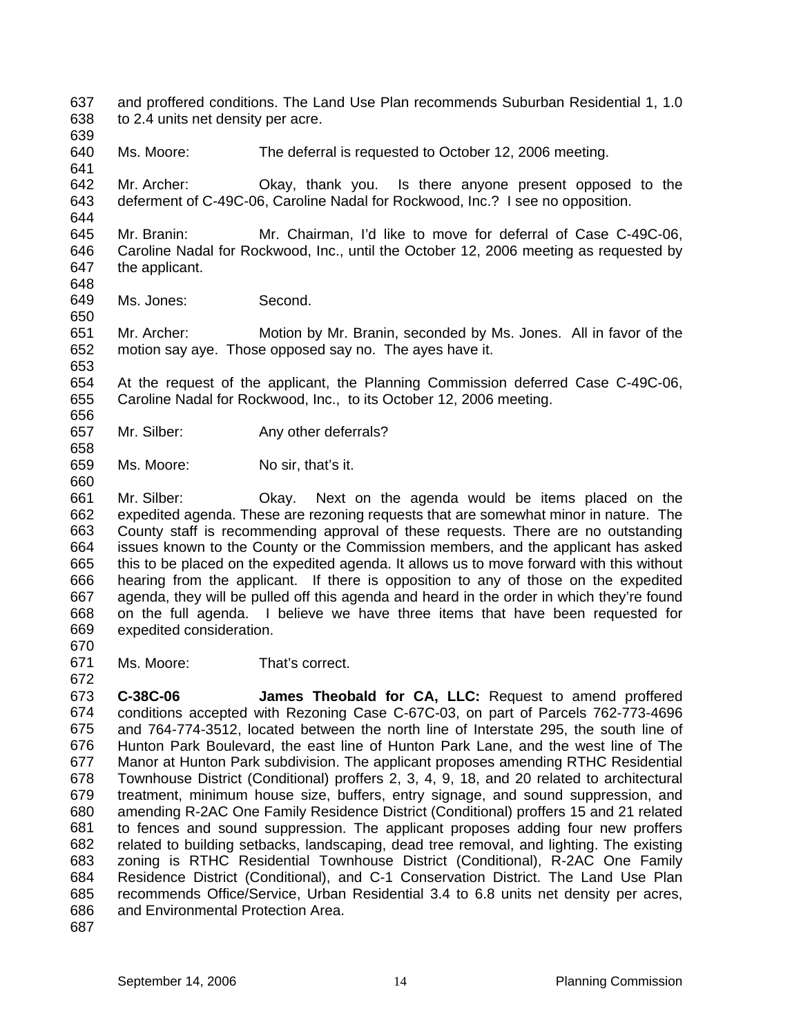and proffered conditions. The Land Use Plan recommends Suburban Residential 1, 1.0 to 2.4 units net density per acre.

Ms. Moore: The deferral is requested to October 12, 2006 meeting.

Mr. Archer: Okay, thank you. Is there anyone present opposed to the deferment of C-49C-06, Caroline Nadal for Rockwood, Inc.? I see no opposition.

Mr. Branin: Mr. Chairman, I'd like to move for deferral of Case C-49C-06, Caroline Nadal for Rockwood, Inc., until the October 12, 2006 meeting as requested by the applicant.

Ms. Jones: Second.

Mr. Archer: Motion by Mr. Branin, seconded by Ms. Jones. All in favor of the motion say aye. Those opposed say no. The ayes have it.

At the request of the applicant, the Planning Commission deferred Case C-49C-06, Caroline Nadal for Rockwood, Inc., to its October 12, 2006 meeting.

Mr. Silber: Any other deferrals?

Ms. Moore: No sir, that's it.

Mr. Silber: Okay. Next on the agenda would be items placed on the expedited agenda. These are rezoning requests that are somewhat minor in nature. The County staff is recommending approval of these requests. There are no outstanding issues known to the County or the Commission members, and the applicant has asked this to be placed on the expedited agenda. It allows us to move forward with this without hearing from the applicant. If there is opposition to any of those on the expedited agenda, they will be pulled off this agenda and heard in the order in which they're found on the full agenda. I believe we have three items that have been requested for expedited consideration.

Ms. Moore: That's correct.

**C-38C-06** **James Theobald for CA, LLC:** Request to amend proffered conditions accepted with Rezoning Case C-67C-03, on part of Parcels 762-773-4696 and 764-774-3512, located between the north line of Interstate 295, the south line of Hunton Park Boulevard, the east line of Hunton Park Lane, and the west line of The Manor at Hunton Park subdivision. The applicant proposes amending RTHC Residential Townhouse District (Conditional) proffers 2, 3, 4, 9, 18, and 20 related to architectural treatment, minimum house size, buffers, entry signage, and sound suppression, and amending R-2AC One Family Residence District (Conditional) proffers 15 and 21 related to fences and sound suppression. The applicant proposes adding four new proffers related to building setbacks, landscaping, dead tree removal, and lighting. The existing zoning is RTHC Residential Townhouse District (Conditional), R-2AC One Family Residence District (Conditional), and C-1 Conservation District. The Land Use Plan recommends Office/Service, Urban Residential 3.4 to 6.8 units net density per acres, and Environmental Protection Area.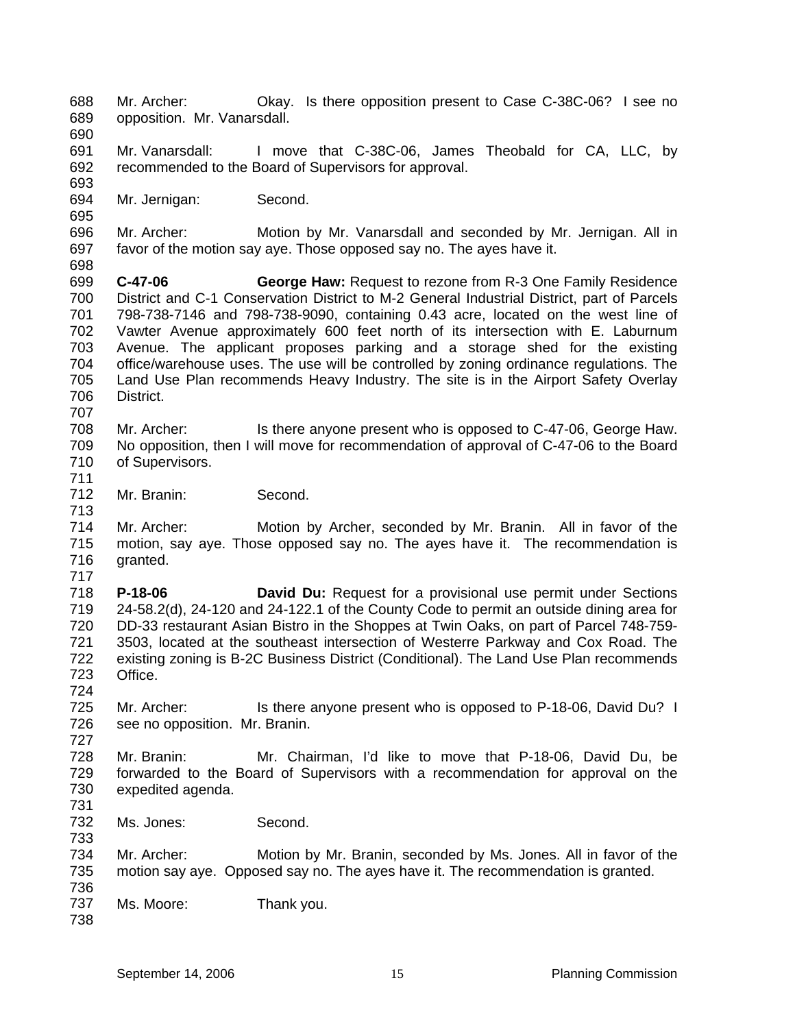Mr. Archer: Okay. Is there opposition present to Case C-38C-06? I see no opposition. Mr. Vanarsdall.

Mr. Vanarsdall: I move that C-38C-06, James Theobald for CA, LLC, by recommended to the Board of Supervisors for approval.

Mr. Jernigan: Second.

Mr. Archer: Motion by Mr. Vanarsdall and seconded by Mr. Jernigan. All in favor of the motion say aye. Those opposed say no. The ayes have it.

**C-47-06** **George Haw:** Request to rezone from R-3 One Family Residence District and C-1 Conservation District to M-2 General Industrial District, part of Parcels 798-738-7146 and 798-738-9090, containing 0.43 acre, located on the west line of Vawter Avenue approximately 600 feet north of its intersection with E. Laburnum Avenue. The applicant proposes parking and a storage shed for the existing office/warehouse uses. The use will be controlled by zoning ordinance regulations. The Land Use Plan recommends Heavy Industry. The site is in the Airport Safety Overlay District.

Mr. Archer: Is there anyone present who is opposed to C-47-06, George Haw. No opposition, then I will move for recommendation of approval of C-47-06 to the Board of Supervisors.

Mr. Branin: Second.

Mr. Archer: Motion by Archer, seconded by Mr. Branin. All in favor of the motion, say aye. Those opposed say no. The ayes have it. The recommendation is granted.

**P-18-06** **David Du:** Request for a provisional use permit under Sections 24-58.2(d), 24-120 and 24-122.1 of the County Code to permit an outside dining area for DD-33 restaurant Asian Bistro in the Shoppes at Twin Oaks, on part of Parcel 748-759-3503, located at the southeast intersection of Westerre Parkway and Cox Road. The existing zoning is B-2C Business District (Conditional). The Land Use Plan recommends Office.

Mr. Archer: Is there anyone present who is opposed to P-18-06, David Du? I see no opposition. Mr. Branin.

Mr. Branin: Mr. Chairman, I'd like to move that P-18-06, David Du, be forwarded to the Board of Supervisors with a recommendation for approval on the expedited agenda.

Ms. Jones: Second.

Mr. Archer: Motion by Mr. Branin, seconded by Ms. Jones. All in favor of the motion say aye. Opposed say no. The ayes have it. The recommendation is granted.

Ms. Moore: Thank you.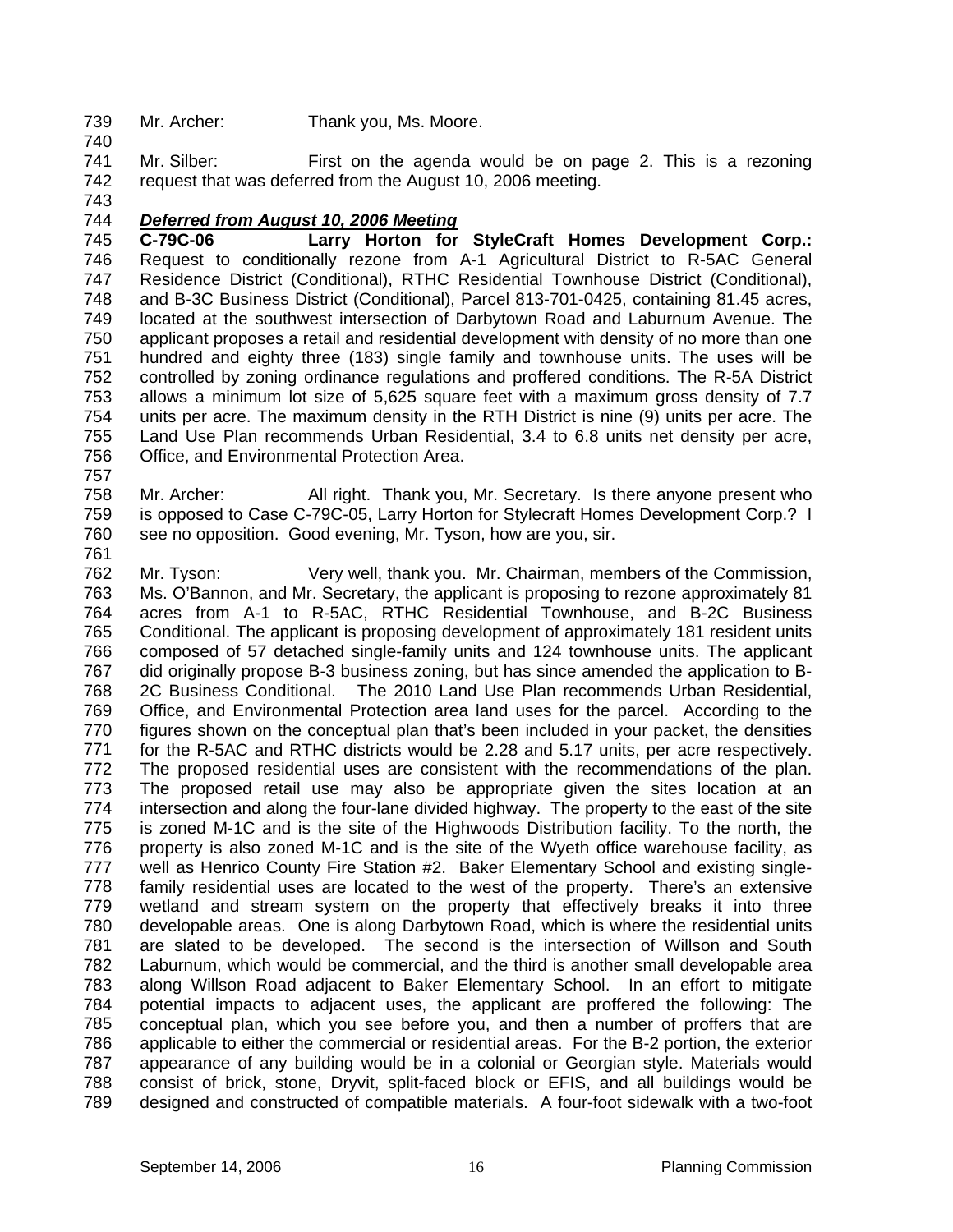Mr. Archer: Thank you, Ms. Moore.

Mr. Silber: First on the agenda would be on page 2. This is a rezoning request that was deferred from the August 10, 2006 meeting.

***Deferred from August 10, 2006 Meeting***

**C-79C-06 Larry Horton for StyleCraft Homes Development Corp.:** Request to conditionally rezone from A-1 Agricultural District to R-5AC General Residence District (Conditional), RTHC Residential Townhouse District (Conditional), and B-3C Business District (Conditional), Parcel 813-701-0425, containing 81.45 acres, located at the southwest intersection of Darbytown Road and Laburnum Avenue. The applicant proposes a retail and residential development with density of no more than one hundred and eighty three (183) single family and townhouse units. The uses will be controlled by zoning ordinance regulations and proffered conditions. The R-5A District allows a minimum lot size of 5,625 square feet with a maximum gross density of 7.7 units per acre. The maximum density in the RTH District is nine (9) units per acre. The Land Use Plan recommends Urban Residential, 3.4 to 6.8 units net density per acre, Office, and Environmental Protection Area.

Mr. Archer: All right. Thank you, Mr. Secretary. Is there anyone present who is opposed to Case C-79C-05, Larry Horton for Stylecraft Homes Development Corp.? I see no opposition. Good evening, Mr. Tyson, how are you, sir.

Mr. Tyson: Very well, thank you. Mr. Chairman, members of the Commission, Ms. O'Bannon, and Mr. Secretary, the applicant is proposing to rezone approximately 81 acres from A-1 to R-5AC, RTHC Residential Townhouse, and B-2C Business Conditional. The applicant is proposing development of approximately 181 resident units composed of 57 detached single-family units and 124 townhouse units. The applicant did originally propose B-3 business zoning, but has since amended the application to B-2C Business Conditional. The 2010 Land Use Plan recommends Urban Residential, Office, and Environmental Protection area land uses for the parcel. According to the figures shown on the conceptual plan that's been included in your packet, the densities for the R-5AC and RTHC districts would be 2.28 and 5.17 units, per acre respectively. The proposed residential uses are consistent with the recommendations of the plan. The proposed retail use may also be appropriate given the sites location at an intersection and along the four-lane divided highway. The property to the east of the site is zoned M-1C and is the site of the Highwoods Distribution facility. To the north, the property is also zoned M-1C and is the site of the Wyeth office warehouse facility, as well as Henrico County Fire Station #2. Baker Elementary School and existing single-family residential uses are located to the west of the property. There's an extensive wetland and stream system on the property that effectively breaks it into three developable areas. One is along Darbytown Road, which is where the residential units are slated to be developed. The second is the intersection of Willson and South Laburnum, which would be commercial, and the third is another small developable area along Willson Road adjacent to Baker Elementary School. In an effort to mitigate potential impacts to adjacent uses, the applicant are proffered the following: The conceptual plan, which you see before you, and then a number of proffers that are applicable to either the commercial or residential areas. For the B-2 portion, the exterior appearance of any building would be in a colonial or Georgian style. Materials would consist of brick, stone, Dryvit, split-faced block or EFIS, and all buildings would be designed and constructed of compatible materials. A four-foot sidewalk with a two-foot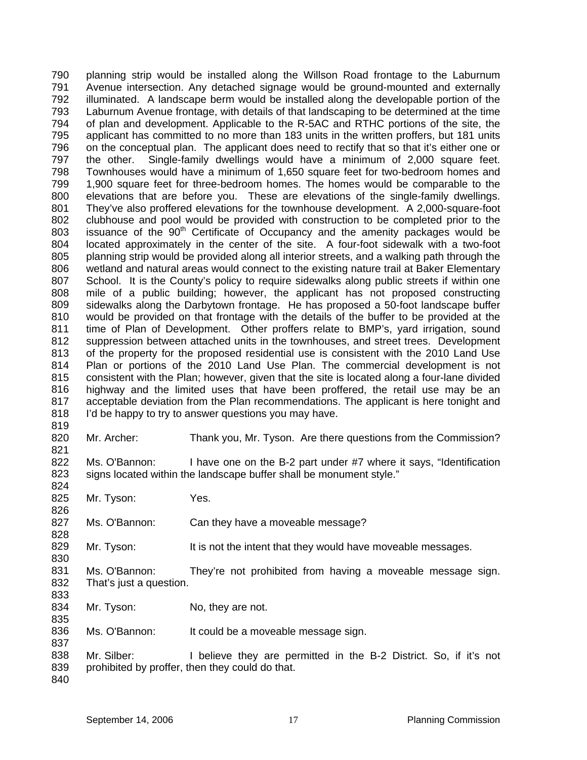planning strip would be installed along the Willson Road frontage to the Laburnum Avenue intersection. Any detached signage would be ground-mounted and externally illuminated. A landscape berm would be installed along the developable portion of the Laburnum Avenue frontage, with details of that landscaping to be determined at the time of plan and development. Applicable to the R-5AC and RTHC portions of the site, the applicant has committed to no more than 183 units in the written proffers, but 181 units on the conceptual plan. The applicant does need to rectify that so that it's either one or the other. Single-family dwellings would have a minimum of 2,000 square feet. Townhouses would have a minimum of 1,650 square feet for two-bedroom homes and 1,900 square feet for three-bedroom homes. The homes would be comparable to the elevations that are before you. These are elevations of the single-family dwellings. They've also proffered elevations for the townhouse development. A 2,000-square-foot clubhouse and pool would be provided with construction to be completed prior to the issuance of the 90th Certificate of Occupancy and the amenity packages would be located approximately in the center of the site. A four-foot sidewalk with a two-foot planning strip would be provided along all interior streets, and a walking path through the wetland and natural areas would connect to the existing nature trail at Baker Elementary School. It is the County's policy to require sidewalks along public streets if within one mile of a public building; however, the applicant has not proposed constructing sidewalks along the Darbytown frontage. He has proposed a 50-foot landscape buffer would be provided on that frontage with the details of the buffer to be provided at the time of Plan of Development. Other proffers relate to BMP's, yard irrigation, sound suppression between attached units in the townhouses, and street trees. Development of the property for the proposed residential use is consistent with the 2010 Land Use Plan or portions of the 2010 Land Use Plan. The commercial development is not consistent with the Plan; however, given that the site is located along a four-lane divided highway and the limited uses that have been proffered, the retail use may be an acceptable deviation from the Plan recommendations. The applicant is here tonight and I'd be happy to try to answer questions you may have.

Mr. Archer: Thank you, Mr. Tyson. Are there questions from the Commission?

Ms. O'Bannon: I have one on the B-2 part under #7 where it says, "Identification signs located within the landscape buffer shall be monument style."

Mr. Tyson: Yes.

Ms. O'Bannon: Can they have a moveable message?

Mr. Tyson: It is not the intent that they would have moveable messages.

Ms. O'Bannon: They're not prohibited from having a moveable message sign. That's just a question.

Mr. Tyson: No, they are not.

Ms. O'Bannon: It could be a moveable message sign.

Mr. Silber: I believe they are permitted in the B-2 District. So, if it's not prohibited by proffer, then they could do that.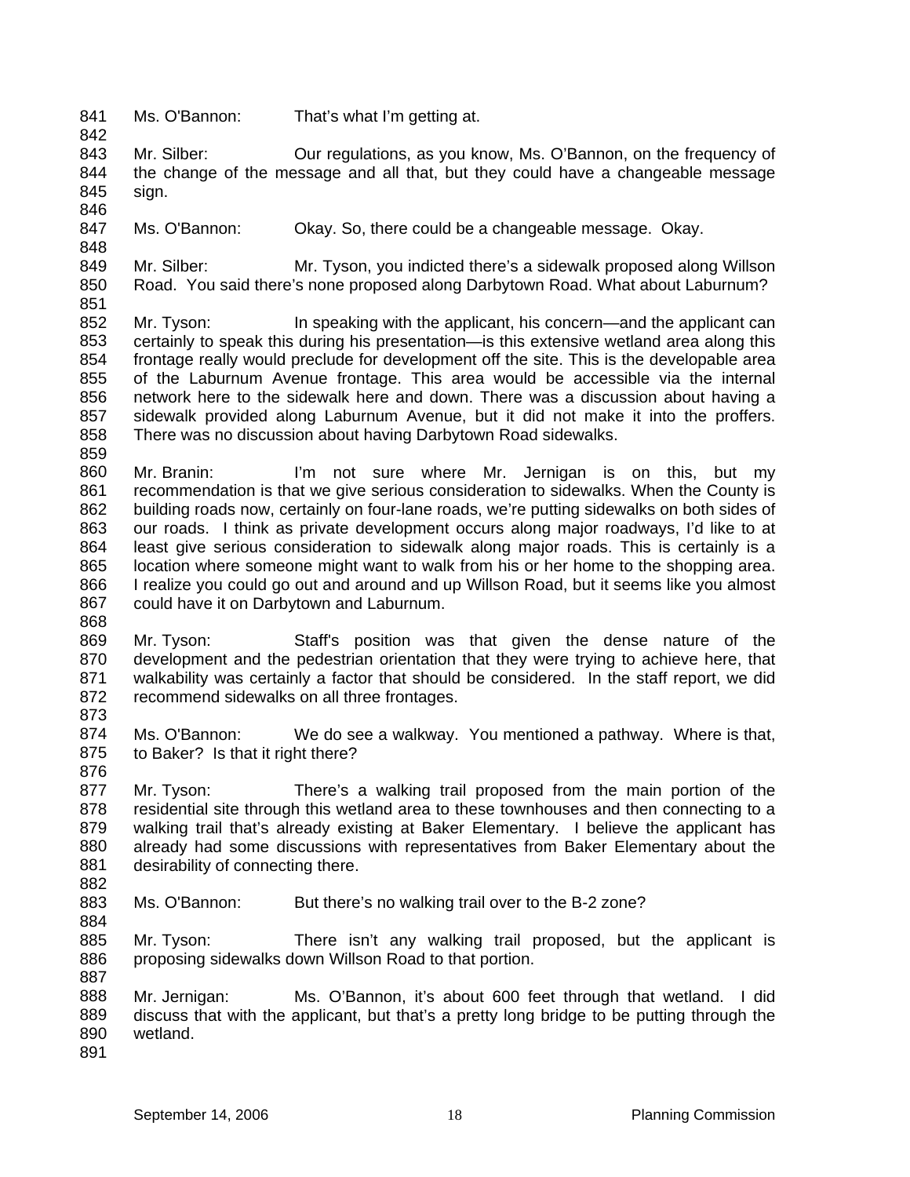Ms. O'Bannon: That's what I'm getting at.

Mr. Silber: Our regulations, as you know, Ms. O'Bannon, on the frequency of the change of the message and all that, but they could have a changeable message sign.

Ms. O'Bannon: Okay. So, there could be a changeable message. Okay.

Mr. Silber: Mr. Tyson, you indicted there's a sidewalk proposed along Willson Road. You said there's none proposed along Darbytown Road. What about Laburnum?

Mr. Tyson: In speaking with the applicant, his concern—and the applicant can certainly to speak this during his presentation—is this extensive wetland area along this frontage really would preclude for development off the site. This is the developable area of the Laburnum Avenue frontage. This area would be accessible via the internal network here to the sidewalk here and down. There was a discussion about having a sidewalk provided along Laburnum Avenue, but it did not make it into the proffers. There was no discussion about having Darbytown Road sidewalks.

Mr. Branin: I'm not sure where Mr. Jernigan is on this, but my recommendation is that we give serious consideration to sidewalks. When the County is building roads now, certainly on four-lane roads, we're putting sidewalks on both sides of our roads. I think as private development occurs along major roadways, I'd like to at least give serious consideration to sidewalk along major roads. This is certainly is a location where someone might want to walk from his or her home to the shopping area. I realize you could go out and around and up Willson Road, but it seems like you almost could have it on Darbytown and Laburnum.

Mr. Tyson: Staff's position was that given the dense nature of the development and the pedestrian orientation that they were trying to achieve here, that walkability was certainly a factor that should be considered. In the staff report, we did recommend sidewalks on all three frontages.

Ms. O'Bannon: We do see a walkway. You mentioned a pathway. Where is that, to Baker? Is that it right there?

Mr. Tyson: There's a walking trail proposed from the main portion of the residential site through this wetland area to these townhouses and then connecting to a walking trail that's already existing at Baker Elementary. I believe the applicant has already had some discussions with representatives from Baker Elementary about the desirability of connecting there.

Ms. O'Bannon: But there's no walking trail over to the B-2 zone?

Mr. Tyson: There isn't any walking trail proposed, but the applicant is proposing sidewalks down Willson Road to that portion.

Mr. Jernigan: Ms. O'Bannon, it's about 600 feet through that wetland. I did discuss that with the applicant, but that's a pretty long bridge to be putting through the wetland.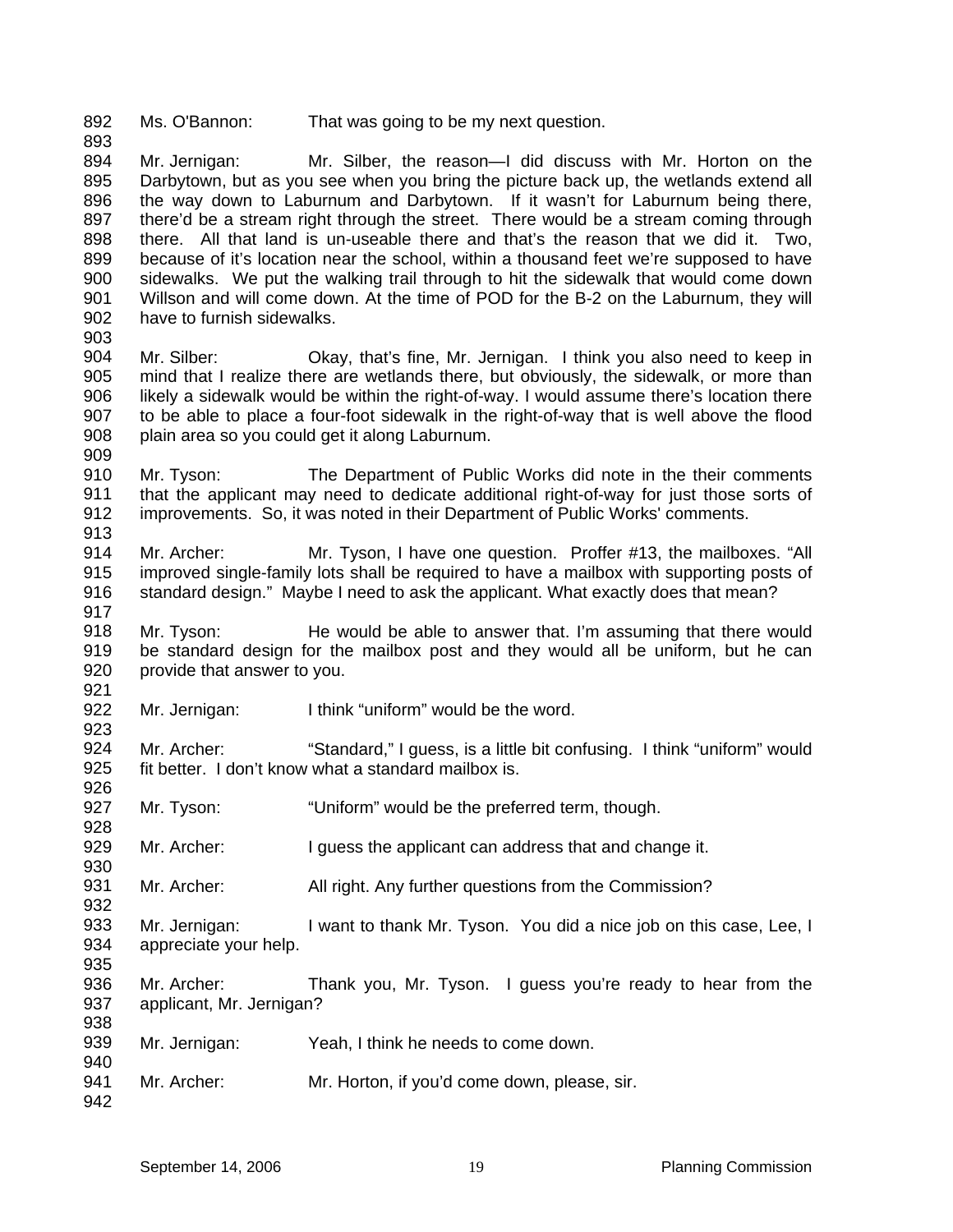892 Ms. O'Bannon: That was going to be my next question.
893
894 Mr. Jernigan: Mr. Silber, the reason—I did discuss with Mr. Horton on the
895 Darbytown, but as you see when you bring the picture back up, the wetlands extend all
896 the way down to Laburnum and Darbytown. If it wasn't for Laburnum being there,
897 there'd be a stream right through the street. There would be a stream coming through
898 there. All that land is un-useable there and that's the reason that we did it. Two,
899 because of it's location near the school, within a thousand feet we're supposed to have
900 sidewalks. We put the walking trail through to hit the sidewalk that would come down
901 Willson and will come down. At the time of POD for the B-2 on the Laburnum, they will
902 have to furnish sidewalks.
903
904 Mr. Silber: Okay, that's fine, Mr. Jernigan. I think you also need to keep in
905 mind that I realize there are wetlands there, but obviously, the sidewalk, or more than
906 likely a sidewalk would be within the right-of-way. I would assume there's location there
907 to be able to place a four-foot sidewalk in the right-of-way that is well above the flood
908 plain area so you could get it along Laburnum.
909
910 Mr. Tyson: The Department of Public Works did note in the their comments
911 that the applicant may need to dedicate additional right-of-way for just those sorts of
912 improvements. So, it was noted in their Department of Public Works' comments.
913
914 Mr. Archer: Mr. Tyson, I have one question. Proffer #13, the mailboxes. "All
915 improved single-family lots shall be required to have a mailbox with supporting posts of
916 standard design." Maybe I need to ask the applicant. What exactly does that mean?
917
918 Mr. Tyson: He would be able to answer that. I'm assuming that there would
919 be standard design for the mailbox post and they would all be uniform, but he can
920 provide that answer to you.
921
922 Mr. Jernigan: I think "uniform" would be the word.
923
924 Mr. Archer: "Standard," I guess, is a little bit confusing. I think "uniform" would
925 fit better. I don't know what a standard mailbox is.
926
927 Mr. Tyson: "Uniform" would be the preferred term, though.
928
929 Mr. Archer: I guess the applicant can address that and change it.
930
931 Mr. Archer: All right. Any further questions from the Commission?
932
933 Mr. Jernigan: I want to thank Mr. Tyson. You did a nice job on this case, Lee, I
934 appreciate your help.
935
936 Mr. Archer: Thank you, Mr. Tyson. I guess you're ready to hear from the
937 applicant, Mr. Jernigan?
938
939 Mr. Jernigan: Yeah, I think he needs to come down.
940
941 Mr. Archer: Mr. Horton, if you'd come down, please, sir.
942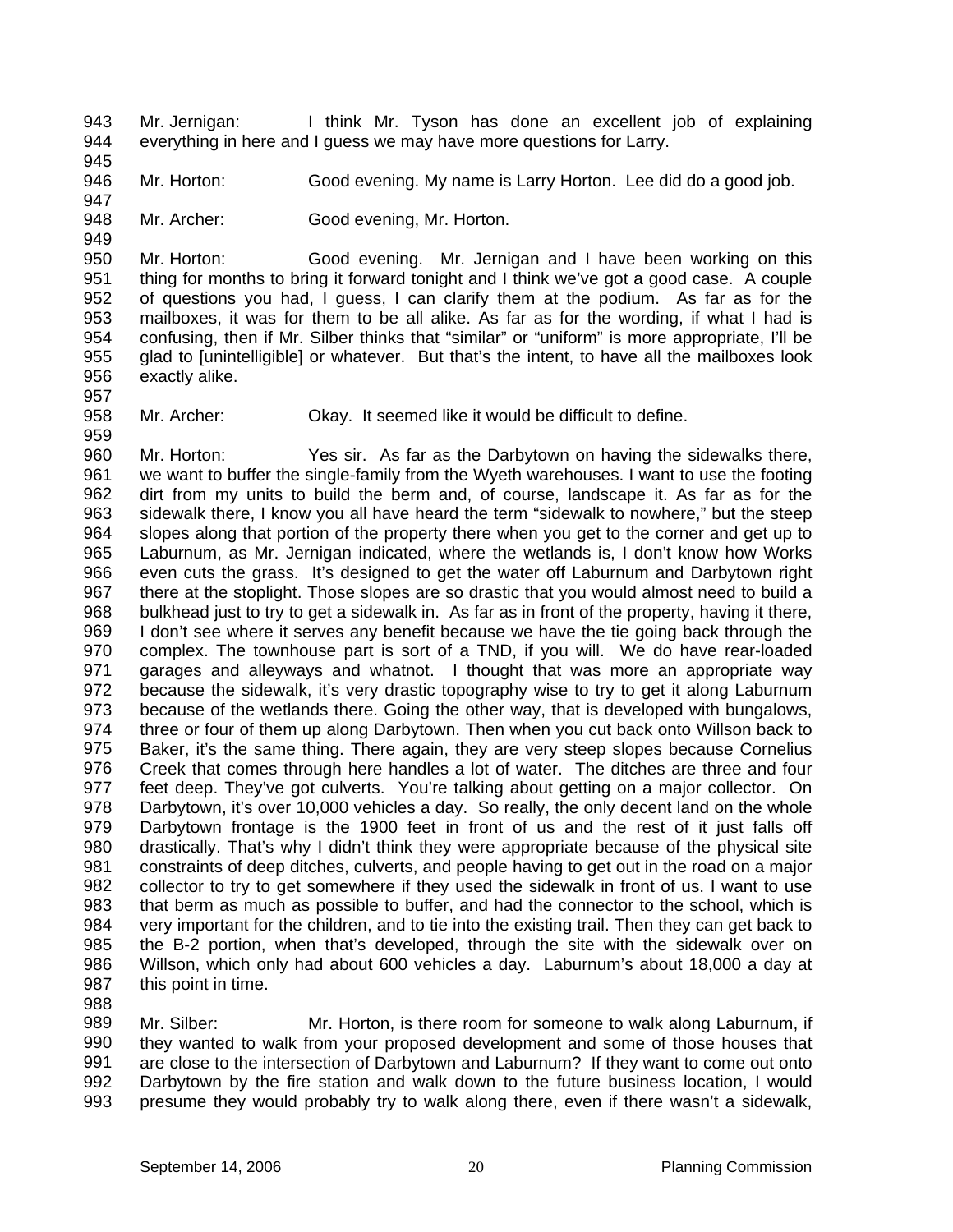Mr. Jernigan: I think Mr. Tyson has done an excellent job of explaining everything in here and I guess we may have more questions for Larry.

Mr. Horton: Good evening. My name is Larry Horton. Lee did do a good job.

Mr. Archer: Good evening, Mr. Horton.

Mr. Horton: Good evening. Mr. Jernigan and I have been working on this thing for months to bring it forward tonight and I think we've got a good case. A couple of questions you had, I guess, I can clarify them at the podium. As far as for the mailboxes, it was for them to be all alike. As far as for the wording, if what I had is confusing, then if Mr. Silber thinks that "similar" or "uniform" is more appropriate, I'll be glad to [unintelligible] or whatever. But that's the intent, to have all the mailboxes look exactly alike.

Mr. Archer: Okay. It seemed like it would be difficult to define.

Mr. Horton: Yes sir. As far as the Darbytown on having the sidewalks there, we want to buffer the single-family from the Wyeth warehouses. I want to use the footing dirt from my units to build the berm and, of course, landscape it. As far as for the sidewalk there, I know you all have heard the term "sidewalk to nowhere," but the steep slopes along that portion of the property there when you get to the corner and get up to Laburnum, as Mr. Jernigan indicated, where the wetlands is, I don't know how Works even cuts the grass. It's designed to get the water off Laburnum and Darbytown right there at the stoplight. Those slopes are so drastic that you would almost need to build a bulkhead just to try to get a sidewalk in. As far as in front of the property, having it there, I don't see where it serves any benefit because we have the tie going back through the complex. The townhouse part is sort of a TND, if you will. We do have rear-loaded garages and alleyways and whatnot. I thought that was more an appropriate way because the sidewalk, it's very drastic topography wise to try to get it along Laburnum because of the wetlands there. Going the other way, that is developed with bungalows, three or four of them up along Darbytown. Then when you cut back onto Willson back to Baker, it's the same thing. There again, they are very steep slopes because Cornelius Creek that comes through here handles a lot of water. The ditches are three and four feet deep. They've got culverts. You're talking about getting on a major collector. On Darbytown, it's over 10,000 vehicles a day. So really, the only decent land on the whole Darbytown frontage is the 1900 feet in front of us and the rest of it just falls off drastically. That's why I didn't think they were appropriate because of the physical site constraints of deep ditches, culverts, and people having to get out in the road on a major collector to try to get somewhere if they used the sidewalk in front of us. I want to use that berm as much as possible to buffer, and had the connector to the school, which is very important for the children, and to tie into the existing trail. Then they can get back to the B-2 portion, when that's developed, through the site with the sidewalk over on Willson, which only had about 600 vehicles a day. Laburnum's about 18,000 a day at this point in time.

Mr. Silber: Mr. Horton, is there room for someone to walk along Laburnum, if they wanted to walk from your proposed development and some of those houses that are close to the intersection of Darbytown and Laburnum? If they want to come out onto Darbytown by the fire station and walk down to the future business location, I would presume they would probably try to walk along there, even if there wasn't a sidewalk,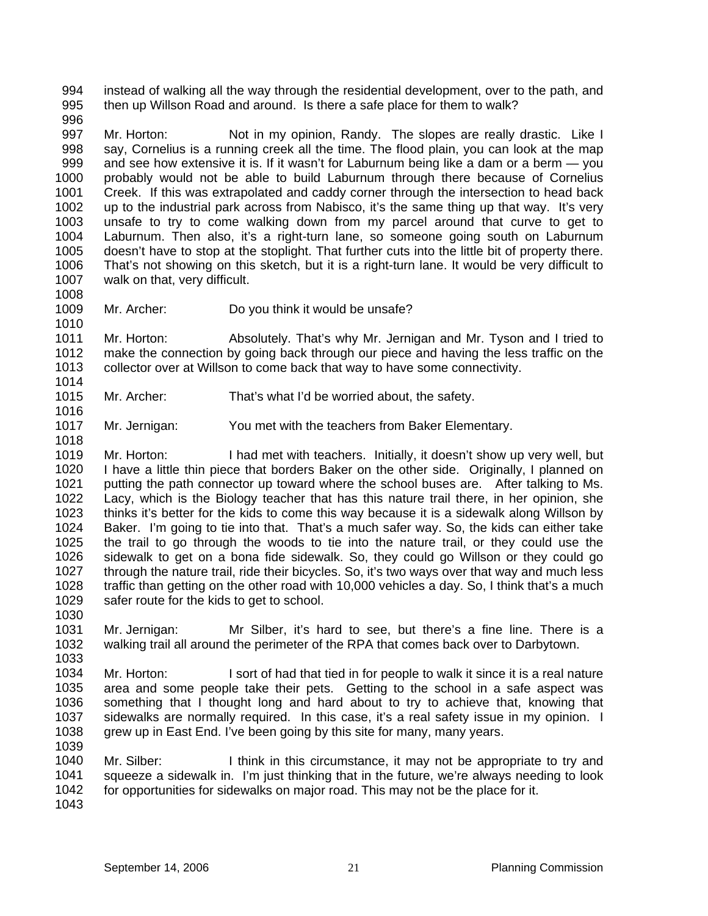instead of walking all the way through the residential development, over to the path, and then up Willson Road and around. Is there a safe place for them to walk?

Mr. Horton: Not in my opinion, Randy. The slopes are really drastic. Like I say, Cornelius is a running creek all the time. The flood plain, you can look at the map and see how extensive it is. If it wasn't for Laburnum being like a dam or a berm — you probably would not be able to build Laburnum through there because of Cornelius Creek. If this was extrapolated and caddy corner through the intersection to head back up to the industrial park across from Nabisco, it's the same thing up that way. It's very unsafe to try to come walking down from my parcel around that curve to get to Laburnum. Then also, it's a right-turn lane, so someone going south on Laburnum doesn't have to stop at the stoplight. That further cuts into the little bit of property there. That's not showing on this sketch, but it is a right-turn lane. It would be very difficult to walk on that, very difficult.

Mr. Archer: Do you think it would be unsafe?

Mr. Horton: Absolutely. That's why Mr. Jernigan and Mr. Tyson and I tried to make the connection by going back through our piece and having the less traffic on the collector over at Willson to come back that way to have some connectivity.

Mr. Archer: That's what I'd be worried about, the safety.

Mr. Jernigan: You met with the teachers from Baker Elementary.

Mr. Horton: I had met with teachers. Initially, it doesn't show up very well, but I have a little thin piece that borders Baker on the other side. Originally, I planned on putting the path connector up toward where the school buses are. After talking to Ms. Lacy, which is the Biology teacher that has this nature trail there, in her opinion, she thinks it's better for the kids to come this way because it is a sidewalk along Willson by Baker. I'm going to tie into that. That's a much safer way. So, the kids can either take the trail to go through the woods to tie into the nature trail, or they could use the sidewalk to get on a bona fide sidewalk. So, they could go Willson or they could go through the nature trail, ride their bicycles. So, it's two ways over that way and much less traffic than getting on the other road with 10,000 vehicles a day. So, I think that's a much safer route for the kids to get to school.

Mr. Jernigan: Mr Silber, it's hard to see, but there's a fine line. There is a walking trail all around the perimeter of the RPA that comes back over to Darbytown.

Mr. Horton: I sort of had that tied in for people to walk it since it is a real nature area and some people take their pets. Getting to the school in a safe aspect was something that I thought long and hard about to try to achieve that, knowing that sidewalks are normally required. In this case, it's a real safety issue in my opinion. I grew up in East End. I've been going by this site for many, many years.

Mr. Silber: I think in this circumstance, it may not be appropriate to try and squeeze a sidewalk in. I'm just thinking that in the future, we're always needing to look for opportunities for sidewalks on major road. This may not be the place for it.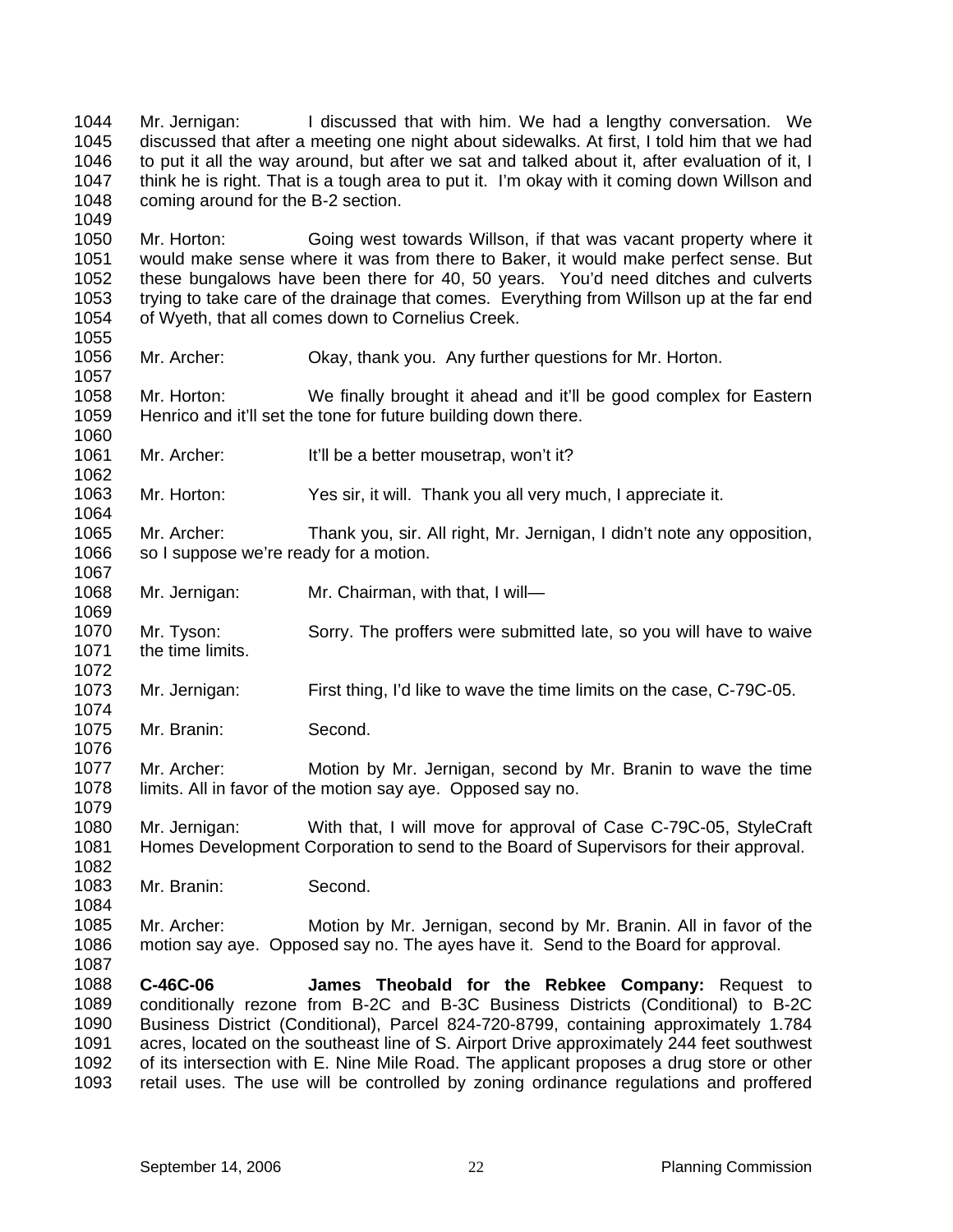1044 Mr. Jernigan: I discussed that with him. We had a lengthy conversation. We
1045 discussed that after a meeting one night about sidewalks. At first, I told him that we had
1046 to put it all the way around, but after we sat and talked about it, after evaluation of it, I
1047 think he is right. That is a tough area to put it. I'm okay with it coming down Willson and
1048 coming around for the B-2 section.
1049
1050 Mr. Horton: Going west towards Willson, if that was vacant property where it
1051 would make sense where it was from there to Baker, it would make perfect sense. But
1052 these bungalows have been there for 40, 50 years. You'd need ditches and culverts
1053 trying to take care of the drainage that comes. Everything from Willson up at the far end
1054 of Wyeth, that all comes down to Cornelius Creek.
1055
1056 Mr. Archer: Okay, thank you. Any further questions for Mr. Horton.
1057
1058 Mr. Horton: We finally brought it ahead and it'll be good complex for Eastern
1059 Henrico and it'll set the tone for future building down there.
1060
1061 Mr. Archer: It'll be a better mousetrap, won't it?
1062
1063 Mr. Horton: Yes sir, it will. Thank you all very much, I appreciate it.
1064
1065 Mr. Archer: Thank you, sir. All right, Mr. Jernigan, I didn't note any opposition,
1066 so I suppose we're ready for a motion.
1067
1068 Mr. Jernigan: Mr. Chairman, with that, I will—
1069
1070 Mr. Tyson: Sorry. The proffers were submitted late, so you will have to waive
1071 the time limits.
1072
1073 Mr. Jernigan: First thing, I'd like to wave the time limits on the case, C-79C-05.
1074
1075 Mr. Branin: Second.
1076
1077 Mr. Archer: Motion by Mr. Jernigan, second by Mr. Branin to wave the time
1078 limits. All in favor of the motion say aye. Opposed say no.
1079
1080 Mr. Jernigan: With that, I will move for approval of Case C-79C-05, StyleCraft
1081 Homes Development Corporation to send to the Board of Supervisors for their approval.
1082
1083 Mr. Branin: Second.
1084
1085 Mr. Archer: Motion by Mr. Jernigan, second by Mr. Branin. All in favor of the
1086 motion say aye. Opposed say no. The ayes have it. Send to the Board for approval.
1087
1088 **C-46C-06 James Theobald for the Rebkee Company:** Request to
1089 conditionally rezone from B-2C and B-3C Business Districts (Conditional) to B-2C
1090 Business District (Conditional), Parcel 824-720-8799, containing approximately 1.784
1091 acres, located on the southeast line of S. Airport Drive approximately 244 feet southwest
1092 of its intersection with E. Nine Mile Road. The applicant proposes a drug store or other
1093 retail uses. The use will be controlled by zoning ordinance regulations and proffered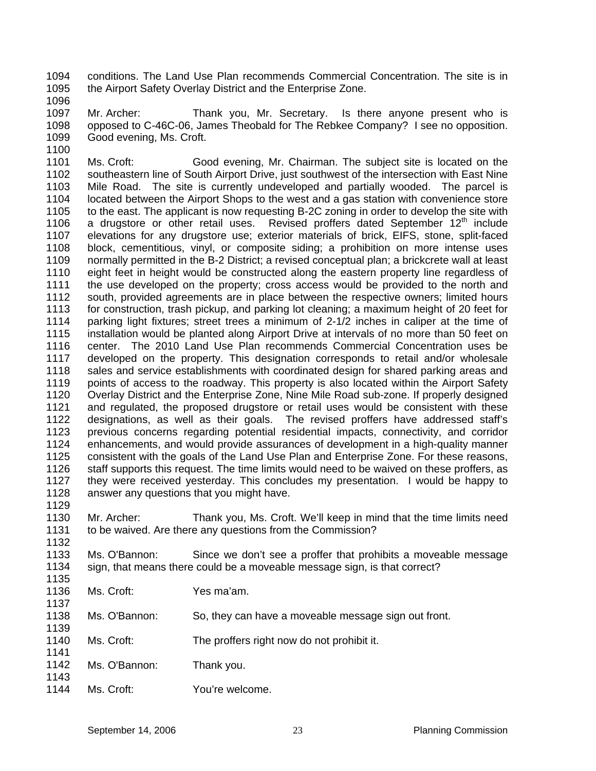conditions. The Land Use Plan recommends Commercial Concentration. The site is in the Airport Safety Overlay District and the Enterprise Zone.

Mr. Archer: Thank you, Mr. Secretary. Is there anyone present who is opposed to C-46C-06, James Theobald for The Rebkee Company? I see no opposition. Good evening, Ms. Croft.

Ms. Croft: Good evening, Mr. Chairman. The subject site is located on the southeastern line of South Airport Drive, just southwest of the intersection with East Nine Mile Road. The site is currently undeveloped and partially wooded. The parcel is located between the Airport Shops to the west and a gas station with convenience store to the east. The applicant is now requesting B-2C zoning in order to develop the site with a drugstore or other retail uses. Revised proffers dated September 12th include elevations for any drugstore use; exterior materials of brick, EIFS, stone, split-faced block, cementitious, vinyl, or composite siding; a prohibition on more intense uses normally permitted in the B-2 District; a revised conceptual plan; a brickcrete wall at least eight feet in height would be constructed along the eastern property line regardless of the use developed on the property; cross access would be provided to the north and south, provided agreements are in place between the respective owners; limited hours for construction, trash pickup, and parking lot cleaning; a maximum height of 20 feet for parking light fixtures; street trees a minimum of 2-1/2 inches in caliper at the time of installation would be planted along Airport Drive at intervals of no more than 50 feet on center. The 2010 Land Use Plan recommends Commercial Concentration uses be developed on the property. This designation corresponds to retail and/or wholesale sales and service establishments with coordinated design for shared parking areas and points of access to the roadway. This property is also located within the Airport Safety Overlay District and the Enterprise Zone, Nine Mile Road sub-zone. If properly designed and regulated, the proposed drugstore or retail uses would be consistent with these designations, as well as their goals. The revised proffers have addressed staff's previous concerns regarding potential residential impacts, connectivity, and corridor enhancements, and would provide assurances of development in a high-quality manner consistent with the goals of the Land Use Plan and Enterprise Zone. For these reasons, staff supports this request. The time limits would need to be waived on these proffers, as they were received yesterday. This concludes my presentation. I would be happy to answer any questions that you might have.

Mr. Archer: Thank you, Ms. Croft. We'll keep in mind that the time limits need to be waived. Are there any questions from the Commission?

Ms. O'Bannon: Since we don't see a proffer that prohibits a moveable message sign, that means there could be a moveable message sign, is that correct?

Ms. Croft: Yes ma'am.

Ms. O'Bannon: So, they can have a moveable message sign out front.

Ms. Croft: The proffers right now do not prohibit it.

Ms. O'Bannon: Thank you.

Ms. Croft: You're welcome.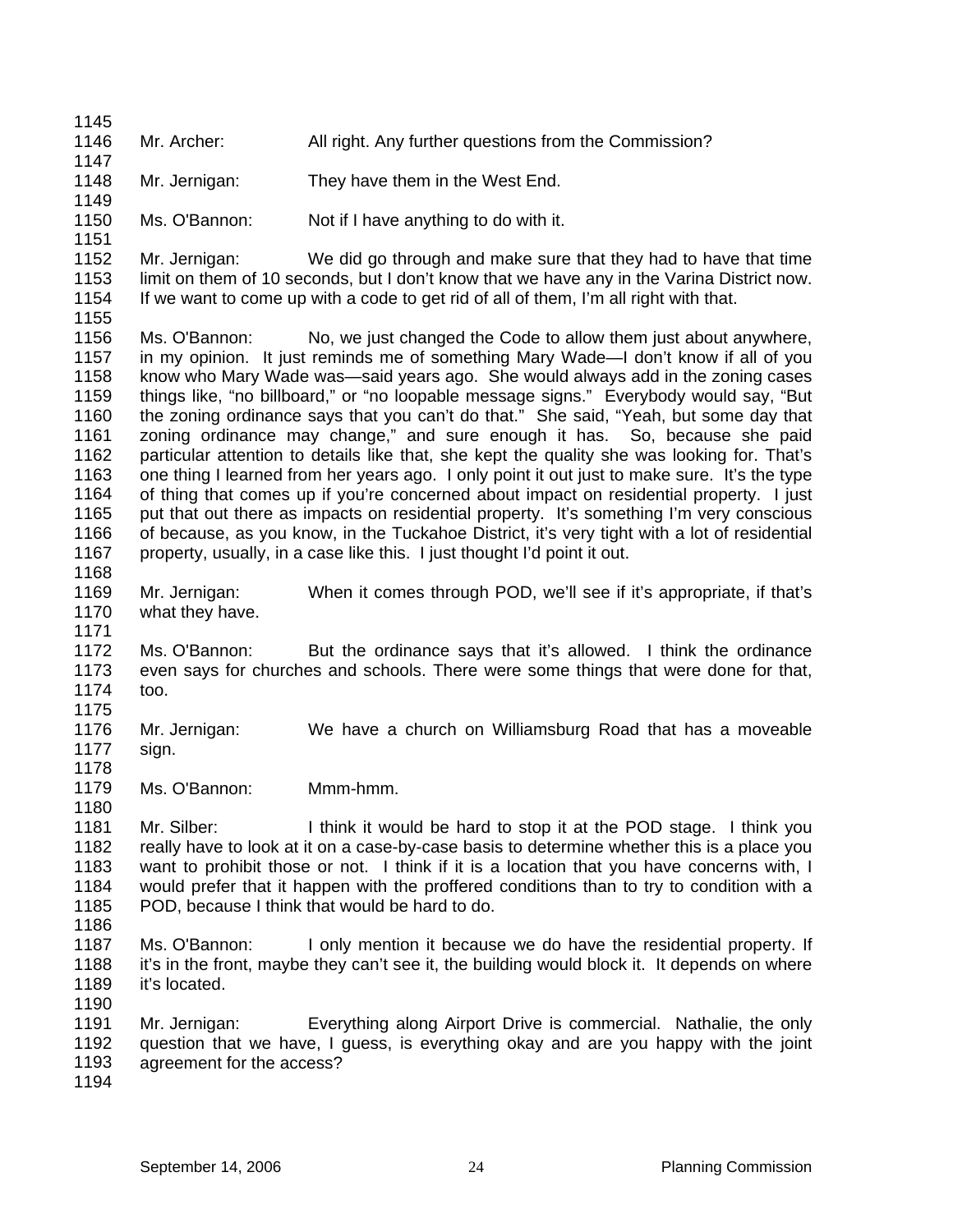Mr. Archer: All right. Any further questions from the Commission?

Mr. Jernigan: They have them in the West End.

Ms. O'Bannon: Not if I have anything to do with it.

Mr. Jernigan: We did go through and make sure that they had to have that time limit on them of 10 seconds, but I don't know that we have any in the Varina District now. If we want to come up with a code to get rid of all of them, I'm all right with that.

Ms. O'Bannon: No, we just changed the Code to allow them just about anywhere, in my opinion. It just reminds me of something Mary Wade—I don't know if all of you know who Mary Wade was—said years ago. She would always add in the zoning cases things like, "no billboard," or "no loopable message signs." Everybody would say, "But the zoning ordinance says that you can't do that." She said, "Yeah, but some day that zoning ordinance may change," and sure enough it has. So, because she paid particular attention to details like that, she kept the quality she was looking for. That's one thing I learned from her years ago. I only point it out just to make sure. It's the type of thing that comes up if you're concerned about impact on residential property. I just put that out there as impacts on residential property. It's something I'm very conscious of because, as you know, in the Tuckahoe District, it's very tight with a lot of residential property, usually, in a case like this. I just thought I'd point it out.

Mr. Jernigan: When it comes through POD, we'll see if it's appropriate, if that's what they have.

Ms. O'Bannon: But the ordinance says that it's allowed. I think the ordinance even says for churches and schools. There were some things that were done for that, too.

Mr. Jernigan: We have a church on Williamsburg Road that has a moveable sign.

Ms. O'Bannon: Mmm-hmm.

Mr. Silber: I think it would be hard to stop it at the POD stage. I think you really have to look at it on a case-by-case basis to determine whether this is a place you want to prohibit those or not. I think if it is a location that you have concerns with, I would prefer that it happen with the proffered conditions than to try to condition with a POD, because I think that would be hard to do.

Ms. O'Bannon: I only mention it because we do have the residential property. If it's in the front, maybe they can't see it, the building would block it. It depends on where it's located.

Mr. Jernigan: Everything along Airport Drive is commercial. Nathalie, the only question that we have, I guess, is everything okay and are you happy with the joint agreement for the access?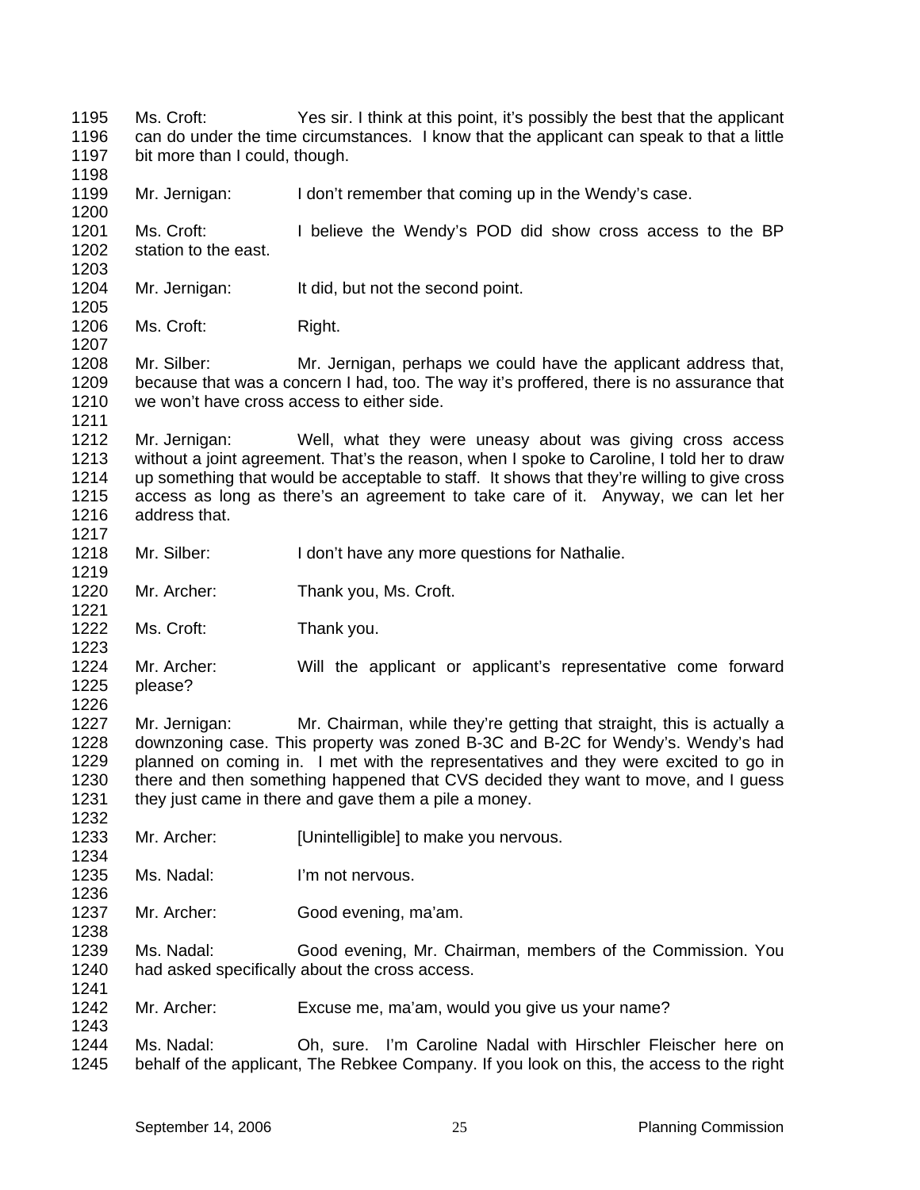1195 Ms. Croft: Yes sir. I think at this point, it's possibly the best that the applicant
1196 can do under the time circumstances. I know that the applicant can speak to that a little
1197 bit more than I could, though.
1198
1199 Mr. Jernigan: I don't remember that coming up in the Wendy's case.
1200
1201 Ms. Croft: I believe the Wendy's POD did show cross access to the BP
1202 station to the east.
1203
1204 Mr. Jernigan: It did, but not the second point.
1205
1206 Ms. Croft: Right.
1207
1208 Mr. Silber: Mr. Jernigan, perhaps we could have the applicant address that,
1209 because that was a concern I had, too. The way it's proffered, there is no assurance that
1210 we won't have cross access to either side.
1211
1212 Mr. Jernigan: Well, what they were uneasy about was giving cross access
1213 without a joint agreement. That's the reason, when I spoke to Caroline, I told her to draw
1214 up something that would be acceptable to staff. It shows that they're willing to give cross
1215 access as long as there's an agreement to take care of it. Anyway, we can let her
1216 address that.
1217
1218 Mr. Silber: I don't have any more questions for Nathalie.
1219
1220 Mr. Archer: Thank you, Ms. Croft.
1221
1222 Ms. Croft: Thank you.
1223
1224 Mr. Archer: Will the applicant or applicant's representative come forward
1225 please?
1226
1227 Mr. Jernigan: Mr. Chairman, while they're getting that straight, this is actually a
1228 downzoning case. This property was zoned B-3C and B-2C for Wendy's. Wendy's had
1229 planned on coming in. I met with the representatives and they were excited to go in
1230 there and then something happened that CVS decided they want to move, and I guess
1231 they just came in there and gave them a pile a money.
1232
1233 Mr. Archer: [Unintelligible] to make you nervous.
1234
1235 Ms. Nadal: I'm not nervous.
1236
1237 Mr. Archer: Good evening, ma'am.
1238
1239 Ms. Nadal: Good evening, Mr. Chairman, members of the Commission. You
1240 had asked specifically about the cross access.
1241
1242 Mr. Archer: Excuse me, ma'am, would you give us your name?
1243
1244 Ms. Nadal: Oh, sure. I'm Caroline Nadal with Hirschler Fleischer here on
1245 behalf of the applicant, The Rebkee Company. If you look on this, the access to the right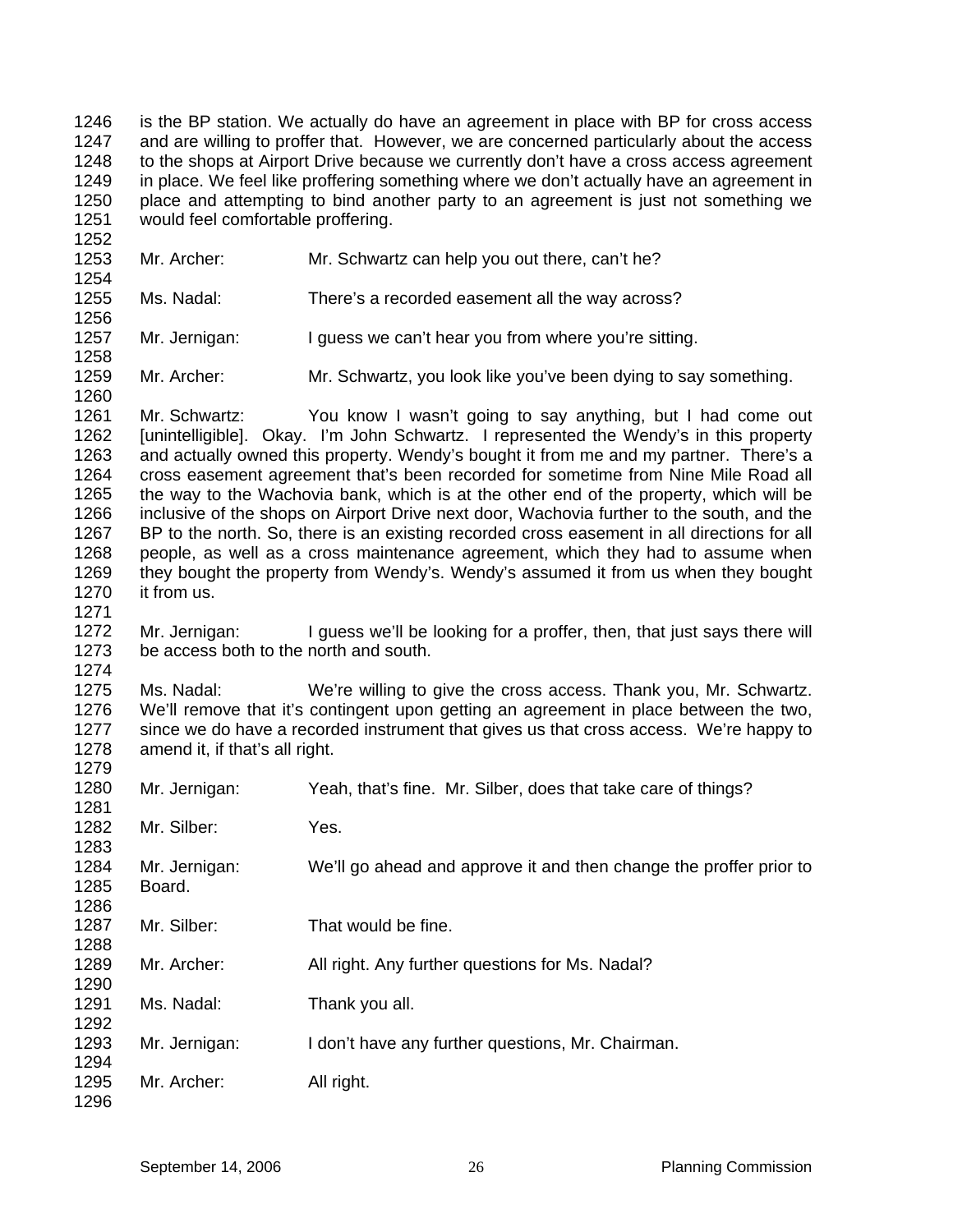is the BP station. We actually do have an agreement in place with BP for cross access and are willing to proffer that. However, we are concerned particularly about the access to the shops at Airport Drive because we currently don't have a cross access agreement in place. We feel like proffering something where we don't actually have an agreement in place and attempting to bind another party to an agreement is just not something we would feel comfortable proffering.

Mr. Archer: Mr. Schwartz can help you out there, can't he?

Ms. Nadal: There's a recorded easement all the way across?

Mr. Jernigan: I guess we can't hear you from where you're sitting.

Mr. Archer: Mr. Schwartz, you look like you've been dying to say something.

Mr. Schwartz: You know I wasn't going to say anything, but I had come out [unintelligible]. Okay. I'm John Schwartz. I represented the Wendy's in this property and actually owned this property. Wendy's bought it from me and my partner. There's a cross easement agreement that's been recorded for sometime from Nine Mile Road all the way to the Wachovia bank, which is at the other end of the property, which will be inclusive of the shops on Airport Drive next door, Wachovia further to the south, and the BP to the north. So, there is an existing recorded cross easement in all directions for all people, as well as a cross maintenance agreement, which they had to assume when they bought the property from Wendy's. Wendy's assumed it from us when they bought it from us.

Mr. Jernigan: I guess we'll be looking for a proffer, then, that just says there will be access both to the north and south.

Ms. Nadal: We're willing to give the cross access. Thank you, Mr. Schwartz. We'll remove that it's contingent upon getting an agreement in place between the two, since we do have a recorded instrument that gives us that cross access. We're happy to amend it, if that's all right.

Mr. Jernigan: Yeah, that's fine. Mr. Silber, does that take care of things?

Mr. Silber: Yes.

Mr. Jernigan: We'll go ahead and approve it and then change the proffer prior to Board.

Mr. Silber: That would be fine.

Mr. Archer: All right. Any further questions for Ms. Nadal?

Ms. Nadal: Thank you all.

Mr. Jernigan: I don't have any further questions, Mr. Chairman.

Mr. Archer: All right.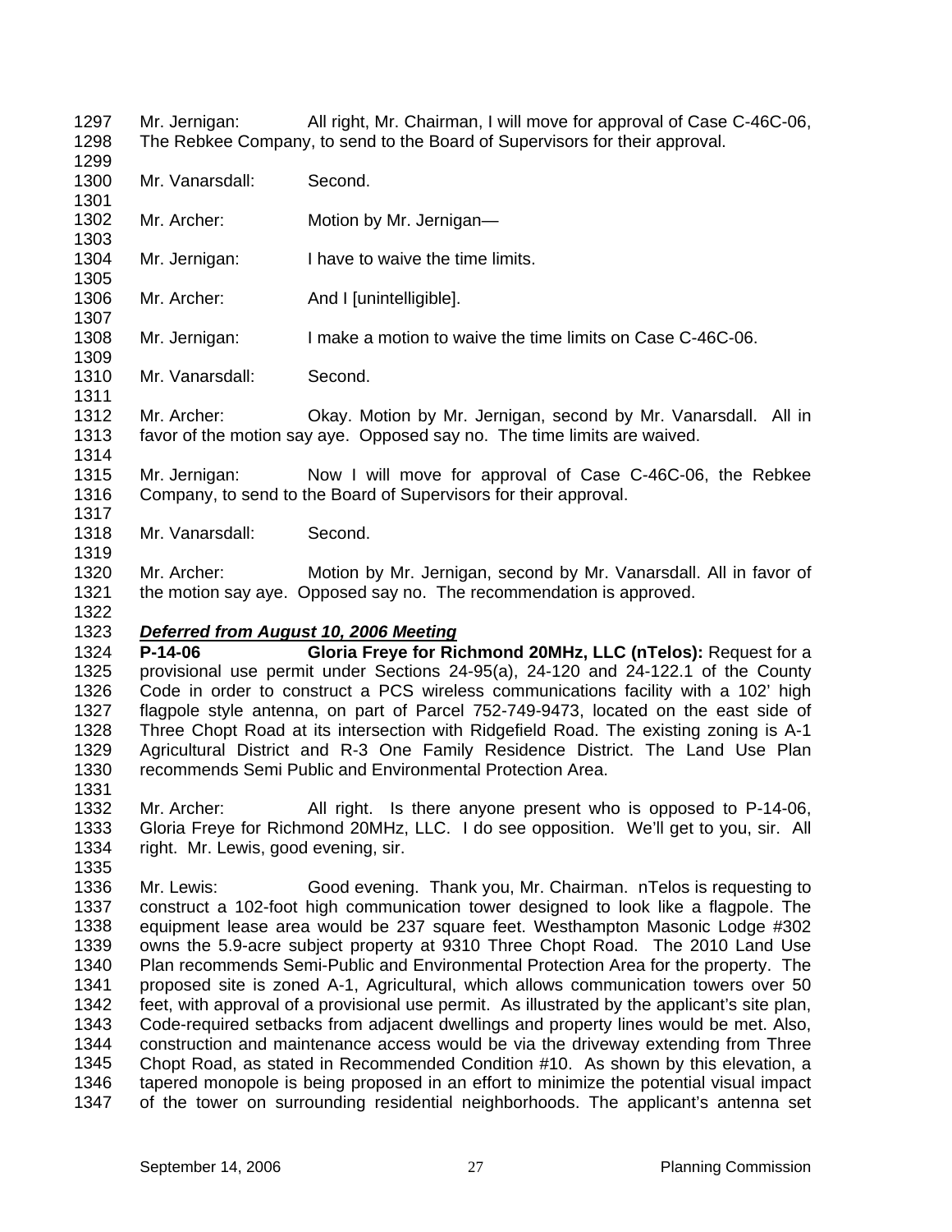Mr. Jernigan: All right, Mr. Chairman, I will move for approval of Case C-46C-06, The Rebkee Company, to send to the Board of Supervisors for their approval.

Mr. Vanarsdall: Second.

Mr. Archer: Motion by Mr. Jernigan—

Mr. Jernigan: I have to waive the time limits.

Mr. Archer: And I [unintelligible].

Mr. Jernigan: I make a motion to waive the time limits on Case C-46C-06.

Mr. Vanarsdall: Second.

Mr. Archer: Okay. Motion by Mr. Jernigan, second by Mr. Vanarsdall. All in favor of the motion say aye. Opposed say no. The time limits are waived.

Mr. Jernigan: Now I will move for approval of Case C-46C-06, the Rebkee Company, to send to the Board of Supervisors for their approval.

Mr. Vanarsdall: Second.

Mr. Archer: Motion by Mr. Jernigan, second by Mr. Vanarsdall. All in favor of the motion say aye. Opposed say no. The recommendation is approved.

***<u>Deferred from August 10, 2006 Meeting</u>***

**P-14-06 Gloria Freye for Richmond 20MHz, LLC (nTelos):** Request for a provisional use permit under Sections 24-95(a), 24-120 and 24-122.1 of the County Code in order to construct a PCS wireless communications facility with a 102' high flagpole style antenna, on part of Parcel 752-749-9473, located on the east side of Three Chopt Road at its intersection with Ridgefield Road. The existing zoning is A-1 Agricultural District and R-3 One Family Residence District. The Land Use Plan recommends Semi Public and Environmental Protection Area.

Mr. Archer: All right. Is there anyone present who is opposed to P-14-06, Gloria Freye for Richmond 20MHz, LLC. I do see opposition. We'll get to you, sir. All right. Mr. Lewis, good evening, sir.

Mr. Lewis: Good evening. Thank you, Mr. Chairman. nTelos is requesting to construct a 102-foot high communication tower designed to look like a flagpole. The equipment lease area would be 237 square feet. Westhampton Masonic Lodge #302 owns the 5.9-acre subject property at 9310 Three Chopt Road. The 2010 Land Use Plan recommends Semi-Public and Environmental Protection Area for the property. The proposed site is zoned A-1, Agricultural, which allows communication towers over 50 feet, with approval of a provisional use permit. As illustrated by the applicant's site plan, Code-required setbacks from adjacent dwellings and property lines would be met. Also, construction and maintenance access would be via the driveway extending from Three Chopt Road, as stated in Recommended Condition #10. As shown by this elevation, a tapered monopole is being proposed in an effort to minimize the potential visual impact of the tower on surrounding residential neighborhoods. The applicant's antenna set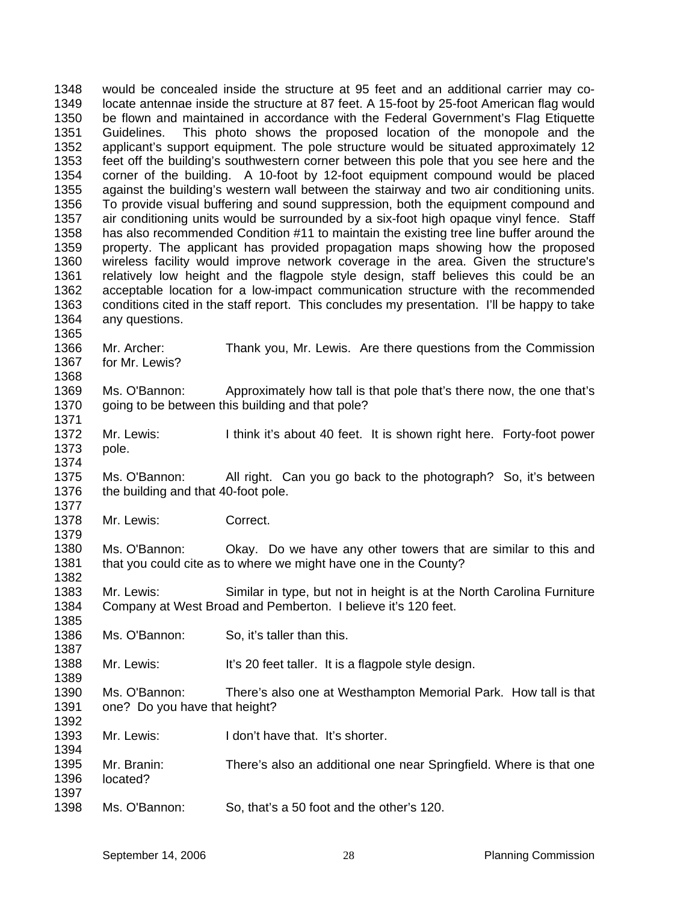would be concealed inside the structure at 95 feet and an additional carrier may co-locate antennae inside the structure at 87 feet. A 15-foot by 25-foot American flag would be flown and maintained in accordance with the Federal Government's Flag Etiquette Guidelines. This photo shows the proposed location of the monopole and the applicant's support equipment. The pole structure would be situated approximately 12 feet off the building's southwestern corner between this pole that you see here and the corner of the building. A 10-foot by 12-foot equipment compound would be placed against the building's western wall between the stairway and two air conditioning units. To provide visual buffering and sound suppression, both the equipment compound and air conditioning units would be surrounded by a six-foot high opaque vinyl fence. Staff has also recommended Condition #11 to maintain the existing tree line buffer around the property. The applicant has provided propagation maps showing how the proposed wireless facility would improve network coverage in the area. Given the structure's relatively low height and the flagpole style design, staff believes this could be an acceptable location for a low-impact communication structure with the recommended conditions cited in the staff report. This concludes my presentation. I'll be happy to take any questions.

Mr. Archer: Thank you, Mr. Lewis. Are there questions from the Commission for Mr. Lewis?

Ms. O'Bannon: Approximately how tall is that pole that's there now, the one that's going to be between this building and that pole?

Mr. Lewis: I think it's about 40 feet. It is shown right here. Forty-foot power pole.

Ms. O'Bannon: All right. Can you go back to the photograph? So, it's between the building and that 40-foot pole.

Mr. Lewis: Correct.

Ms. O'Bannon: Okay. Do we have any other towers that are similar to this and that you could cite as to where we might have one in the County?

Mr. Lewis: Similar in type, but not in height is at the North Carolina Furniture Company at West Broad and Pemberton. I believe it's 120 feet.

Ms. O'Bannon: So, it's taller than this.

Mr. Lewis: It's 20 feet taller. It is a flagpole style design.

Ms. O'Bannon: There's also one at Westhampton Memorial Park. How tall is that one? Do you have that height?

Mr. Lewis: I don't have that. It's shorter.

Mr. Branin: There's also an additional one near Springfield. Where is that one located?

Ms. O'Bannon: So, that's a 50 foot and the other's 120.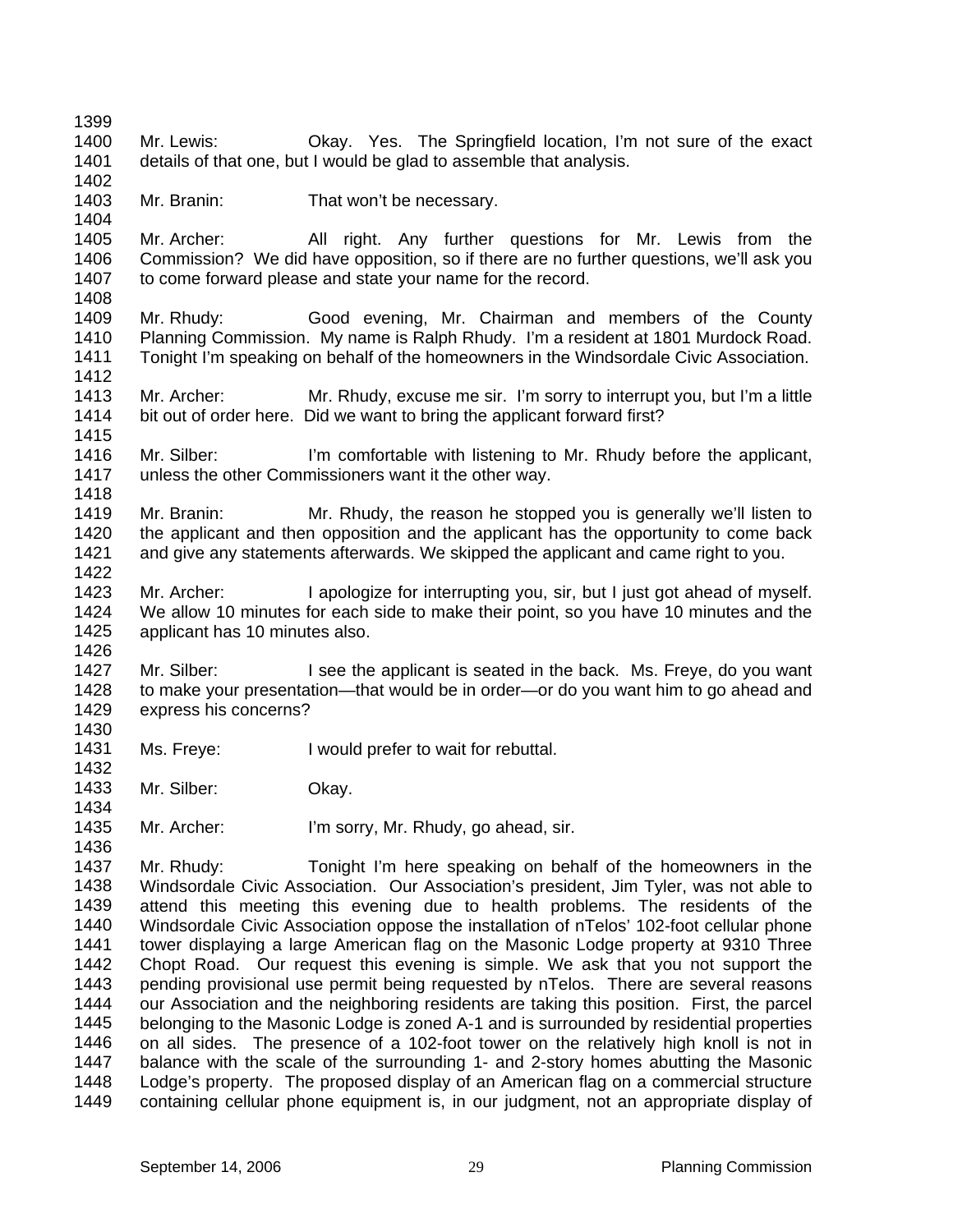Mr. Lewis: Okay. Yes. The Springfield location, I'm not sure of the exact details of that one, but I would be glad to assemble that analysis.

Mr. Branin: That won't be necessary.

Mr. Archer: All right. Any further questions for Mr. Lewis from the Commission? We did have opposition, so if there are no further questions, we'll ask you to come forward please and state your name for the record.

Mr. Rhudy: Good evening, Mr. Chairman and members of the County Planning Commission. My name is Ralph Rhudy. I'm a resident at 1801 Murdock Road. Tonight I'm speaking on behalf of the homeowners in the Windsordale Civic Association.

Mr. Archer: Mr. Rhudy, excuse me sir. I'm sorry to interrupt you, but I'm a little bit out of order here. Did we want to bring the applicant forward first?

Mr. Silber: I'm comfortable with listening to Mr. Rhudy before the applicant, unless the other Commissioners want it the other way.

Mr. Branin: Mr. Rhudy, the reason he stopped you is generally we'll listen to the applicant and then opposition and the applicant has the opportunity to come back and give any statements afterwards. We skipped the applicant and came right to you.

Mr. Archer: I apologize for interrupting you, sir, but I just got ahead of myself. We allow 10 minutes for each side to make their point, so you have 10 minutes and the applicant has 10 minutes also.

Mr. Silber: I see the applicant is seated in the back. Ms. Freye, do you want to make your presentation—that would be in order—or do you want him to go ahead and express his concerns?

Ms. Freye: I would prefer to wait for rebuttal.

Mr. Silber: Okay.

Mr. Archer: I'm sorry, Mr. Rhudy, go ahead, sir.

Mr. Rhudy: Tonight I'm here speaking on behalf of the homeowners in the Windsordale Civic Association. Our Association's president, Jim Tyler, was not able to attend this meeting this evening due to health problems. The residents of the Windsordale Civic Association oppose the installation of nTelos' 102-foot cellular phone tower displaying a large American flag on the Masonic Lodge property at 9310 Three Chopt Road. Our request this evening is simple. We ask that you not support the pending provisional use permit being requested by nTelos. There are several reasons our Association and the neighboring residents are taking this position. First, the parcel belonging to the Masonic Lodge is zoned A-1 and is surrounded by residential properties on all sides. The presence of a 102-foot tower on the relatively high knoll is not in balance with the scale of the surrounding 1- and 2-story homes abutting the Masonic Lodge's property. The proposed display of an American flag on a commercial structure containing cellular phone equipment is, in our judgment, not an appropriate display of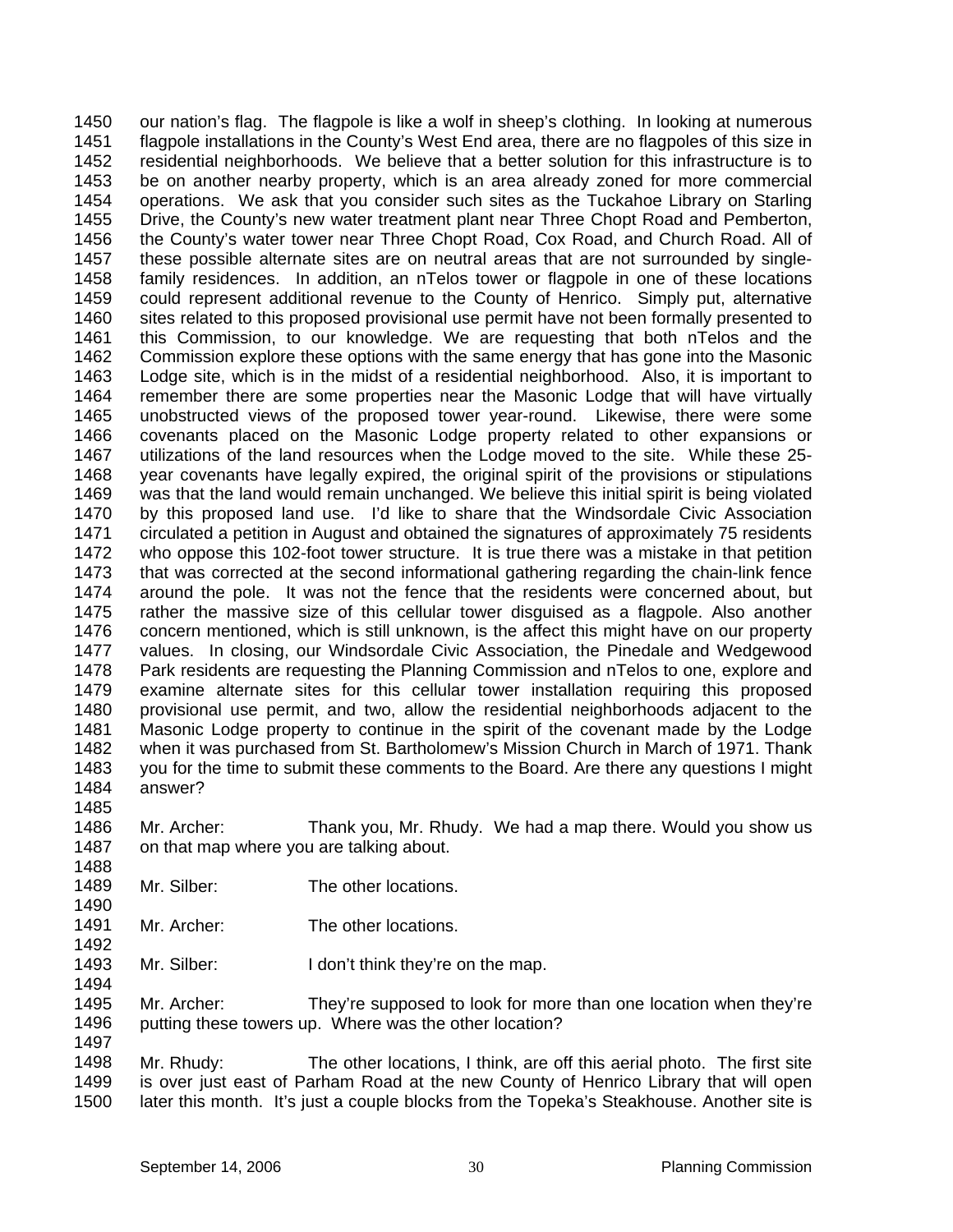our nation's flag. The flagpole is like a wolf in sheep's clothing. In looking at numerous flagpole installations in the County's West End area, there are no flagpoles of this size in residential neighborhoods. We believe that a better solution for this infrastructure is to be on another nearby property, which is an area already zoned for more commercial operations. We ask that you consider such sites as the Tuckahoe Library on Starling Drive, the County's new water treatment plant near Three Chopt Road and Pemberton, the County's water tower near Three Chopt Road, Cox Road, and Church Road. All of these possible alternate sites are on neutral areas that are not surrounded by single-family residences. In addition, an nTelos tower or flagpole in one of these locations could represent additional revenue to the County of Henrico. Simply put, alternative sites related to this proposed provisional use permit have not been formally presented to this Commission, to our knowledge. We are requesting that both nTelos and the Commission explore these options with the same energy that has gone into the Masonic Lodge site, which is in the midst of a residential neighborhood. Also, it is important to remember there are some properties near the Masonic Lodge that will have virtually unobstructed views of the proposed tower year-round. Likewise, there were some covenants placed on the Masonic Lodge property related to other expansions or utilizations of the land resources when the Lodge moved to the site. While these 25-year covenants have legally expired, the original spirit of the provisions or stipulations was that the land would remain unchanged. We believe this initial spirit is being violated by this proposed land use. I'd like to share that the Windsordale Civic Association circulated a petition in August and obtained the signatures of approximately 75 residents who oppose this 102-foot tower structure. It is true there was a mistake in that petition that was corrected at the second informational gathering regarding the chain-link fence around the pole. It was not the fence that the residents were concerned about, but rather the massive size of this cellular tower disguised as a flagpole. Also another concern mentioned, which is still unknown, is the affect this might have on our property values. In closing, our Windsordale Civic Association, the Pinedale and Wedgewood Park residents are requesting the Planning Commission and nTelos to one, explore and examine alternate sites for this cellular tower installation requiring this proposed provisional use permit, and two, allow the residential neighborhoods adjacent to the Masonic Lodge property to continue in the spirit of the covenant made by the Lodge when it was purchased from St. Bartholomew's Mission Church in March of 1971. Thank you for the time to submit these comments to the Board. Are there any questions I might answer?

Mr. Archer: Thank you, Mr. Rhudy. We had a map there. Would you show us on that map where you are talking about.

Mr. Silber: The other locations.

Mr. Archer: The other locations.

Mr. Silber: I don't think they're on the map.

Mr. Archer: They're supposed to look for more than one location when they're putting these towers up. Where was the other location?

Mr. Rhudy: The other locations, I think, are off this aerial photo. The first site is over just east of Parham Road at the new County of Henrico Library that will open later this month. It's just a couple blocks from the Topeka's Steakhouse. Another site is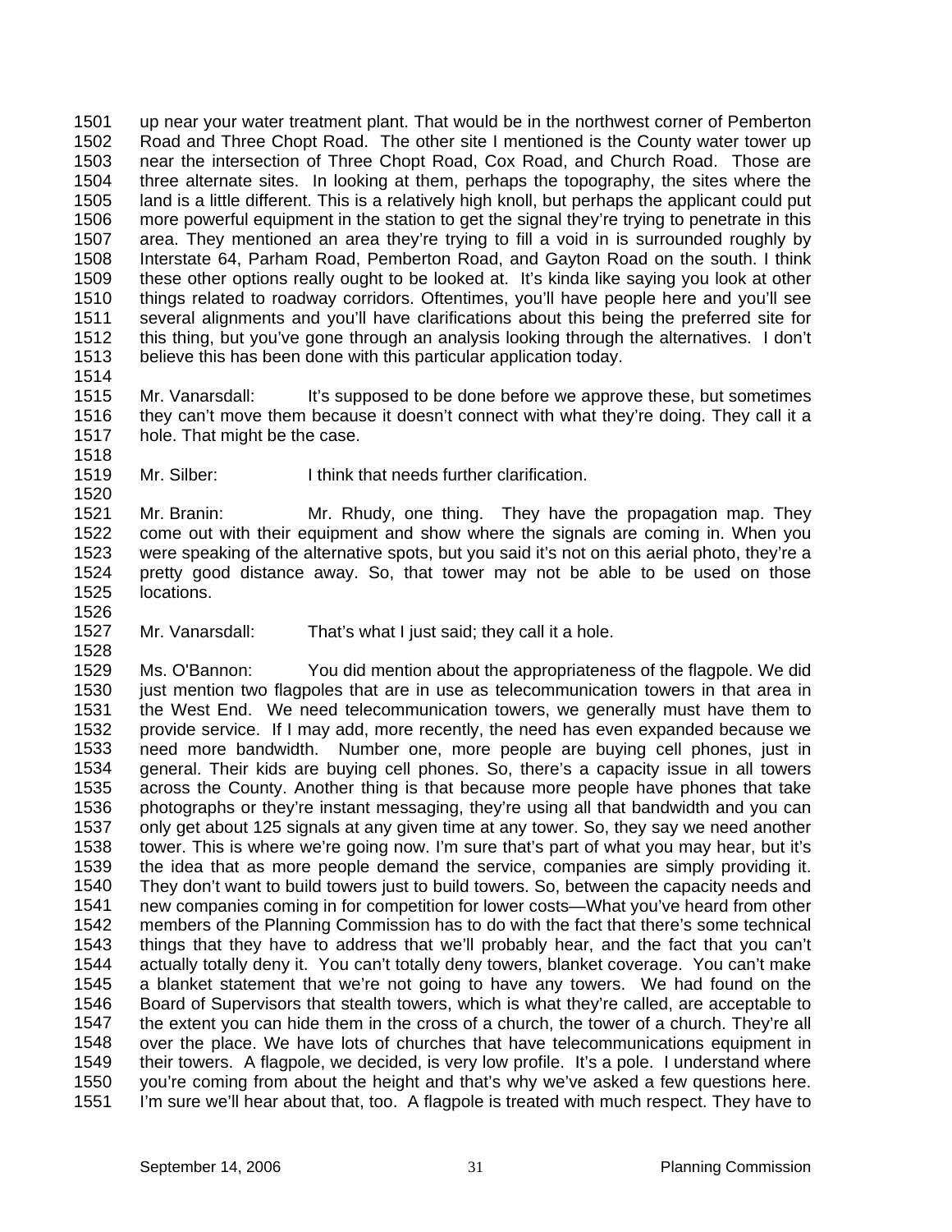up near your water treatment plant. That would be in the northwest corner of Pemberton Road and Three Chopt Road. The other site I mentioned is the County water tower up near the intersection of Three Chopt Road, Cox Road, and Church Road. Those are three alternate sites. In looking at them, perhaps the topography, the sites where the land is a little different. This is a relatively high knoll, but perhaps the applicant could put more powerful equipment in the station to get the signal they're trying to penetrate in this area. They mentioned an area they're trying to fill a void in is surrounded roughly by Interstate 64, Parham Road, Pemberton Road, and Gayton Road on the south. I think these other options really ought to be looked at. It's kinda like saying you look at other things related to roadway corridors. Oftentimes, you'll have people here and you'll see several alignments and you'll have clarifications about this being the preferred site for this thing, but you've gone through an analysis looking through the alternatives. I don't believe this has been done with this particular application today.

Mr. Vanarsdall: It's supposed to be done before we approve these, but sometimes they can't move them because it doesn't connect with what they're doing. They call it a hole. That might be the case.

Mr. Silber: I think that needs further clarification.

Mr. Branin: Mr. Rhudy, one thing. They have the propagation map. They come out with their equipment and show where the signals are coming in. When you were speaking of the alternative spots, but you said it's not on this aerial photo, they're a pretty good distance away. So, that tower may not be able to be used on those locations.

Mr. Vanarsdall: That's what I just said; they call it a hole.

Ms. O'Bannon: You did mention about the appropriateness of the flagpole. We did just mention two flagpoles that are in use as telecommunication towers in that area in the West End. We need telecommunication towers, we generally must have them to provide service. If I may add, more recently, the need has even expanded because we need more bandwidth. Number one, more people are buying cell phones, just in general. Their kids are buying cell phones. So, there's a capacity issue in all towers across the County. Another thing is that because more people have phones that take photographs or they're instant messaging, they're using all that bandwidth and you can only get about 125 signals at any given time at any tower. So, they say we need another tower. This is where we're going now. I'm sure that's part of what you may hear, but it's the idea that as more people demand the service, companies are simply providing it. They don't want to build towers just to build towers. So, between the capacity needs and new companies coming in for competition for lower costs—What you've heard from other members of the Planning Commission has to do with the fact that there's some technical things that they have to address that we'll probably hear, and the fact that you can't actually totally deny it. You can't totally deny towers, blanket coverage. You can't make a blanket statement that we're not going to have any towers. We had found on the Board of Supervisors that stealth towers, which is what they're called, are acceptable to the extent you can hide them in the cross of a church, the tower of a church. They're all over the place. We have lots of churches that have telecommunications equipment in their towers. A flagpole, we decided, is very low profile. It's a pole. I understand where you're coming from about the height and that's why we've asked a few questions here. I'm sure we'll hear about that, too. A flagpole is treated with much respect. They have to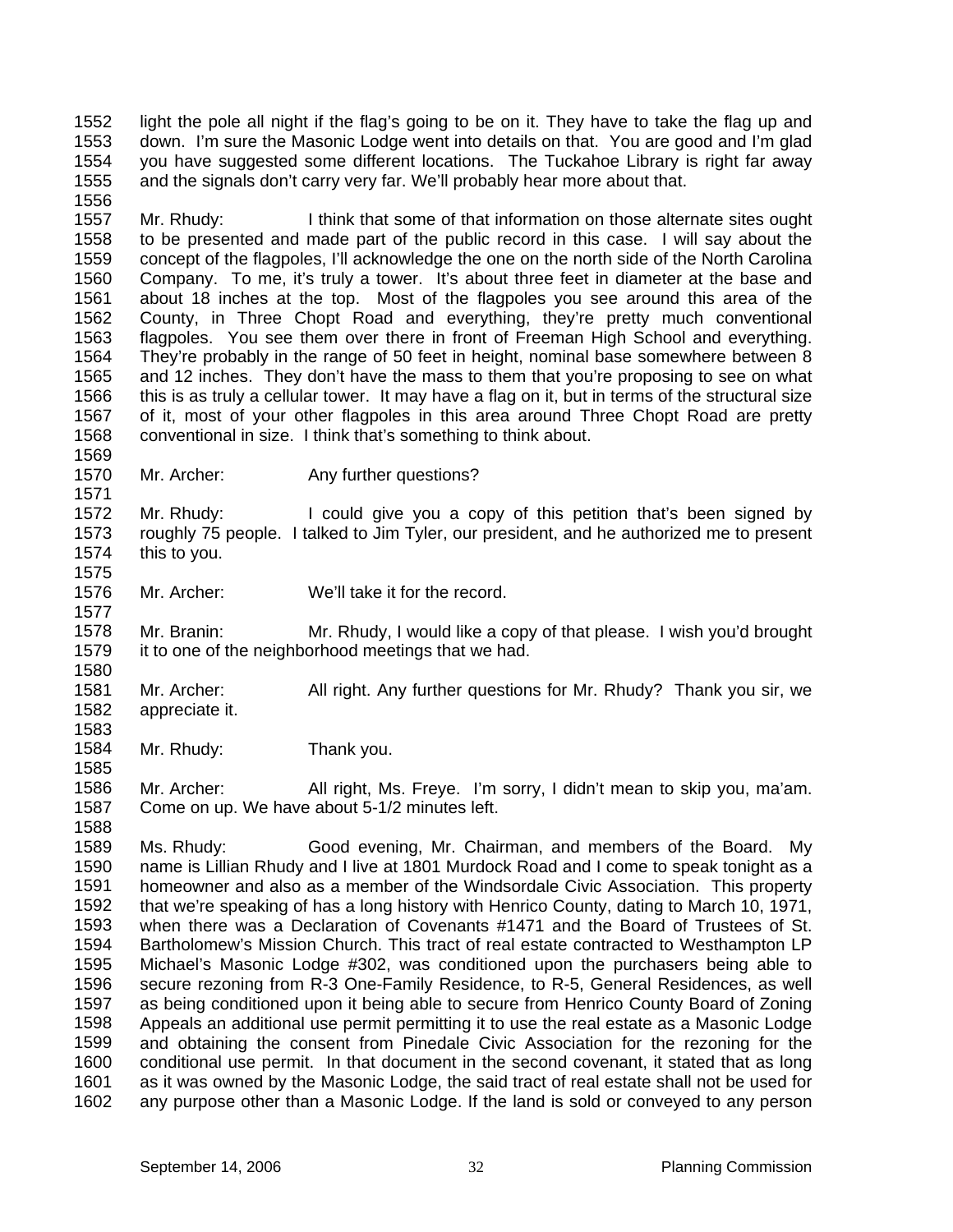light the pole all night if the flag's going to be on it. They have to take the flag up and down. I'm sure the Masonic Lodge went into details on that. You are good and I'm glad you have suggested some different locations. The Tuckahoe Library is right far away and the signals don't carry very far. We'll probably hear more about that.

Mr. Rhudy: I think that some of that information on those alternate sites ought to be presented and made part of the public record in this case. I will say about the concept of the flagpoles, I'll acknowledge the one on the north side of the North Carolina Company. To me, it's truly a tower. It's about three feet in diameter at the base and about 18 inches at the top. Most of the flagpoles you see around this area of the County, in Three Chopt Road and everything, they're pretty much conventional flagpoles. You see them over there in front of Freeman High School and everything. They're probably in the range of 50 feet in height, nominal base somewhere between 8 and 12 inches. They don't have the mass to them that you're proposing to see on what this is as truly a cellular tower. It may have a flag on it, but in terms of the structural size of it, most of your other flagpoles in this area around Three Chopt Road are pretty conventional in size. I think that's something to think about.

Mr. Archer: Any further questions?

Mr. Rhudy: I could give you a copy of this petition that's been signed by roughly 75 people. I talked to Jim Tyler, our president, and he authorized me to present this to you.

Mr. Archer: We'll take it for the record.

Mr. Branin: Mr. Rhudy, I would like a copy of that please. I wish you'd brought it to one of the neighborhood meetings that we had.

Mr. Archer: All right. Any further questions for Mr. Rhudy? Thank you sir, we appreciate it.

Mr. Rhudy: Thank you.

Mr. Archer: All right, Ms. Freye. I'm sorry, I didn't mean to skip you, ma'am. Come on up. We have about 5-1/2 minutes left.

Ms. Rhudy: Good evening, Mr. Chairman, and members of the Board. My name is Lillian Rhudy and I live at 1801 Murdock Road and I come to speak tonight as a homeowner and also as a member of the Windsordale Civic Association. This property that we're speaking of has a long history with Henrico County, dating to March 10, 1971, when there was a Declaration of Covenants #1471 and the Board of Trustees of St. Bartholomew's Mission Church. This tract of real estate contracted to Westhampton LP Michael's Masonic Lodge #302, was conditioned upon the purchasers being able to secure rezoning from R-3 One-Family Residence, to R-5, General Residences, as well as being conditioned upon it being able to secure from Henrico County Board of Zoning Appeals an additional use permit permitting it to use the real estate as a Masonic Lodge and obtaining the consent from Pinedale Civic Association for the rezoning for the conditional use permit. In that document in the second covenant, it stated that as long as it was owned by the Masonic Lodge, the said tract of real estate shall not be used for any purpose other than a Masonic Lodge. If the land is sold or conveyed to any person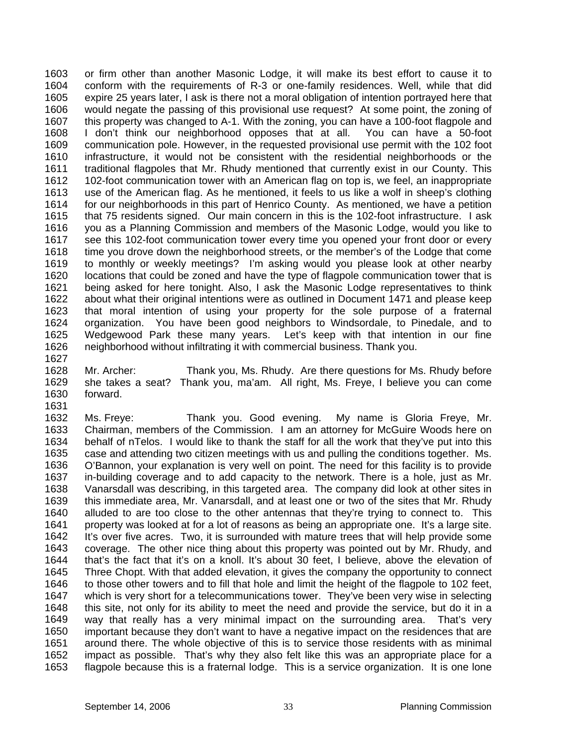or firm other than another Masonic Lodge, it will make its best effort to cause it to conform with the requirements of R-3 or one-family residences. Well, while that did expire 25 years later, I ask is there not a moral obligation of intention portrayed here that would negate the passing of this provisional use request? At some point, the zoning of this property was changed to A-1. With the zoning, you can have a 100-foot flagpole and I don't think our neighborhood opposes that at all. You can have a 50-foot communication pole. However, in the requested provisional use permit with the 102 foot infrastructure, it would not be consistent with the residential neighborhoods or the traditional flagpoles that Mr. Rhudy mentioned that currently exist in our County. This 102-foot communication tower with an American flag on top is, we feel, an inappropriate use of the American flag. As he mentioned, it feels to us like a wolf in sheep's clothing for our neighborhoods in this part of Henrico County. As mentioned, we have a petition that 75 residents signed. Our main concern in this is the 102-foot infrastructure. I ask you as a Planning Commission and members of the Masonic Lodge, would you like to see this 102-foot communication tower every time you opened your front door or every time you drove down the neighborhood streets, or the member's of the Lodge that come to monthly or weekly meetings? I'm asking would you please look at other nearby locations that could be zoned and have the type of flagpole communication tower that is being asked for here tonight. Also, I ask the Masonic Lodge representatives to think about what their original intentions were as outlined in Document 1471 and please keep that moral intention of using your property for the sole purpose of a fraternal organization. You have been good neighbors to Windsordale, to Pinedale, and to Wedgewood Park these many years. Let's keep with that intention in our fine neighborhood without infiltrating it with commercial business. Thank you.

Mr. Archer: Thank you, Ms. Rhudy. Are there questions for Ms. Rhudy before she takes a seat? Thank you, ma'am. All right, Ms. Freye, I believe you can come forward.

Ms. Freye: Thank you. Good evening. My name is Gloria Freye, Mr. Chairman, members of the Commission. I am an attorney for McGuire Woods here on behalf of nTelos. I would like to thank the staff for all the work that they've put into this case and attending two citizen meetings with us and pulling the conditions together. Ms. O'Bannon, your explanation is very well on point. The need for this facility is to provide in-building coverage and to add capacity to the network. There is a hole, just as Mr. Vanarsdall was describing, in this targeted area. The company did look at other sites in this immediate area, Mr. Vanarsdall, and at least one or two of the sites that Mr. Rhudy alluded to are too close to the other antennas that they're trying to connect to. This property was looked at for a lot of reasons as being an appropriate one. It's a large site. It's over five acres. Two, it is surrounded with mature trees that will help provide some coverage. The other nice thing about this property was pointed out by Mr. Rhudy, and that's the fact that it's on a knoll. It's about 30 feet, I believe, above the elevation of Three Chopt. With that added elevation, it gives the company the opportunity to connect to those other towers and to fill that hole and limit the height of the flagpole to 102 feet, which is very short for a telecommunications tower. They've been very wise in selecting this site, not only for its ability to meet the need and provide the service, but do it in a way that really has a very minimal impact on the surrounding area. That's very important because they don't want to have a negative impact on the residences that are around there. The whole objective of this is to service those residents with as minimal impact as possible. That's why they also felt like this was an appropriate place for a flagpole because this is a fraternal lodge. This is a service organization. It is one lone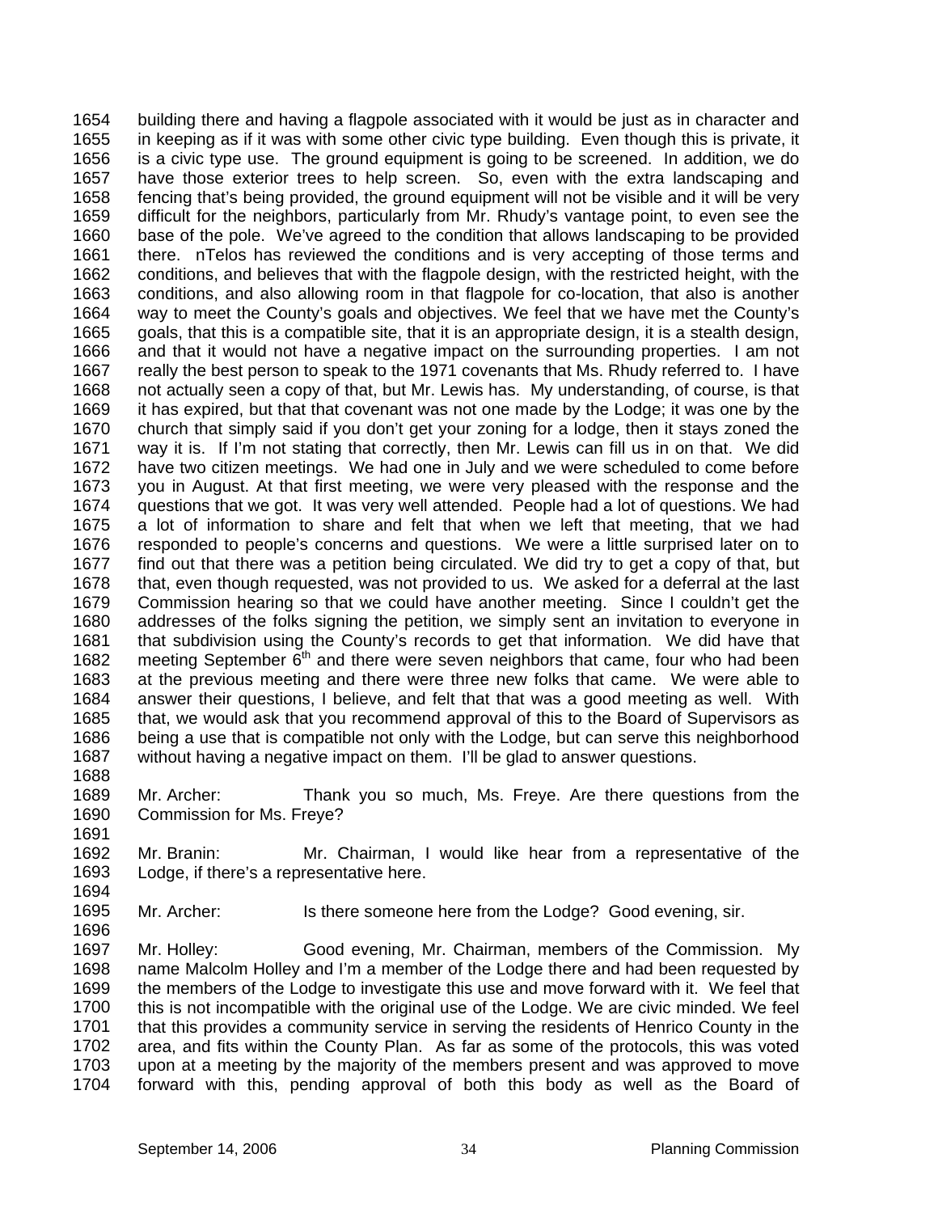building there and having a flagpole associated with it would be just as in character and in keeping as if it was with some other civic type building. Even though this is private, it is a civic type use. The ground equipment is going to be screened. In addition, we do have those exterior trees to help screen. So, even with the extra landscaping and fencing that's being provided, the ground equipment will not be visible and it will be very difficult for the neighbors, particularly from Mr. Rhudy's vantage point, to even see the base of the pole. We've agreed to the condition that allows landscaping to be provided there. nTelos has reviewed the conditions and is very accepting of those terms and conditions, and believes that with the flagpole design, with the restricted height, with the conditions, and also allowing room in that flagpole for co-location, that also is another way to meet the County's goals and objectives. We feel that we have met the County's goals, that this is a compatible site, that it is an appropriate design, it is a stealth design, and that it would not have a negative impact on the surrounding properties. I am not really the best person to speak to the 1971 covenants that Ms. Rhudy referred to. I have not actually seen a copy of that, but Mr. Lewis has. My understanding, of course, is that it has expired, but that that covenant was not one made by the Lodge; it was one by the church that simply said if you don't get your zoning for a lodge, then it stays zoned the way it is. If I'm not stating that correctly, then Mr. Lewis can fill us in on that. We did have two citizen meetings. We had one in July and we were scheduled to come before you in August. At that first meeting, we were very pleased with the response and the questions that we got. It was very well attended. People had a lot of questions. We had a lot of information to share and felt that when we left that meeting, that we had responded to people's concerns and questions. We were a little surprised later on to find out that there was a petition being circulated. We did try to get a copy of that, but that, even though requested, was not provided to us. We asked for a deferral at the last Commission hearing so that we could have another meeting. Since I couldn't get the addresses of the folks signing the petition, we simply sent an invitation to everyone in that subdivision using the County's records to get that information. We did have that meeting September 6th and there were seven neighbors that came, four who had been at the previous meeting and there were three new folks that came. We were able to answer their questions, I believe, and felt that that was a good meeting as well. With that, we would ask that you recommend approval of this to the Board of Supervisors as being a use that is compatible not only with the Lodge, but can serve this neighborhood without having a negative impact on them. I'll be glad to answer questions.

Mr. Archer: Thank you so much, Ms. Freye. Are there questions from the Commission for Ms. Freye?

Mr. Branin: Mr. Chairman, I would like hear from a representative of the Lodge, if there's a representative here.

Mr. Archer: Is there someone here from the Lodge? Good evening, sir.

Mr. Holley: Good evening, Mr. Chairman, members of the Commission. My name Malcolm Holley and I'm a member of the Lodge there and had been requested by the members of the Lodge to investigate this use and move forward with it. We feel that this is not incompatible with the original use of the Lodge. We are civic minded. We feel that this provides a community service in serving the residents of Henrico County in the area, and fits within the County Plan. As far as some of the protocols, this was voted upon at a meeting by the majority of the members present and was approved to move forward with this, pending approval of both this body as well as the Board of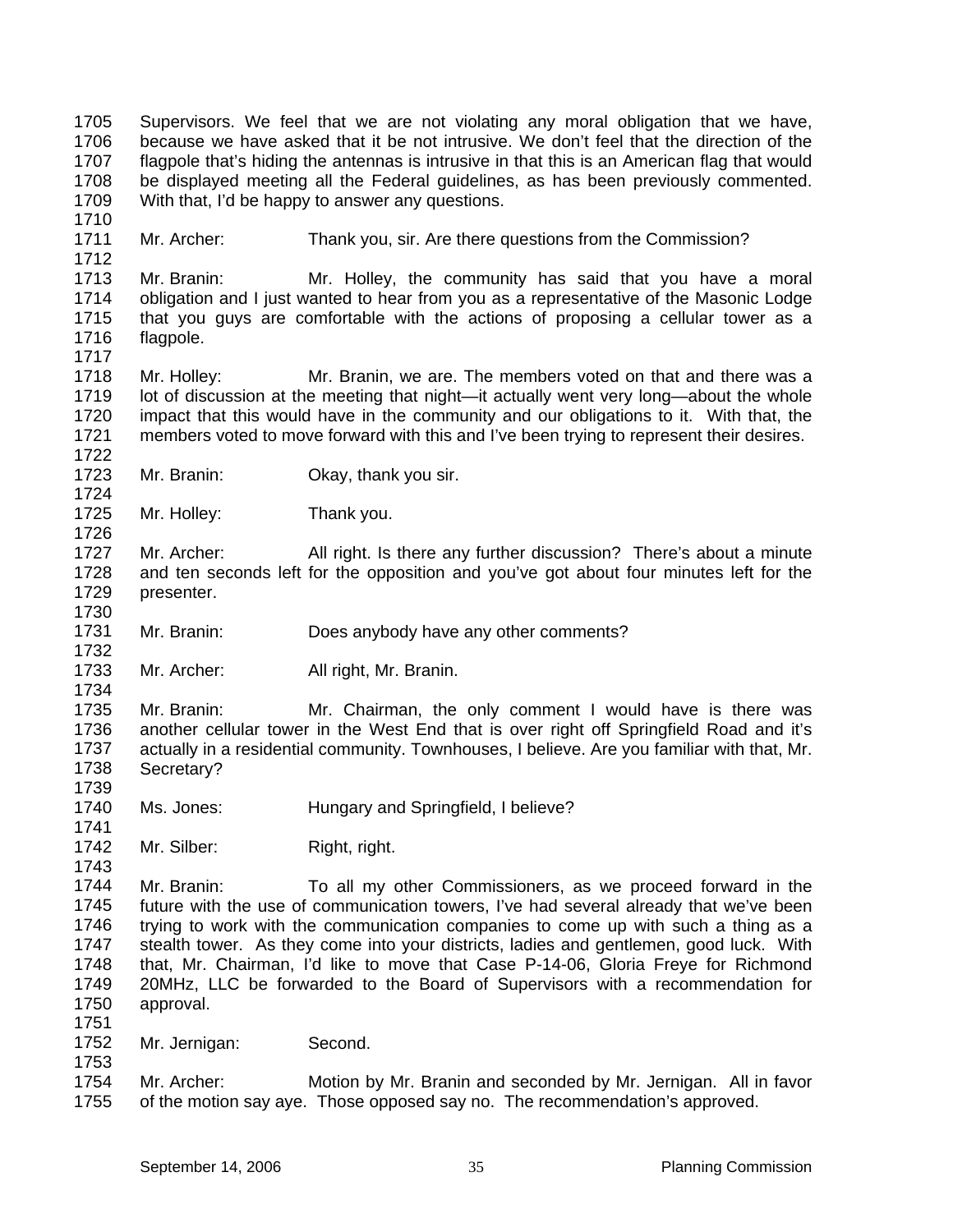1705 Supervisors. We feel that we are not violating any moral obligation that we have,
1706 because we have asked that it be not intrusive. We don't feel that the direction of the
1707 flagpole that's hiding the antennas is intrusive in that this is an American flag that would
1708 be displayed meeting all the Federal guidelines, as has been previously commented.
1709 With that, I'd be happy to answer any questions.
1710
1711 Mr. Archer: Thank you, sir. Are there questions from the Commission?
1712
1713 Mr. Branin: Mr. Holley, the community has said that you have a moral
1714 obligation and I just wanted to hear from you as a representative of the Masonic Lodge
1715 that you guys are comfortable with the actions of proposing a cellular tower as a
1716 flagpole.
1717
1718 Mr. Holley: Mr. Branin, we are. The members voted on that and there was a
1719 lot of discussion at the meeting that night—it actually went very long—about the whole
1720 impact that this would have in the community and our obligations to it. With that, the
1721 members voted to move forward with this and I've been trying to represent their desires.
1722
1723 Mr. Branin: Okay, thank you sir.
1724
1725 Mr. Holley: Thank you.
1726
1727 Mr. Archer: All right. Is there any further discussion? There's about a minute
1728 and ten seconds left for the opposition and you've got about four minutes left for the
1729 presenter.
1730
1731 Mr. Branin: Does anybody have any other comments?
1732
1733 Mr. Archer: All right, Mr. Branin.
1734
1735 Mr. Branin: Mr. Chairman, the only comment I would have is there was
1736 another cellular tower in the West End that is over right off Springfield Road and it's
1737 actually in a residential community. Townhouses, I believe. Are you familiar with that, Mr.
1738 Secretary?
1739
1740 Ms. Jones: Hungary and Springfield, I believe?
1741
1742 Mr. Silber: Right, right.
1743
1744 Mr. Branin: To all my other Commissioners, as we proceed forward in the
1745 future with the use of communication towers, I've had several already that we've been
1746 trying to work with the communication companies to come up with such a thing as a
1747 stealth tower. As they come into your districts, ladies and gentlemen, good luck. With
1748 that, Mr. Chairman, I'd like to move that Case P-14-06, Gloria Freye for Richmond
1749 20MHz, LLC be forwarded to the Board of Supervisors with a recommendation for
1750 approval.
1751
1752 Mr. Jernigan: Second.
1753
1754 Mr. Archer: Motion by Mr. Branin and seconded by Mr. Jernigan. All in favor
1755 of the motion say aye. Those opposed say no. The recommendation's approved.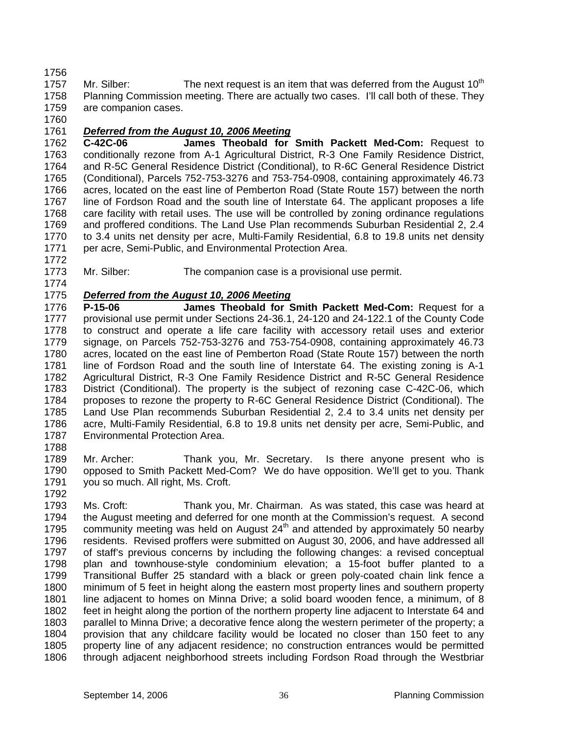Mr. Silber: The next request is an item that was deferred from the August 10th Planning Commission meeting. There are actually two cases. I'll call both of these. They are companion cases.

***Deferred from the August 10, 2006 Meeting***

**C-42C-06 James Theobald for Smith Packett Med-Com:** Request to conditionally rezone from A-1 Agricultural District, R-3 One Family Residence District, and R-5C General Residence District (Conditional), to R-6C General Residence District (Conditional), Parcels 752-753-3276 and 753-754-0908, containing approximately 46.73 acres, located on the east line of Pemberton Road (State Route 157) between the north line of Fordson Road and the south line of Interstate 64. The applicant proposes a life care facility with retail uses. The use will be controlled by zoning ordinance regulations and proffered conditions. The Land Use Plan recommends Suburban Residential 2, 2.4 to 3.4 units net density per acre, Multi-Family Residential, 6.8 to 19.8 units net density per acre, Semi-Public, and Environmental Protection Area.

Mr. Silber: The companion case is a provisional use permit.

***Deferred from the August 10, 2006 Meeting***

**P-15-06 James Theobald for Smith Packett Med-Com:** Request for a provisional use permit under Sections 24-36.1, 24-120 and 24-122.1 of the County Code to construct and operate a life care facility with accessory retail uses and exterior signage, on Parcels 752-753-3276 and 753-754-0908, containing approximately 46.73 acres, located on the east line of Pemberton Road (State Route 157) between the north line of Fordson Road and the south line of Interstate 64. The existing zoning is A-1 Agricultural District, R-3 One Family Residence District and R-5C General Residence District (Conditional). The property is the subject of rezoning case C-42C-06, which proposes to rezone the property to R-6C General Residence District (Conditional). The Land Use Plan recommends Suburban Residential 2, 2.4 to 3.4 units net density per acre, Multi-Family Residential, 6.8 to 19.8 units net density per acre, Semi-Public, and Environmental Protection Area.

Mr. Archer: Thank you, Mr. Secretary. Is there anyone present who is opposed to Smith Packett Med-Com? We do have opposition. We'll get to you. Thank you so much. All right, Ms. Croft.

Ms. Croft: Thank you, Mr. Chairman. As was stated, this case was heard at the August meeting and deferred for one month at the Commission's request. A second community meeting was held on August 24th and attended by approximately 50 nearby residents. Revised proffers were submitted on August 30, 2006, and have addressed all of staff's previous concerns by including the following changes: a revised conceptual plan and townhouse-style condominium elevation; a 15-foot buffer planted to a Transitional Buffer 25 standard with a black or green poly-coated chain link fence a minimum of 5 feet in height along the eastern most property lines and southern property line adjacent to homes on Minna Drive; a solid board wooden fence, a minimum, of 8 feet in height along the portion of the northern property line adjacent to Interstate 64 and parallel to Minna Drive; a decorative fence along the western perimeter of the property; a provision that any childcare facility would be located no closer than 150 feet to any property line of any adjacent residence; no construction entrances would be permitted through adjacent neighborhood streets including Fordson Road through the Westbriar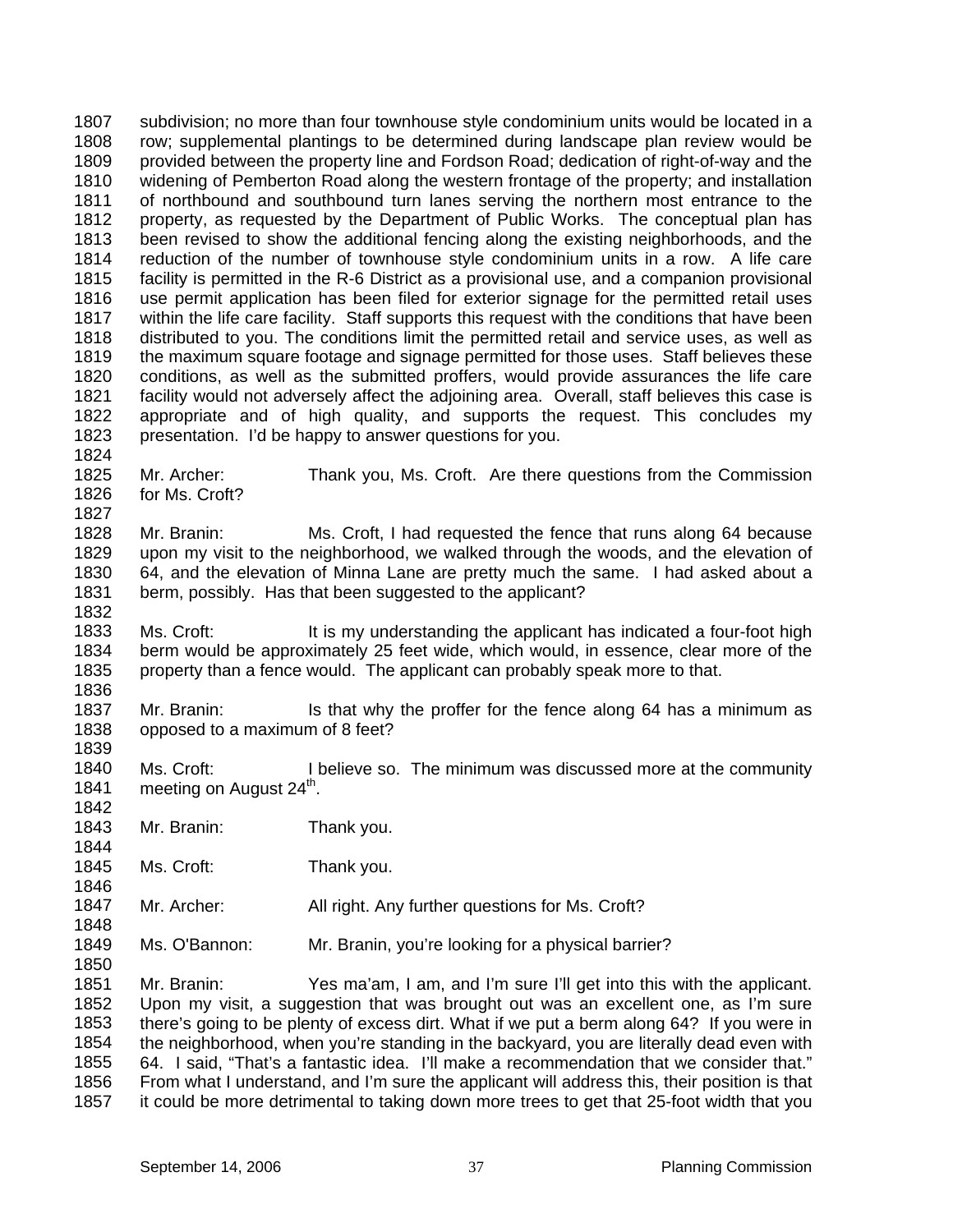subdivision; no more than four townhouse style condominium units would be located in a row; supplemental plantings to be determined during landscape plan review would be provided between the property line and Fordson Road; dedication of right-of-way and the widening of Pemberton Road along the western frontage of the property; and installation of northbound and southbound turn lanes serving the northern most entrance to the property, as requested by the Department of Public Works. The conceptual plan has been revised to show the additional fencing along the existing neighborhoods, and the reduction of the number of townhouse style condominium units in a row. A life care facility is permitted in the R-6 District as a provisional use, and a companion provisional use permit application has been filed for exterior signage for the permitted retail uses within the life care facility. Staff supports this request with the conditions that have been distributed to you. The conditions limit the permitted retail and service uses, as well as the maximum square footage and signage permitted for those uses. Staff believes these conditions, as well as the submitted proffers, would provide assurances the life care facility would not adversely affect the adjoining area. Overall, staff believes this case is appropriate and of high quality, and supports the request. This concludes my presentation. I'd be happy to answer questions for you.

Mr. Archer: Thank you, Ms. Croft. Are there questions from the Commission for Ms. Croft?

Mr. Branin: Ms. Croft, I had requested the fence that runs along 64 because upon my visit to the neighborhood, we walked through the woods, and the elevation of 64, and the elevation of Minna Lane are pretty much the same. I had asked about a berm, possibly. Has that been suggested to the applicant?

Ms. Croft: It is my understanding the applicant has indicated a four-foot high berm would be approximately 25 feet wide, which would, in essence, clear more of the property than a fence would. The applicant can probably speak more to that.

Mr. Branin: Is that why the proffer for the fence along 64 has a minimum as opposed to a maximum of 8 feet?

Ms. Croft: I believe so. The minimum was discussed more at the community meeting on August 24th.

Mr. Branin: Thank you.

Ms. Croft: Thank you.

Mr. Archer: All right. Any further questions for Ms. Croft?

Ms. O'Bannon: Mr. Branin, you're looking for a physical barrier?

Mr. Branin: Yes ma'am, I am, and I'm sure I'll get into this with the applicant. Upon my visit, a suggestion that was brought out was an excellent one, as I'm sure there's going to be plenty of excess dirt. What if we put a berm along 64? If you were in the neighborhood, when you're standing in the backyard, you are literally dead even with 64. I said, "That's a fantastic idea. I'll make a recommendation that we consider that." From what I understand, and I'm sure the applicant will address this, their position is that it could be more detrimental to taking down more trees to get that 25-foot width that you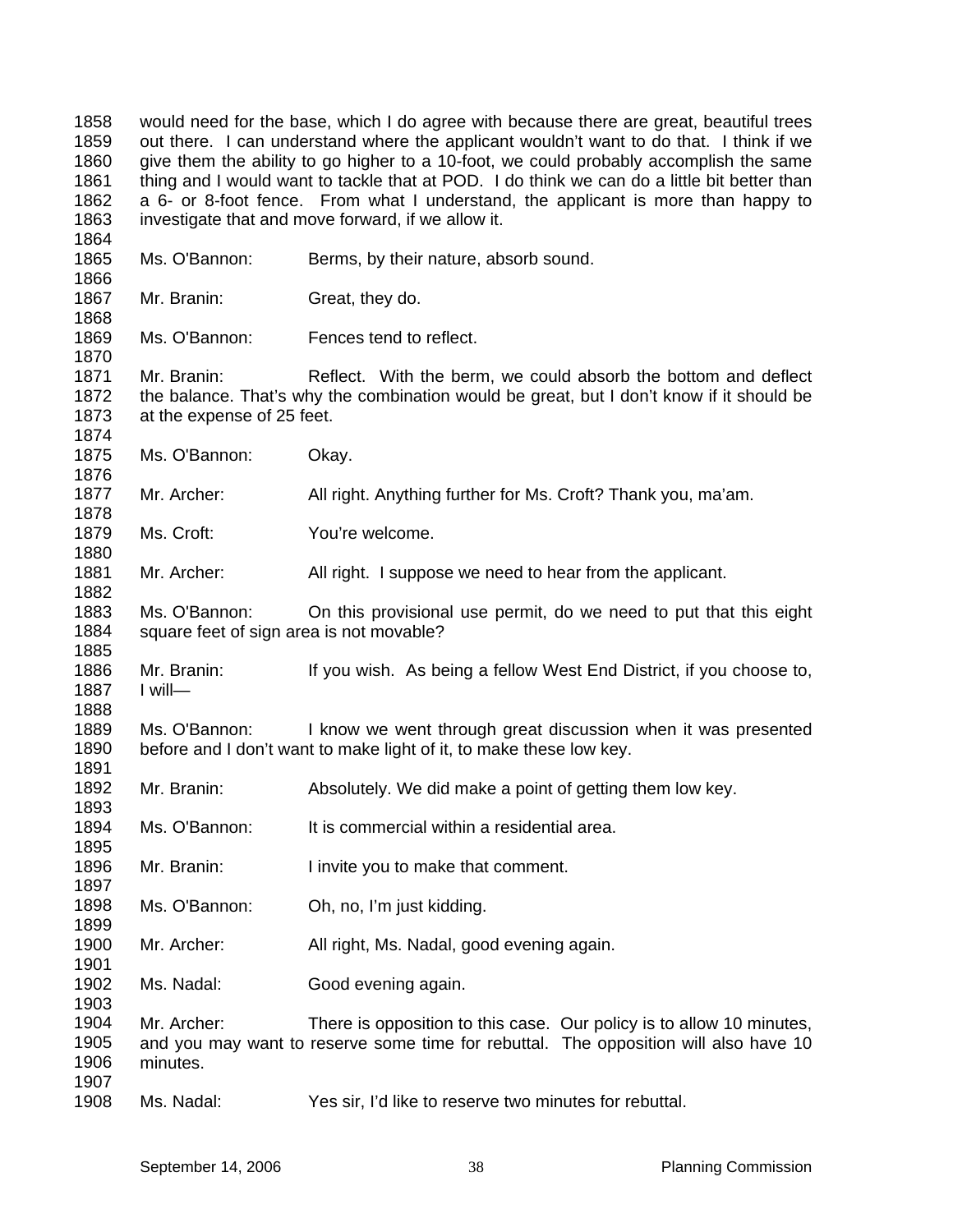would need for the base, which I do agree with because there are great, beautiful trees out there. I can understand where the applicant wouldn't want to do that. I think if we give them the ability to go higher to a 10-foot, we could probably accomplish the same thing and I would want to tackle that at POD. I do think we can do a little bit better than a 6- or 8-foot fence. From what I understand, the applicant is more than happy to investigate that and move forward, if we allow it.

Ms. O'Bannon: Berms, by their nature, absorb sound.

Mr. Branin: Great, they do.

Ms. O'Bannon: Fences tend to reflect.

Mr. Branin: Reflect. With the berm, we could absorb the bottom and deflect the balance. That's why the combination would be great, but I don't know if it should be at the expense of 25 feet.

Ms. O'Bannon: Okay.

Mr. Archer: All right. Anything further for Ms. Croft? Thank you, ma'am.

Ms. Croft: You're welcome.

Mr. Archer: All right. I suppose we need to hear from the applicant.

Ms. O'Bannon: On this provisional use permit, do we need to put that this eight square feet of sign area is not movable?

Mr. Branin: If you wish. As being a fellow West End District, if you choose to, I will—

Ms. O'Bannon: I know we went through great discussion when it was presented before and I don't want to make light of it, to make these low key.

Mr. Branin: Absolutely. We did make a point of getting them low key.

Ms. O'Bannon: It is commercial within a residential area.

Mr. Branin: I invite you to make that comment.

Ms. O'Bannon: Oh, no, I'm just kidding.

Mr. Archer: All right, Ms. Nadal, good evening again.

Ms. Nadal: Good evening again.

Mr. Archer: There is opposition to this case. Our policy is to allow 10 minutes, and you may want to reserve some time for rebuttal. The opposition will also have 10 minutes.

Ms. Nadal: Yes sir, I'd like to reserve two minutes for rebuttal.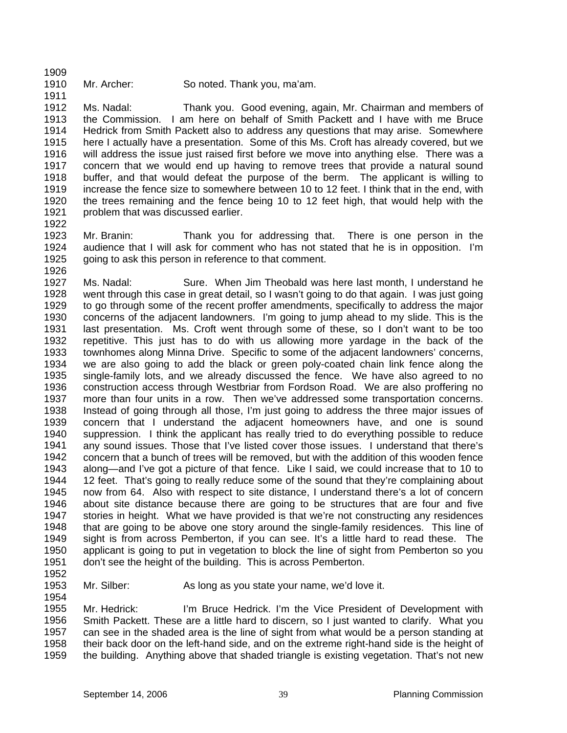Mr. Archer: So noted. Thank you, ma'am.

Ms. Nadal: Thank you. Good evening, again, Mr. Chairman and members of the Commission. I am here on behalf of Smith Packett and I have with me Bruce Hedrick from Smith Packett also to address any questions that may arise. Somewhere here I actually have a presentation. Some of this Ms. Croft has already covered, but we will address the issue just raised first before we move into anything else. There was a concern that we would end up having to remove trees that provide a natural sound buffer, and that would defeat the purpose of the berm. The applicant is willing to increase the fence size to somewhere between 10 to 12 feet. I think that in the end, with the trees remaining and the fence being 10 to 12 feet high, that would help with the problem that was discussed earlier.

Mr. Branin: Thank you for addressing that. There is one person in the audience that I will ask for comment who has not stated that he is in opposition. I'm going to ask this person in reference to that comment.

Ms. Nadal: Sure. When Jim Theobald was here last month, I understand he went through this case in great detail, so I wasn't going to do that again. I was just going to go through some of the recent proffer amendments, specifically to address the major concerns of the adjacent landowners. I'm going to jump ahead to my slide. This is the last presentation. Ms. Croft went through some of these, so I don't want to be too repetitive. This just has to do with us allowing more yardage in the back of the townhomes along Minna Drive. Specific to some of the adjacent landowners' concerns, we are also going to add the black or green poly-coated chain link fence along the single-family lots, and we already discussed the fence. We have also agreed to no construction access through Westbriar from Fordson Road. We are also proffering no more than four units in a row. Then we've addressed some transportation concerns. Instead of going through all those, I'm just going to address the three major issues of concern that I understand the adjacent homeowners have, and one is sound suppression. I think the applicant has really tried to do everything possible to reduce any sound issues. Those that I've listed cover those issues. I understand that there's concern that a bunch of trees will be removed, but with the addition of this wooden fence along—and I've got a picture of that fence. Like I said, we could increase that to 10 to 12 feet. That's going to really reduce some of the sound that they're complaining about now from 64. Also with respect to site distance, I understand there's a lot of concern about site distance because there are going to be structures that are four and five stories in height. What we have provided is that we're not constructing any residences that are going to be above one story around the single-family residences. This line of sight is from across Pemberton, if you can see. It's a little hard to read these. The applicant is going to put in vegetation to block the line of sight from Pemberton so you don't see the height of the building. This is across Pemberton.

Mr. Silber: As long as you state your name, we'd love it.

Mr. Hedrick: I'm Bruce Hedrick. I'm the Vice President of Development with Smith Packett. These are a little hard to discern, so I just wanted to clarify. What you can see in the shaded area is the line of sight from what would be a person standing at their back door on the left-hand side, and on the extreme right-hand side is the height of the building. Anything above that shaded triangle is existing vegetation. That's not new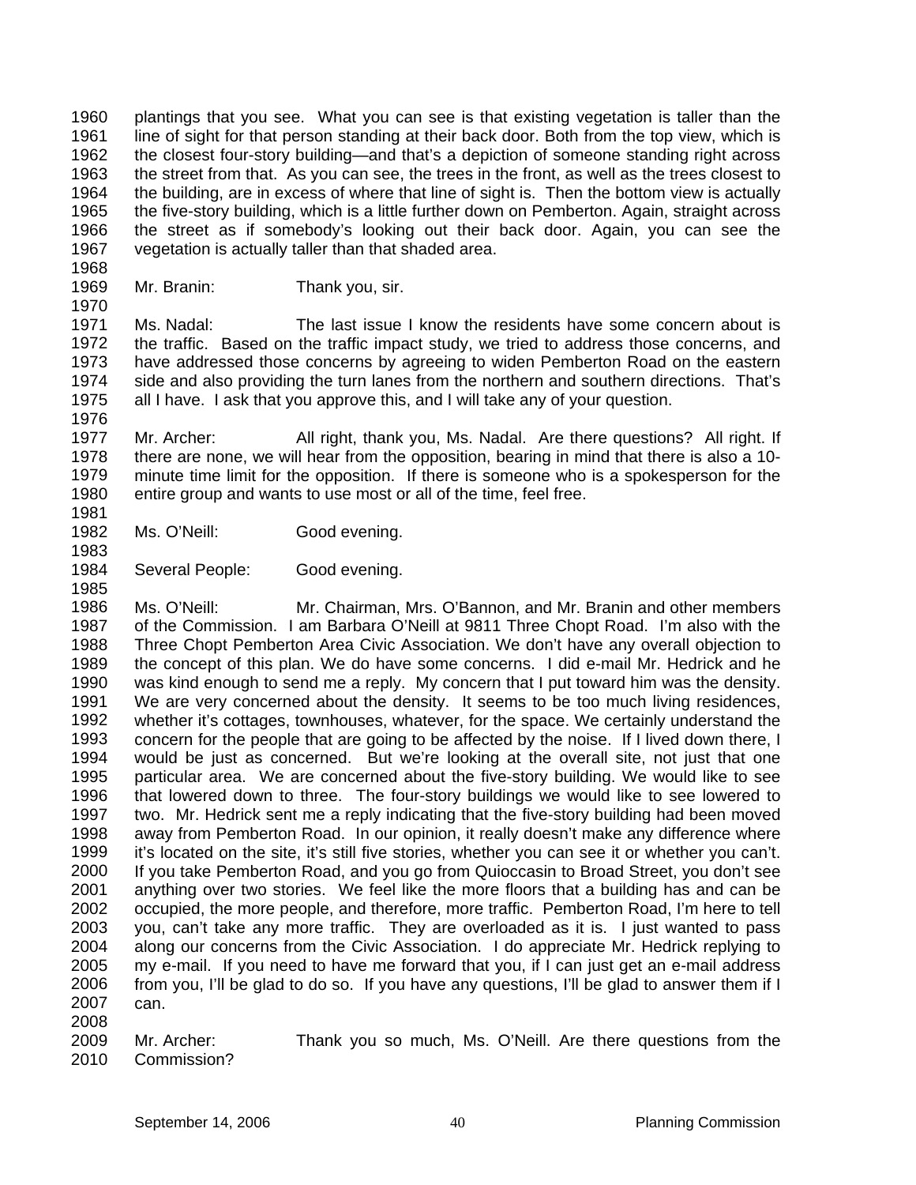plantings that you see. What you can see is that existing vegetation is taller than the line of sight for that person standing at their back door. Both from the top view, which is the closest four-story building—and that's a depiction of someone standing right across the street from that. As you can see, the trees in the front, as well as the trees closest to the building, are in excess of where that line of sight is. Then the bottom view is actually the five-story building, which is a little further down on Pemberton. Again, straight across the street as if somebody's looking out their back door. Again, you can see the vegetation is actually taller than that shaded area.

Mr. Branin: Thank you, sir.

Ms. Nadal: The last issue I know the residents have some concern about is the traffic. Based on the traffic impact study, we tried to address those concerns, and have addressed those concerns by agreeing to widen Pemberton Road on the eastern side and also providing the turn lanes from the northern and southern directions. That's all I have. I ask that you approve this, and I will take any of your question.

Mr. Archer: All right, thank you, Ms. Nadal. Are there questions? All right. If there are none, we will hear from the opposition, bearing in mind that there is also a 10-minute time limit for the opposition. If there is someone who is a spokesperson for the entire group and wants to use most or all of the time, feel free.

Ms. O'Neill: Good evening.

Several People: Good evening.

Ms. O'Neill: Mr. Chairman, Mrs. O'Bannon, and Mr. Branin and other members of the Commission. I am Barbara O'Neill at 9811 Three Chopt Road. I'm also with the Three Chopt Pemberton Area Civic Association. We don't have any overall objection to the concept of this plan. We do have some concerns. I did e-mail Mr. Hedrick and he was kind enough to send me a reply. My concern that I put toward him was the density. We are very concerned about the density. It seems to be too much living residences, whether it's cottages, townhouses, whatever, for the space. We certainly understand the concern for the people that are going to be affected by the noise. If I lived down there, I would be just as concerned. But we're looking at the overall site, not just that one particular area. We are concerned about the five-story building. We would like to see that lowered down to three. The four-story buildings we would like to see lowered to two. Mr. Hedrick sent me a reply indicating that the five-story building had been moved away from Pemberton Road. In our opinion, it really doesn't make any difference where it's located on the site, it's still five stories, whether you can see it or whether you can't. If you take Pemberton Road, and you go from Quioccasin to Broad Street, you don't see anything over two stories. We feel like the more floors that a building has and can be occupied, the more people, and therefore, more traffic. Pemberton Road, I'm here to tell you, can't take any more traffic. They are overloaded as it is. I just wanted to pass along our concerns from the Civic Association. I do appreciate Mr. Hedrick replying to my e-mail. If you need to have me forward that you, if I can just get an e-mail address from you, I'll be glad to do so. If you have any questions, I'll be glad to answer them if I can.

Mr. Archer: Thank you so much, Ms. O'Neill. Are there questions from the Commission?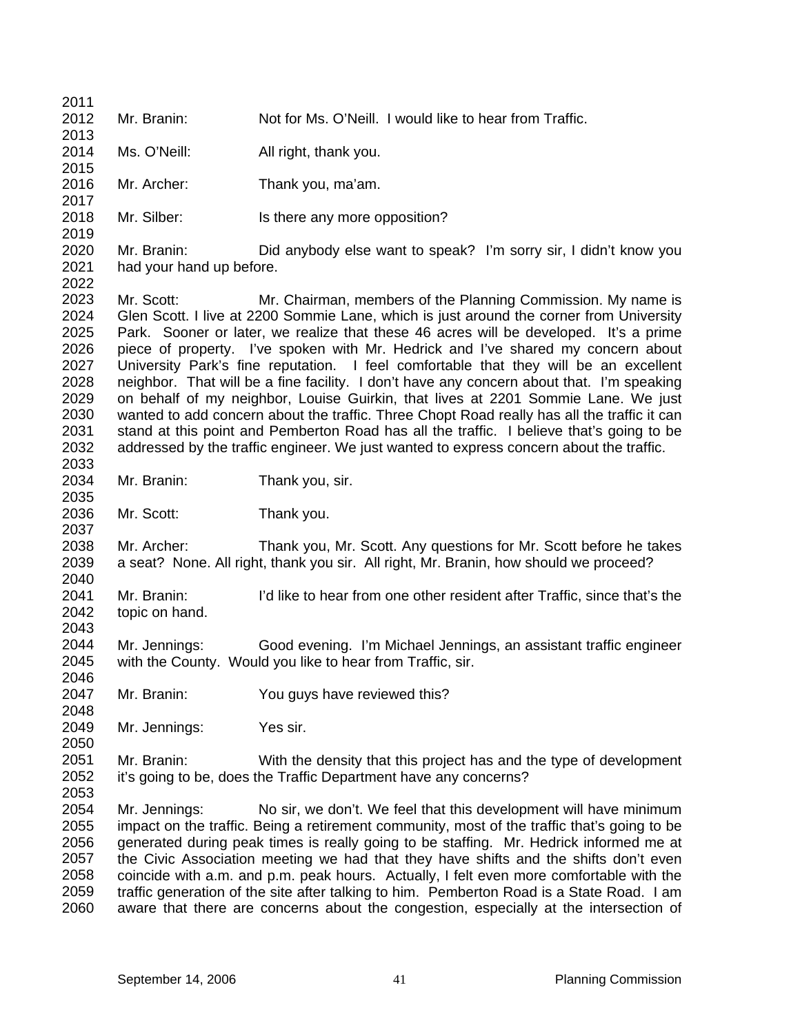Mr. Branin: Not for Ms. O'Neill. I would like to hear from Traffic.

Ms. O'Neill: All right, thank you.

Mr. Archer: Thank you, ma'am.

Mr. Silber: Is there any more opposition?

Mr. Branin: Did anybody else want to speak? I'm sorry sir, I didn't know you had your hand up before.

Mr. Scott: Mr. Chairman, members of the Planning Commission. My name is Glen Scott. I live at 2200 Sommie Lane, which is just around the corner from University Park. Sooner or later, we realize that these 46 acres will be developed. It's a prime piece of property. I've spoken with Mr. Hedrick and I've shared my concern about University Park's fine reputation. I feel comfortable that they will be an excellent neighbor. That will be a fine facility. I don't have any concern about that. I'm speaking on behalf of my neighbor, Louise Guirkin, that lives at 2201 Sommie Lane. We just wanted to add concern about the traffic. Three Chopt Road really has all the traffic it can stand at this point and Pemberton Road has all the traffic. I believe that's going to be addressed by the traffic engineer. We just wanted to express concern about the traffic.

Mr. Branin: Thank you, sir.

Mr. Scott: Thank you.

Mr. Archer: Thank you, Mr. Scott. Any questions for Mr. Scott before he takes a seat? None. All right, thank you sir. All right, Mr. Branin, how should we proceed?

Mr. Branin: I'd like to hear from one other resident after Traffic, since that's the topic on hand.

Mr. Jennings: Good evening. I'm Michael Jennings, an assistant traffic engineer with the County. Would you like to hear from Traffic, sir.

Mr. Branin: You guys have reviewed this?

Mr. Jennings: Yes sir.

Mr. Branin: With the density that this project has and the type of development it's going to be, does the Traffic Department have any concerns?

Mr. Jennings: No sir, we don't. We feel that this development will have minimum impact on the traffic. Being a retirement community, most of the traffic that's going to be generated during peak times is really going to be staffing. Mr. Hedrick informed me at the Civic Association meeting we had that they have shifts and the shifts don't even coincide with a.m. and p.m. peak hours. Actually, I felt even more comfortable with the traffic generation of the site after talking to him. Pemberton Road is a State Road. I am aware that there are concerns about the congestion, especially at the intersection of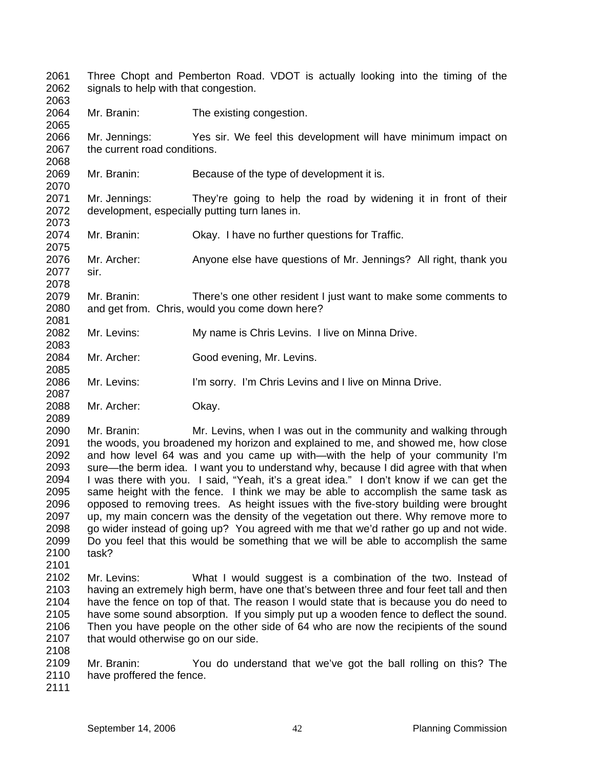Three Chopt and Pemberton Road. VDOT is actually looking into the timing of the signals to help with that congestion.

Mr. Branin: The existing congestion.

Mr. Jennings: Yes sir. We feel this development will have minimum impact on the current road conditions.

Mr. Branin: Because of the type of development it is.

Mr. Jennings: They're going to help the road by widening it in front of their development, especially putting turn lanes in.

Mr. Branin: Okay. I have no further questions for Traffic.

Mr. Archer: Anyone else have questions of Mr. Jennings? All right, thank you sir.

Mr. Branin: There's one other resident I just want to make some comments to and get from. Chris, would you come down here?

Mr. Levins: My name is Chris Levins. I live on Minna Drive.

Mr. Archer: Good evening, Mr. Levins.

Mr. Levins: I'm sorry. I'm Chris Levins and I live on Minna Drive.

Mr. Archer: Okay.

Mr. Branin: Mr. Levins, when I was out in the community and walking through the woods, you broadened my horizon and explained to me, and showed me, how close and how level 64 was and you came up with—with the help of your community I'm sure—the berm idea. I want you to understand why, because I did agree with that when I was there with you. I said, "Yeah, it's a great idea." I don't know if we can get the same height with the fence. I think we may be able to accomplish the same task as opposed to removing trees. As height issues with the five-story building were brought up, my main concern was the density of the vegetation out there. Why remove more to go wider instead of going up? You agreed with me that we'd rather go up and not wide. Do you feel that this would be something that we will be able to accomplish the same task?

Mr. Levins: What I would suggest is a combination of the two. Instead of having an extremely high berm, have one that's between three and four feet tall and then have the fence on top of that. The reason I would state that is because you do need to have some sound absorption. If you simply put up a wooden fence to deflect the sound. Then you have people on the other side of 64 who are now the recipients of the sound that would otherwise go on our side.

Mr. Branin: You do understand that we've got the ball rolling on this? The have proffered the fence.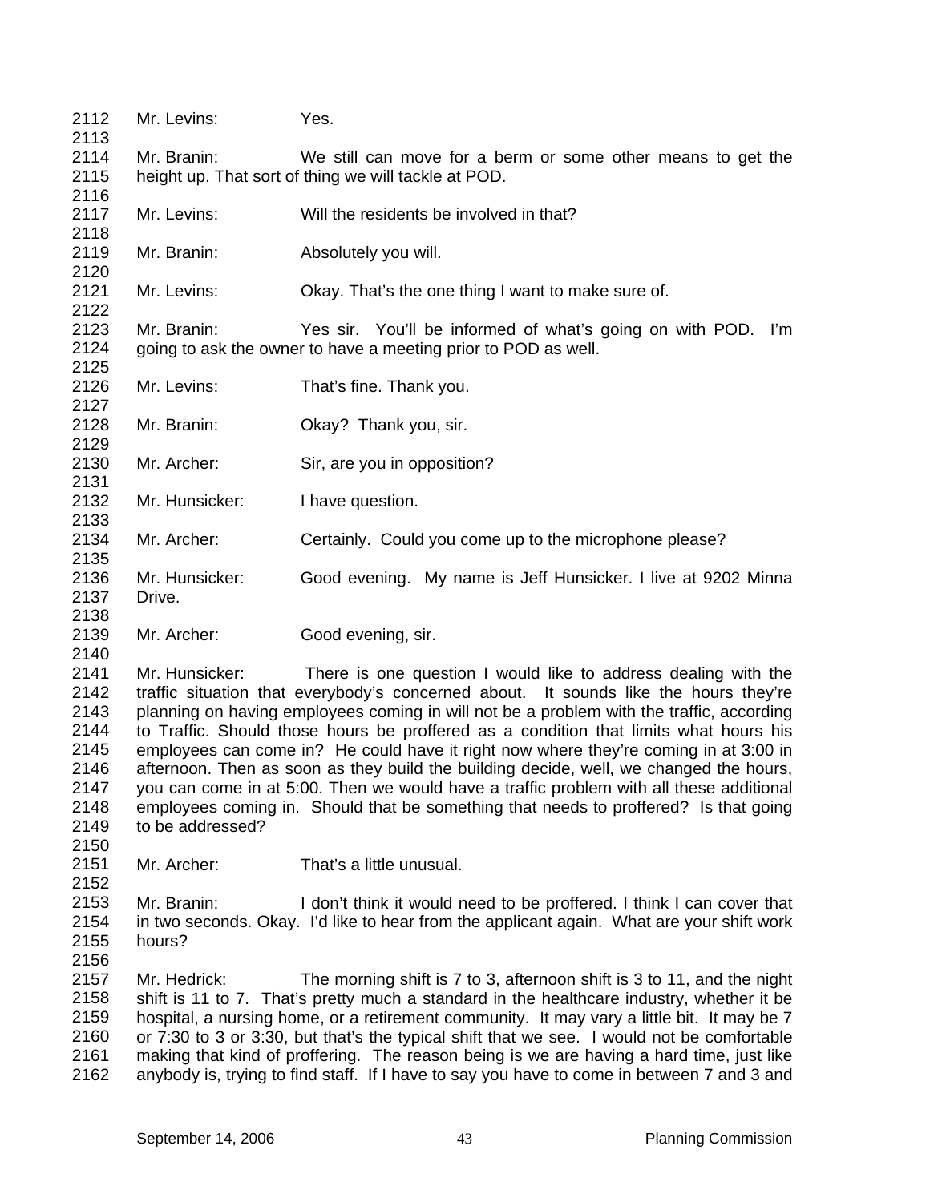2112 Mr. Levins: Yes.
2113
2114 Mr. Branin: We still can move for a berm or some other means to get the
2115 height up. That sort of thing we will tackle at POD.
2116
2117 Mr. Levins: Will the residents be involved in that?
2118
2119 Mr. Branin: Absolutely you will.
2120
2121 Mr. Levins: Okay. That's the one thing I want to make sure of.
2122
2123 Mr. Branin: Yes sir. You'll be informed of what's going on with POD. I'm
2124 going to ask the owner to have a meeting prior to POD as well.
2125
2126 Mr. Levins: That's fine. Thank you.
2127
2128 Mr. Branin: Okay? Thank you, sir.
2129
2130 Mr. Archer: Sir, are you in opposition?
2131
2132 Mr. Hunsicker: I have question.
2133
2134 Mr. Archer: Certainly. Could you come up to the microphone please?
2135
2136 Mr. Hunsicker: Good evening. My name is Jeff Hunsicker. I live at 9202 Minna
2137 Drive.
2138
2139 Mr. Archer: Good evening, sir.
2140
2141 Mr. Hunsicker: There is one question I would like to address dealing with the
2142 traffic situation that everybody's concerned about. It sounds like the hours they're
2143 planning on having employees coming in will not be a problem with the traffic, according
2144 to Traffic. Should those hours be proffered as a condition that limits what hours his
2145 employees can come in? He could have it right now where they're coming in at 3:00 in
2146 afternoon. Then as soon as they build the building decide, well, we changed the hours,
2147 you can come in at 5:00. Then we would have a traffic problem with all these additional
2148 employees coming in. Should that be something that needs to proffered? Is that going
2149 to be addressed?
2150
2151 Mr. Archer: That's a little unusual.
2152
2153 Mr. Branin: I don't think it would need to be proffered. I think I can cover that
2154 in two seconds. Okay. I'd like to hear from the applicant again. What are your shift work
2155 hours?
2156
2157 Mr. Hedrick: The morning shift is 7 to 3, afternoon shift is 3 to 11, and the night
2158 shift is 11 to 7. That's pretty much a standard in the healthcare industry, whether it be
2159 hospital, a nursing home, or a retirement community. It may vary a little bit. It may be 7
2160 or 7:30 to 3 or 3:30, but that's the typical shift that we see. I would not be comfortable
2161 making that kind of proffering. The reason being is we are having a hard time, just like
2162 anybody is, trying to find staff. If I have to say you have to come in between 7 and 3 and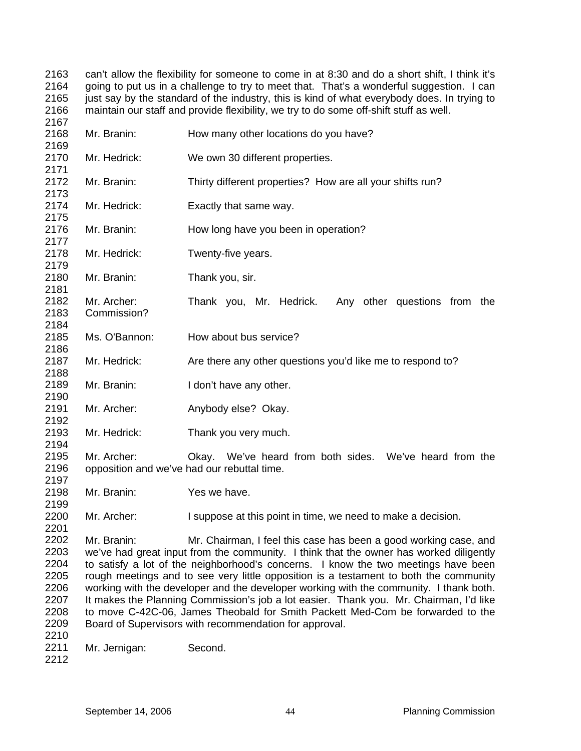can't allow the flexibility for someone to come in at 8:30 and do a short shift, I think it's going to put us in a challenge to try to meet that. That's a wonderful suggestion. I can just say by the standard of the industry, this is kind of what everybody does. In trying to maintain our staff and provide flexibility, we try to do some off-shift stuff as well.

Mr. Branin: How many other locations do you have?

Mr. Hedrick: We own 30 different properties.

Mr. Branin: Thirty different properties? How are all your shifts run?

Mr. Hedrick: Exactly that same way.

Mr. Branin: How long have you been in operation?

Mr. Hedrick: Twenty-five years.

Mr. Branin: Thank you, sir.

Mr. Archer: Thank you, Mr. Hedrick. Any other questions from the Commission?

Ms. O'Bannon: How about bus service?

Mr. Hedrick: Are there any other questions you'd like me to respond to?

Mr. Branin: I don't have any other.

Mr. Archer: Anybody else? Okay.

Mr. Hedrick: Thank you very much.

Mr. Archer: Okay. We've heard from both sides. We've heard from the opposition and we've had our rebuttal time.

Mr. Branin: Yes we have.

Mr. Archer: I suppose at this point in time, we need to make a decision.

Mr. Branin: Mr. Chairman, I feel this case has been a good working case, and we've had great input from the community. I think that the owner has worked diligently to satisfy a lot of the neighborhood's concerns. I know the two meetings have been rough meetings and to see very little opposition is a testament to both the community working with the developer and the developer working with the community. I thank both. It makes the Planning Commission's job a lot easier. Thank you. Mr. Chairman, I'd like to move C-42C-06, James Theobald for Smith Packett Med-Com be forwarded to the Board of Supervisors with recommendation for approval.

Mr. Jernigan: Second.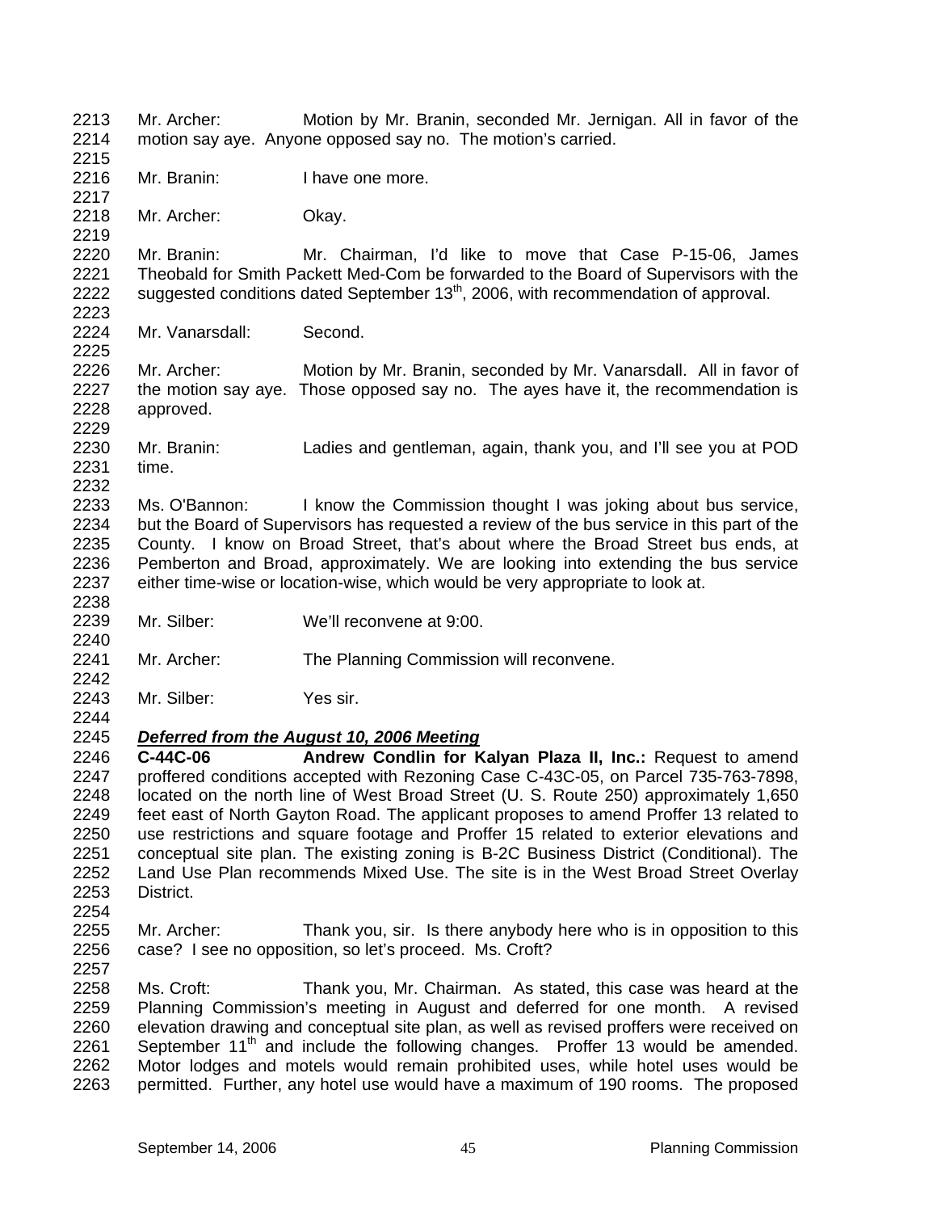Mr. Archer: Motion by Mr. Branin, seconded Mr. Jernigan. All in favor of the motion say aye. Anyone opposed say no. The motion's carried.

Mr. Branin: I have one more.

Mr. Archer: Okay.

Mr. Branin: Mr. Chairman, I'd like to move that Case P-15-06, James Theobald for Smith Packett Med-Com be forwarded to the Board of Supervisors with the suggested conditions dated September 13th, 2006, with recommendation of approval.

Mr. Vanarsdall: Second.

Mr. Archer: Motion by Mr. Branin, seconded by Mr. Vanarsdall. All in favor of the motion say aye. Those opposed say no. The ayes have it, the recommendation is approved.

Mr. Branin: Ladies and gentleman, again, thank you, and I'll see you at POD time.

Ms. O'Bannon: I know the Commission thought I was joking about bus service, but the Board of Supervisors has requested a review of the bus service in this part of the County. I know on Broad Street, that's about where the Broad Street bus ends, at Pemberton and Broad, approximately. We are looking into extending the bus service either time-wise or location-wise, which would be very appropriate to look at.

Mr. Silber: We'll reconvene at 9:00.

Mr. Archer: The Planning Commission will reconvene.

Mr. Silber: Yes sir.

***Deferred from the August 10, 2006 Meeting***

**C-44C-06 Andrew Condlin for Kalyan Plaza II, Inc.:** Request to amend proffered conditions accepted with Rezoning Case C-43C-05, on Parcel 735-763-7898, located on the north line of West Broad Street (U. S. Route 250) approximately 1,650 feet east of North Gayton Road. The applicant proposes to amend Proffer 13 related to use restrictions and square footage and Proffer 15 related to exterior elevations and conceptual site plan. The existing zoning is B-2C Business District (Conditional). The Land Use Plan recommends Mixed Use. The site is in the West Broad Street Overlay District.

Mr. Archer: Thank you, sir. Is there anybody here who is in opposition to this case? I see no opposition, so let's proceed. Ms. Croft?

Ms. Croft: Thank you, Mr. Chairman. As stated, this case was heard at the Planning Commission's meeting in August and deferred for one month. A revised elevation drawing and conceptual site plan, as well as revised proffers were received on September 11th and include the following changes. Proffer 13 would be amended. Motor lodges and motels would remain prohibited uses, while hotel uses would be permitted. Further, any hotel use would have a maximum of 190 rooms. The proposed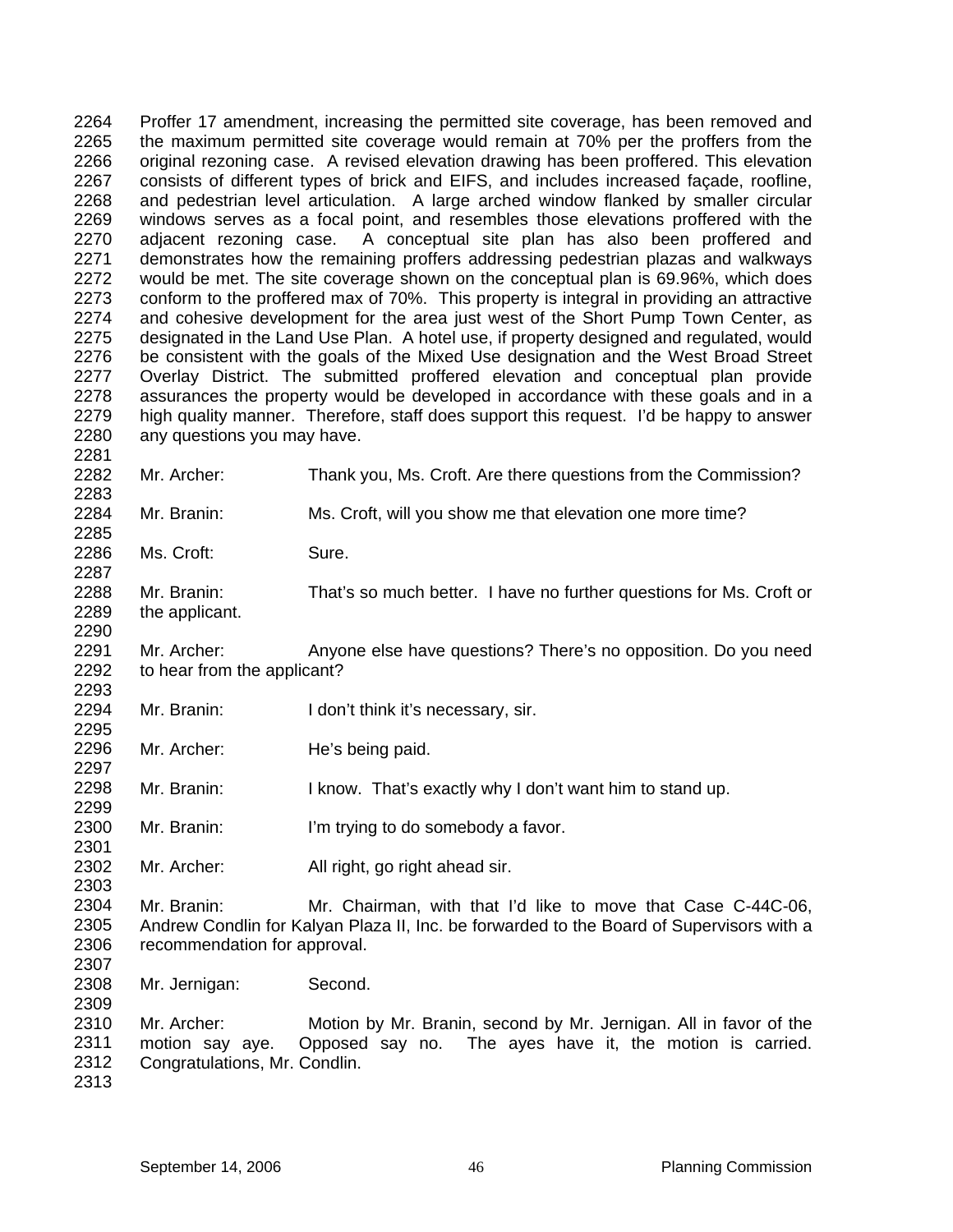Proffer 17 amendment, increasing the permitted site coverage, has been removed and the maximum permitted site coverage would remain at 70% per the proffers from the original rezoning case. A revised elevation drawing has been proffered. This elevation consists of different types of brick and EIFS, and includes increased façade, roofline, and pedestrian level articulation. A large arched window flanked by smaller circular windows serves as a focal point, and resembles those elevations proffered with the adjacent rezoning case. A conceptual site plan has also been proffered and demonstrates how the remaining proffers addressing pedestrian plazas and walkways would be met. The site coverage shown on the conceptual plan is 69.96%, which does conform to the proffered max of 70%. This property is integral in providing an attractive and cohesive development for the area just west of the Short Pump Town Center, as designated in the Land Use Plan. A hotel use, if property designed and regulated, would be consistent with the goals of the Mixed Use designation and the West Broad Street Overlay District. The submitted proffered elevation and conceptual plan provide assurances the property would be developed in accordance with these goals and in a high quality manner. Therefore, staff does support this request. I'd be happy to answer any questions you may have.

Mr. Archer: Thank you, Ms. Croft. Are there questions from the Commission?

Mr. Branin: Ms. Croft, will you show me that elevation one more time?

Ms. Croft: Sure.

Mr. Branin: That's so much better. I have no further questions for Ms. Croft or the applicant.

Mr. Archer: Anyone else have questions? There's no opposition. Do you need to hear from the applicant?

Mr. Branin: I don't think it's necessary, sir.

Mr. Archer: He's being paid.

Mr. Branin: I know. That's exactly why I don't want him to stand up.

Mr. Branin: I'm trying to do somebody a favor.

Mr. Archer: All right, go right ahead sir.

Mr. Branin: Mr. Chairman, with that I'd like to move that Case C-44C-06, Andrew Condlin for Kalyan Plaza II, Inc. be forwarded to the Board of Supervisors with a recommendation for approval.

Mr. Jernigan: Second.

Mr. Archer: Motion by Mr. Branin, second by Mr. Jernigan. All in favor of the motion say aye. Opposed say no. The ayes have it, the motion is carried. Congratulations, Mr. Condlin.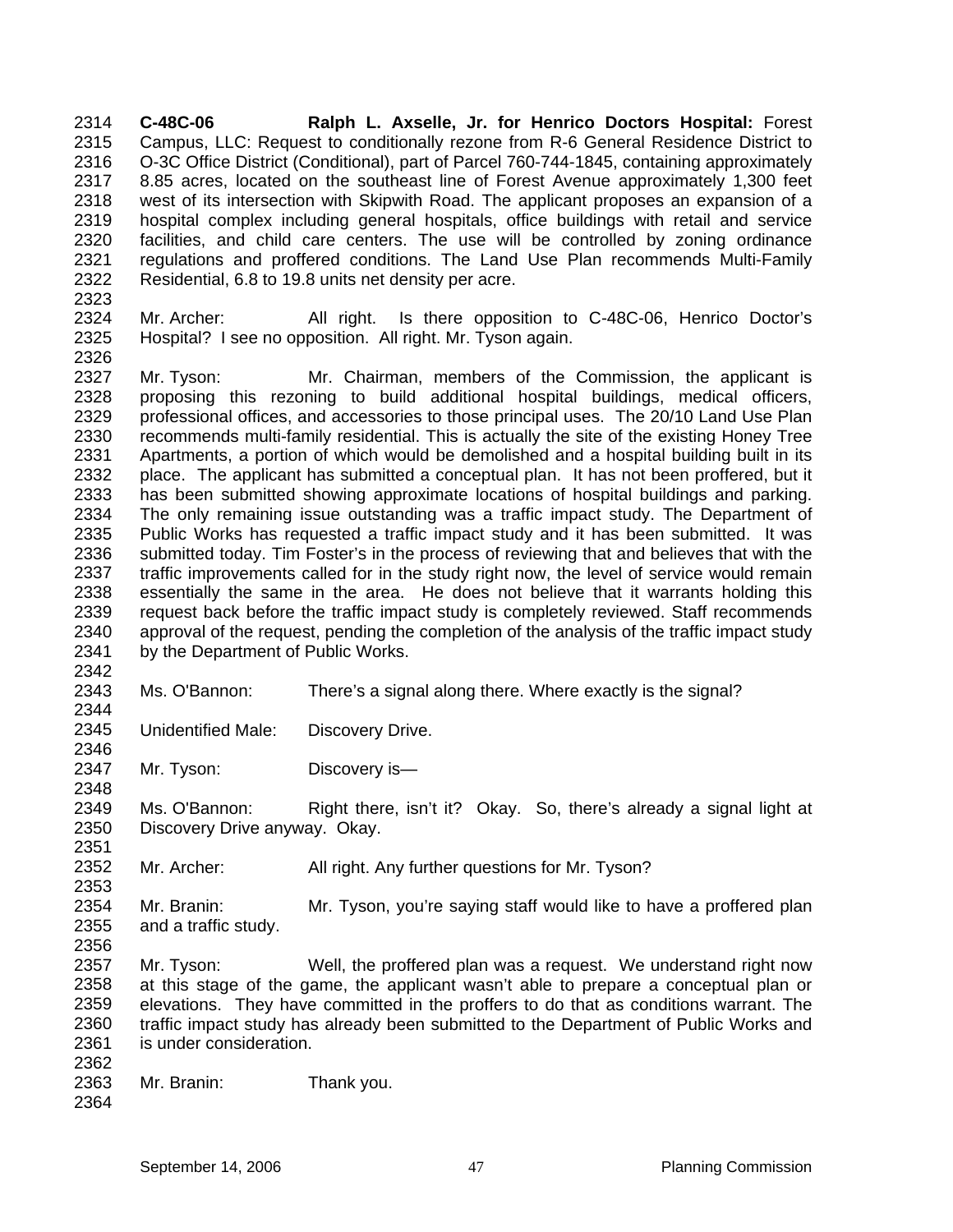**C-48C-06 Ralph L. Axselle, Jr. for Henrico Doctors Hospital:** Forest Campus, LLC: Request to conditionally rezone from R-6 General Residence District to O-3C Office District (Conditional), part of Parcel 760-744-1845, containing approximately 8.85 acres, located on the southeast line of Forest Avenue approximately 1,300 feet west of its intersection with Skipwith Road. The applicant proposes an expansion of a hospital complex including general hospitals, office buildings with retail and service facilities, and child care centers. The use will be controlled by zoning ordinance regulations and proffered conditions. The Land Use Plan recommends Multi-Family Residential, 6.8 to 19.8 units net density per acre.

Mr. Archer: All right. Is there opposition to C-48C-06, Henrico Doctor's Hospital? I see no opposition. All right. Mr. Tyson again.

Mr. Tyson: Mr. Chairman, members of the Commission, the applicant is proposing this rezoning to build additional hospital buildings, medical officers, professional offices, and accessories to those principal uses. The 20/10 Land Use Plan recommends multi-family residential. This is actually the site of the existing Honey Tree Apartments, a portion of which would be demolished and a hospital building built in its place. The applicant has submitted a conceptual plan. It has not been proffered, but it has been submitted showing approximate locations of hospital buildings and parking. The only remaining issue outstanding was a traffic impact study. The Department of Public Works has requested a traffic impact study and it has been submitted. It was submitted today. Tim Foster's in the process of reviewing that and believes that with the traffic improvements called for in the study right now, the level of service would remain essentially the same in the area. He does not believe that it warrants holding this request back before the traffic impact study is completely reviewed. Staff recommends approval of the request, pending the completion of the analysis of the traffic impact study by the Department of Public Works.

Ms. O'Bannon: There's a signal along there. Where exactly is the signal?

Unidentified Male: Discovery Drive.

Mr. Tyson: Discovery is—

Ms. O'Bannon: Right there, isn't it? Okay. So, there's already a signal light at Discovery Drive anyway. Okay.

Mr. Archer: All right. Any further questions for Mr. Tyson?

Mr. Branin: Mr. Tyson, you're saying staff would like to have a proffered plan and a traffic study.

Mr. Tyson: Well, the proffered plan was a request. We understand right now at this stage of the game, the applicant wasn't able to prepare a conceptual plan or elevations. They have committed in the proffers to do that as conditions warrant. The traffic impact study has already been submitted to the Department of Public Works and is under consideration.

Mr. Branin: Thank you.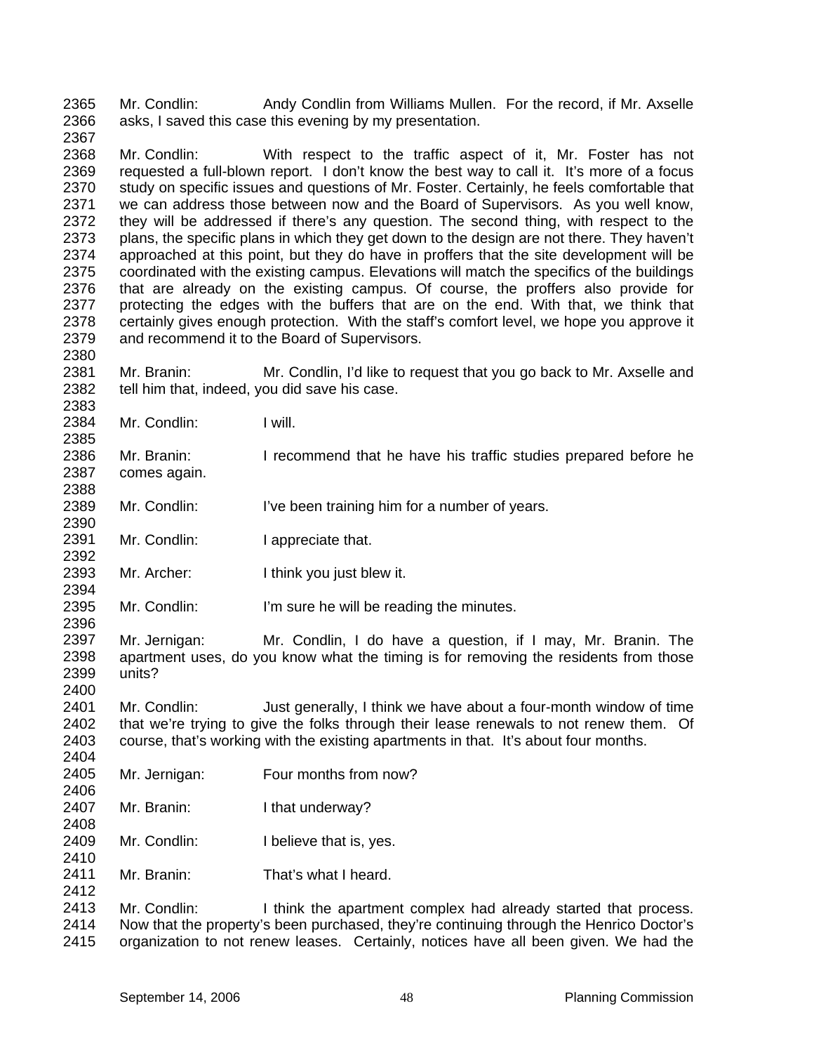2365 Mr. Condlin: Andy Condlin from Williams Mullen. For the record, if Mr. Axselle
2366 asks, I saved this case this evening by my presentation.
2367
2368 Mr. Condlin: With respect to the traffic aspect of it, Mr. Foster has not
2369 requested a full-blown report. I don't know the best way to call it. It's more of a focus
2370 study on specific issues and questions of Mr. Foster. Certainly, he feels comfortable that
2371 we can address those between now and the Board of Supervisors. As you well know,
2372 they will be addressed if there's any question. The second thing, with respect to the
2373 plans, the specific plans in which they get down to the design are not there. They haven't
2374 approached at this point, but they do have in proffers that the site development will be
2375 coordinated with the existing campus. Elevations will match the specifics of the buildings
2376 that are already on the existing campus. Of course, the proffers also provide for
2377 protecting the edges with the buffers that are on the end. With that, we think that
2378 certainly gives enough protection. With the staff's comfort level, we hope you approve it
2379 and recommend it to the Board of Supervisors.
2380
2381 Mr. Branin: Mr. Condlin, I'd like to request that you go back to Mr. Axselle and
2382 tell him that, indeed, you did save his case.
2383
2384 Mr. Condlin: I will.
2385
2386 Mr. Branin: I recommend that he have his traffic studies prepared before he
2387 comes again.
2388
2389 Mr. Condlin: I've been training him for a number of years.
2390
2391 Mr. Condlin: I appreciate that.
2392
2393 Mr. Archer: I think you just blew it.
2394
2395 Mr. Condlin: I'm sure he will be reading the minutes.
2396
2397 Mr. Jernigan: Mr. Condlin, I do have a question, if I may, Mr. Branin. The
2398 apartment uses, do you know what the timing is for removing the residents from those
2399 units?
2400
2401 Mr. Condlin: Just generally, I think we have about a four-month window of time
2402 that we're trying to give the folks through their lease renewals to not renew them. Of
2403 course, that's working with the existing apartments in that. It's about four months.
2404
2405 Mr. Jernigan: Four months from now?
2406
2407 Mr. Branin: I that underway?
2408
2409 Mr. Condlin: I believe that is, yes.
2410
2411 Mr. Branin: That's what I heard.
2412
2413 Mr. Condlin: I think the apartment complex had already started that process.
2414 Now that the property's been purchased, they're continuing through the Henrico Doctor's
2415 organization to not renew leases. Certainly, notices have all been given. We had the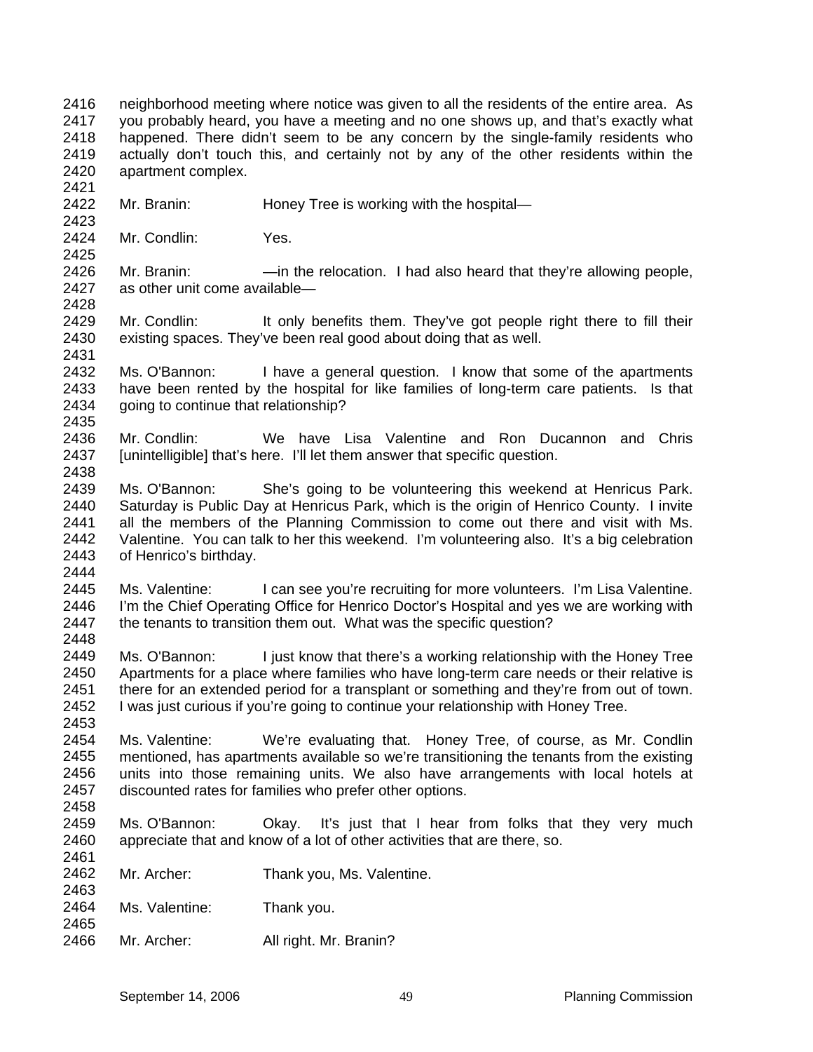neighborhood meeting where notice was given to all the residents of the entire area. As you probably heard, you have a meeting and no one shows up, and that's exactly what happened. There didn't seem to be any concern by the single-family residents who actually don't touch this, and certainly not by any of the other residents within the apartment complex.

Mr. Branin: Honey Tree is working with the hospital—

Mr. Condlin: Yes.

Mr. Branin: —in the relocation. I had also heard that they're allowing people, as other unit come available—

Mr. Condlin: It only benefits them. They've got people right there to fill their existing spaces. They've been real good about doing that as well.

Ms. O'Bannon: I have a general question. I know that some of the apartments have been rented by the hospital for like families of long-term care patients. Is that going to continue that relationship?

Mr. Condlin: We have Lisa Valentine and Ron Ducannon and Chris [unintelligible] that's here. I'll let them answer that specific question.

Ms. O'Bannon: She's going to be volunteering this weekend at Henricus Park. Saturday is Public Day at Henricus Park, which is the origin of Henrico County. I invite all the members of the Planning Commission to come out there and visit with Ms. Valentine. You can talk to her this weekend. I'm volunteering also. It's a big celebration of Henrico's birthday.

Ms. Valentine: I can see you're recruiting for more volunteers. I'm Lisa Valentine. I'm the Chief Operating Office for Henrico Doctor's Hospital and yes we are working with the tenants to transition them out. What was the specific question?

Ms. O'Bannon: I just know that there's a working relationship with the Honey Tree Apartments for a place where families who have long-term care needs or their relative is there for an extended period for a transplant or something and they're from out of town. I was just curious if you're going to continue your relationship with Honey Tree.

Ms. Valentine: We're evaluating that. Honey Tree, of course, as Mr. Condlin mentioned, has apartments available so we're transitioning the tenants from the existing units into those remaining units. We also have arrangements with local hotels at discounted rates for families who prefer other options.

Ms. O'Bannon: Okay. It's just that I hear from folks that they very much appreciate that and know of a lot of other activities that are there, so.

Mr. Archer: Thank you, Ms. Valentine.

Ms. Valentine: Thank you.

Mr. Archer: All right. Mr. Branin?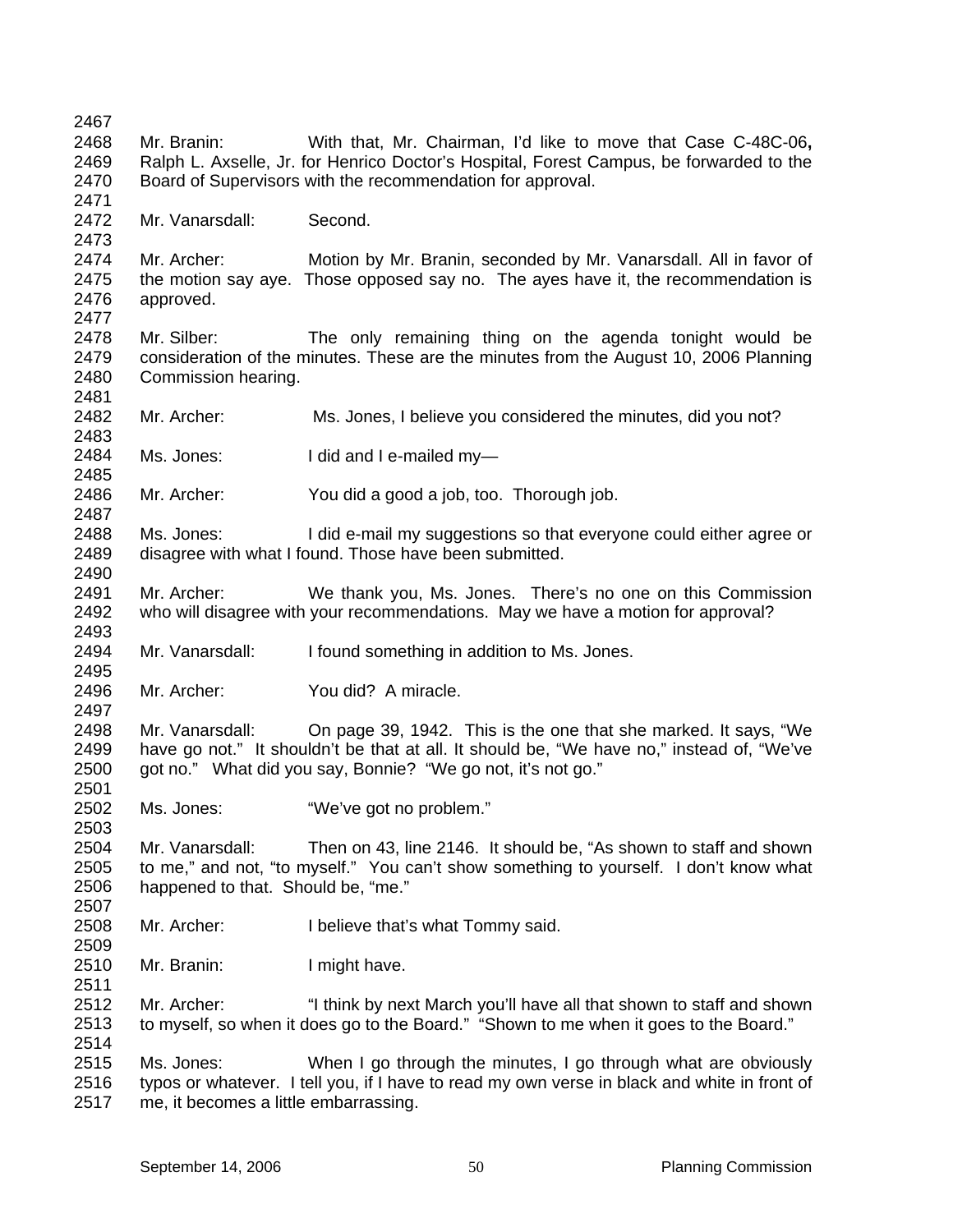Mr. Branin: With that, Mr. Chairman, I'd like to move that Case C-48C-06**,** Ralph L. Axselle, Jr. for Henrico Doctor's Hospital, Forest Campus, be forwarded to the Board of Supervisors with the recommendation for approval.

Mr. Vanarsdall: Second.

Mr. Archer: Motion by Mr. Branin, seconded by Mr. Vanarsdall. All in favor of the motion say aye. Those opposed say no. The ayes have it, the recommendation is approved.

Mr. Silber: The only remaining thing on the agenda tonight would be consideration of the minutes. These are the minutes from the August 10, 2006 Planning Commission hearing.

Mr. Archer: Ms. Jones, I believe you considered the minutes, did you not?

Ms. Jones: I did and I e-mailed my—

Mr. Archer: You did a good a job, too. Thorough job.

Ms. Jones: I did e-mail my suggestions so that everyone could either agree or disagree with what I found. Those have been submitted.

Mr. Archer: We thank you, Ms. Jones. There's no one on this Commission who will disagree with your recommendations. May we have a motion for approval?

Mr. Vanarsdall: I found something in addition to Ms. Jones.

Mr. Archer: You did? A miracle.

Mr. Vanarsdall: On page 39, 1942. This is the one that she marked. It says, "We have go not." It shouldn't be that at all. It should be, "We have no," instead of, "We've got no." What did you say, Bonnie? "We go not, it's not go."

Ms. Jones: "We've got no problem."

Mr. Vanarsdall: Then on 43, line 2146. It should be, "As shown to staff and shown to me," and not, "to myself." You can't show something to yourself. I don't know what happened to that. Should be, "me."

Mr. Archer: I believe that's what Tommy said.

Mr. Branin: I might have.

Mr. Archer: "I think by next March you'll have all that shown to staff and shown to myself, so when it does go to the Board." "Shown to me when it goes to the Board."

Ms. Jones: When I go through the minutes, I go through what are obviously typos or whatever. I tell you, if I have to read my own verse in black and white in front of me, it becomes a little embarrassing.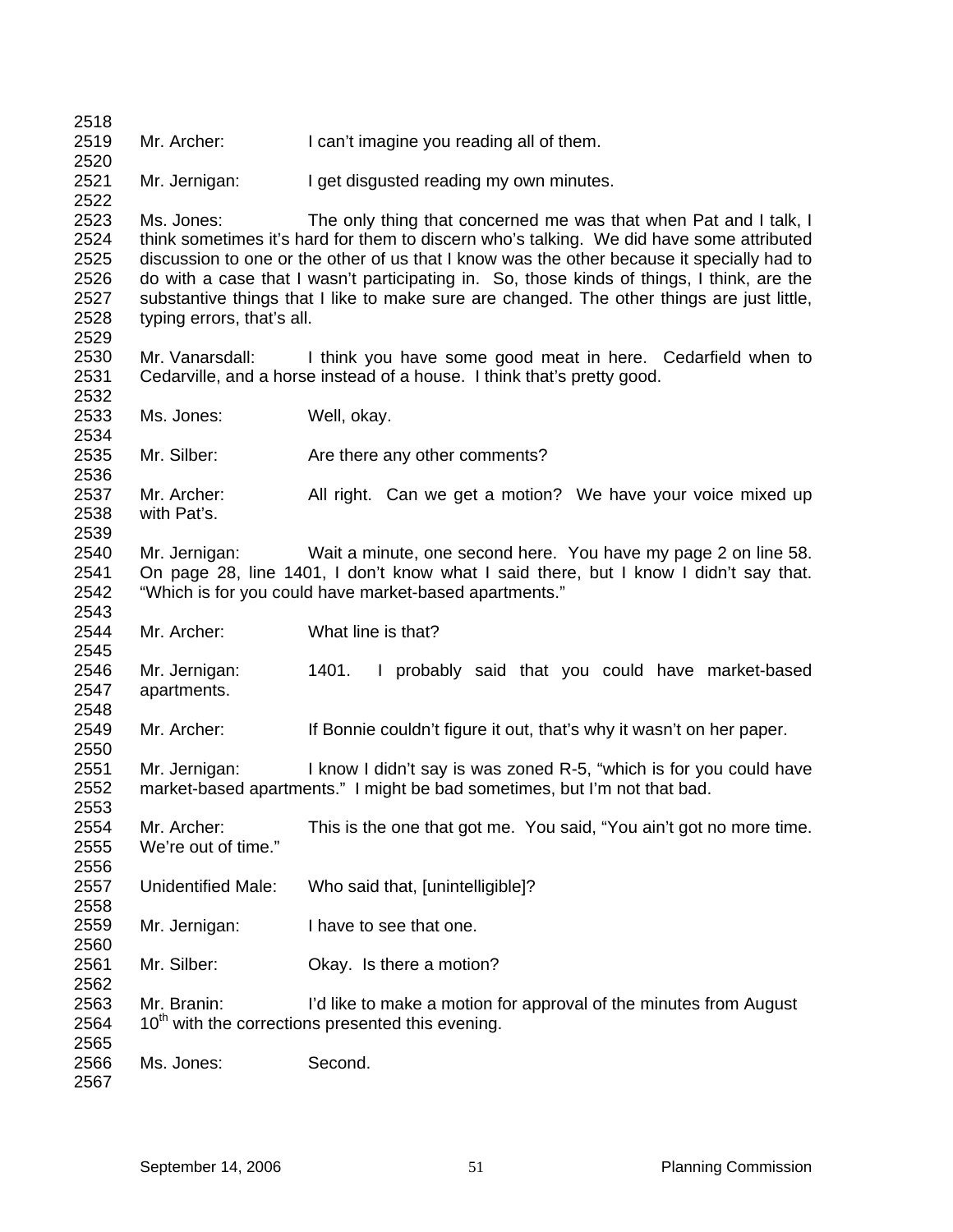Mr. Archer: I can't imagine you reading all of them.

Mr. Jernigan: I get disgusted reading my own minutes.

Ms. Jones: The only thing that concerned me was that when Pat and I talk, I think sometimes it's hard for them to discern who's talking. We did have some attributed discussion to one or the other of us that I know was the other because it specially had to do with a case that I wasn't participating in. So, those kinds of things, I think, are the substantive things that I like to make sure are changed. The other things are just little, typing errors, that's all.

Mr. Vanarsdall: I think you have some good meat in here. Cedarfield when to Cedarville, and a horse instead of a house. I think that's pretty good.

Ms. Jones: Well, okay.

Mr. Silber: Are there any other comments?

Mr. Archer: All right. Can we get a motion? We have your voice mixed up with Pat's.

Mr. Jernigan: Wait a minute, one second here. You have my page 2 on line 58. On page 28, line 1401, I don't know what I said there, but I know I didn't say that. "Which is for you could have market-based apartments."

Mr. Archer: What line is that?

Mr. Jernigan: 1401. I probably said that you could have market-based apartments.

Mr. Archer: If Bonnie couldn't figure it out, that's why it wasn't on her paper.

Mr. Jernigan: I know I didn't say is was zoned R-5, "which is for you could have market-based apartments." I might be bad sometimes, but I'm not that bad.

Mr. Archer: This is the one that got me. You said, "You ain't got no more time. We're out of time."

Unidentified Male: Who said that, [unintelligible]?

Mr. Jernigan: I have to see that one.

Mr. Silber: Okay. Is there a motion?

Mr. Branin: I'd like to make a motion for approval of the minutes from August 10th with the corrections presented this evening.

Ms. Jones: Second.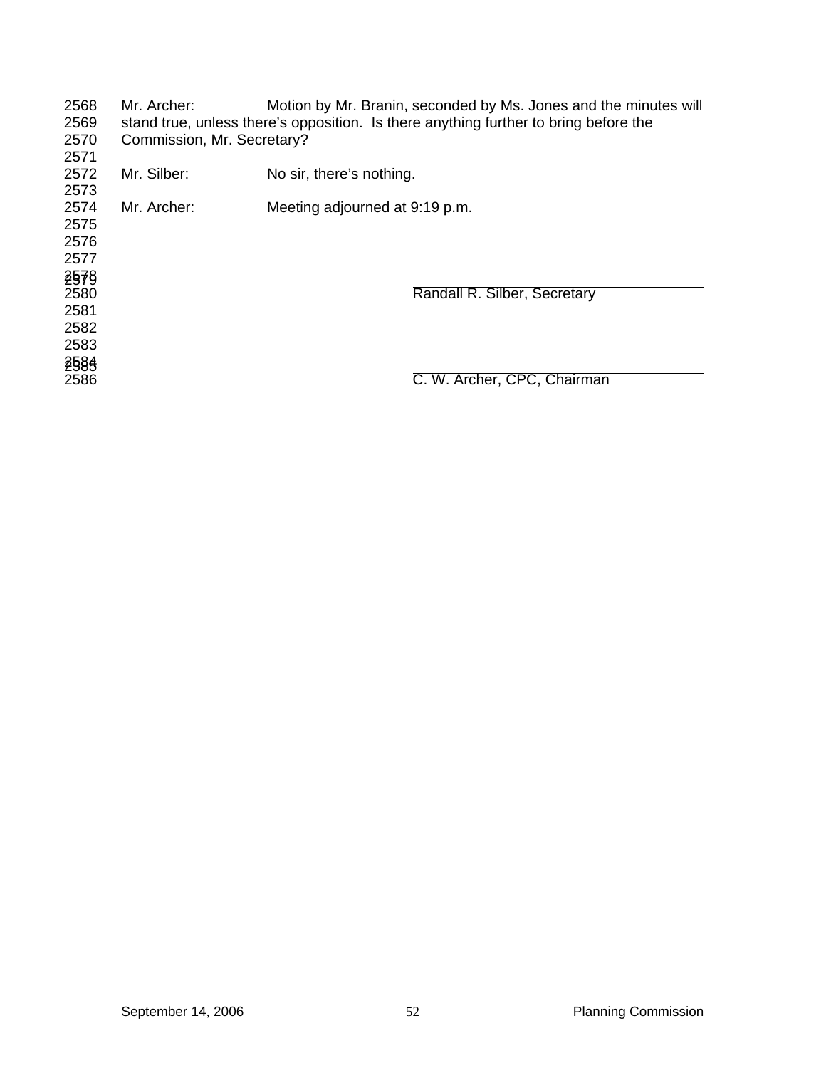Mr. Archer: Motion by Mr. Branin, seconded by Ms. Jones and the minutes will stand true, unless there's opposition. Is there anything further to bring before the Commission, Mr. Secretary?

Mr. Silber: No sir, there's nothing.

Mr. Archer: Meeting adjourned at 9:19 p.m.

\_\_\_\_\_\_\_\_\_\_\_\_\_\_\_\_\_\_\_\_\_\_\_\_\_\_\_\_\_\_\_\_\_\_\_\_\_\_\_\_

Randall R. Silber, Secretary

\_\_\_\_\_\_\_\_\_\_\_\_\_\_\_\_\_\_\_\_\_\_\_\_\_\_\_\_\_\_\_\_\_\_\_\_\_\_\_\_

C. W. Archer, CPC, Chairman